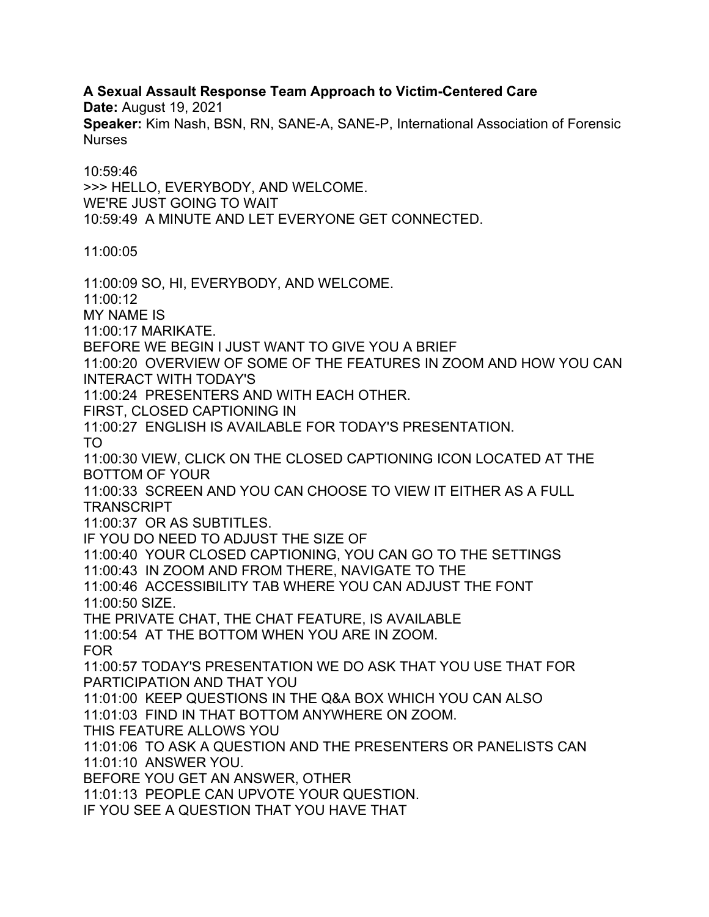**A Sexual Assault Response Team Approach to Victim-Centered Care**

**Date:** August 19, 2021

**Speaker:** Kim Nash, BSN, RN, SANE-A, SANE-P, International Association of Forensic Nurses

10:59:46
>>> HELLO, EVERYBODY, AND WELCOME.
WE'RE JUST GOING TO WAIT
10:59:49 A MINUTE AND LET EVERYONE GET CONNECTED.

11:00:05

11:00:09 SO, HI, EVERYBODY, AND WELCOME.
11:00:12
MY NAME IS
11:00:17 MARIKATE.
BEFORE WE BEGIN I JUST WANT TO GIVE YOU A BRIEF
11:00:20 OVERVIEW OF SOME OF THE FEATURES IN ZOOM AND HOW YOU CAN INTERACT WITH TODAY'S
11:00:24 PRESENTERS AND WITH EACH OTHER.
FIRST, CLOSED CAPTIONING IN
11:00:27 ENGLISH IS AVAILABLE FOR TODAY'S PRESENTATION.
TO
11:00:30 VIEW, CLICK ON THE CLOSED CAPTIONING ICON LOCATED AT THE BOTTOM OF YOUR
11:00:33 SCREEN AND YOU CAN CHOOSE TO VIEW IT EITHER AS A FULL TRANSCRIPT
11:00:37 OR AS SUBTITLES.
IF YOU DO NEED TO ADJUST THE SIZE OF
11:00:40 YOUR CLOSED CAPTIONING, YOU CAN GO TO THE SETTINGS
11:00:43 IN ZOOM AND FROM THERE, NAVIGATE TO THE
11:00:46 ACCESSIBILITY TAB WHERE YOU CAN ADJUST THE FONT
11:00:50 SIZE.
THE PRIVATE CHAT, THE CHAT FEATURE, IS AVAILABLE
11:00:54 AT THE BOTTOM WHEN YOU ARE IN ZOOM.
FOR
11:00:57 TODAY'S PRESENTATION WE DO ASK THAT YOU USE THAT FOR PARTICIPATION AND THAT YOU
11:01:00 KEEP QUESTIONS IN THE Q&A BOX WHICH YOU CAN ALSO
11:01:03 FIND IN THAT BOTTOM ANYWHERE ON ZOOM.
THIS FEATURE ALLOWS YOU
11:01:06 TO ASK A QUESTION AND THE PRESENTERS OR PANELISTS CAN
11:01:10 ANSWER YOU.
BEFORE YOU GET AN ANSWER, OTHER
11:01:13 PEOPLE CAN UPVOTE YOUR QUESTION.
IF YOU SEE A QUESTION THAT YOU HAVE THAT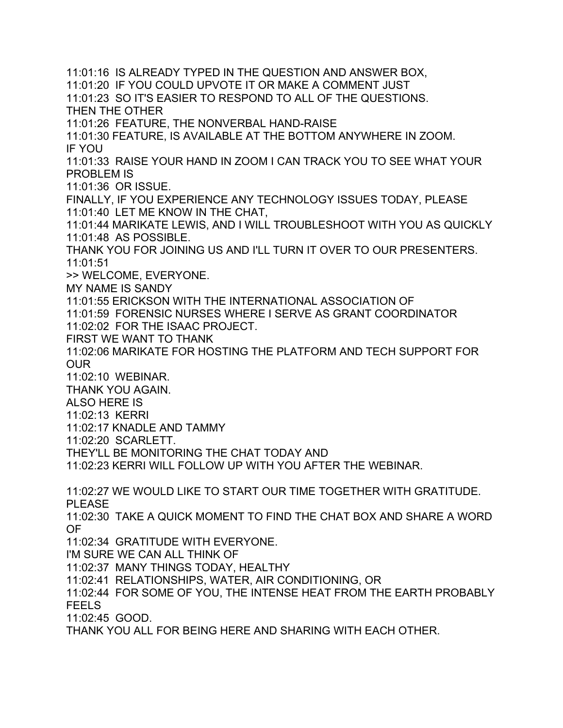11:01:16 IS ALREADY TYPED IN THE QUESTION AND ANSWER BOX,
11:01:20 IF YOU COULD UPVOTE IT OR MAKE A COMMENT JUST
11:01:23 SO IT'S EASIER TO RESPOND TO ALL OF THE QUESTIONS.
THEN THE OTHER
11:01:26 FEATURE, THE NONVERBAL HAND-RAISE
11:01:30 FEATURE, IS AVAILABLE AT THE BOTTOM ANYWHERE IN ZOOM.
IF YOU
11:01:33 RAISE YOUR HAND IN ZOOM I CAN TRACK YOU TO SEE WHAT YOUR PROBLEM IS
11:01:36 OR ISSUE.
FINALLY, IF YOU EXPERIENCE ANY TECHNOLOGY ISSUES TODAY, PLEASE
11:01:40 LET ME KNOW IN THE CHAT,
11:01:44 MARIKATE LEWIS, AND I WILL TROUBLESHOOT WITH YOU AS QUICKLY
11:01:48 AS POSSIBLE.
THANK YOU FOR JOINING US AND I'LL TURN IT OVER TO OUR PRESENTERS.
11:01:51
>> WELCOME, EVERYONE.
MY NAME IS SANDY
11:01:55 ERICKSON WITH THE INTERNATIONAL ASSOCIATION OF
11:01:59 FORENSIC NURSES WHERE I SERVE AS GRANT COORDINATOR
11:02:02 FOR THE ISAAC PROJECT.
FIRST WE WANT TO THANK
11:02:06 MARIKATE FOR HOSTING THE PLATFORM AND TECH SUPPORT FOR OUR
11:02:10 WEBINAR.
THANK YOU AGAIN.
ALSO HERE IS
11:02:13 KERRI
11:02:17 KNADLE AND TAMMY
11:02:20 SCARLETT.
THEY'LL BE MONITORING THE CHAT TODAY AND
11:02:23 KERRI WILL FOLLOW UP WITH YOU AFTER THE WEBINAR.

11:02:27 WE WOULD LIKE TO START OUR TIME TOGETHER WITH GRATITUDE.
PLEASE
11:02:30 TAKE A QUICK MOMENT TO FIND THE CHAT BOX AND SHARE A WORD OF
11:02:34 GRATITUDE WITH EVERYONE.
I'M SURE WE CAN ALL THINK OF
11:02:37 MANY THINGS TODAY, HEALTHY
11:02:41 RELATIONSHIPS, WATER, AIR CONDITIONING, OR
11:02:44 FOR SOME OF YOU, THE INTENSE HEAT FROM THE EARTH PROBABLY FEELS
11:02:45 GOOD.
THANK YOU ALL FOR BEING HERE AND SHARING WITH EACH OTHER.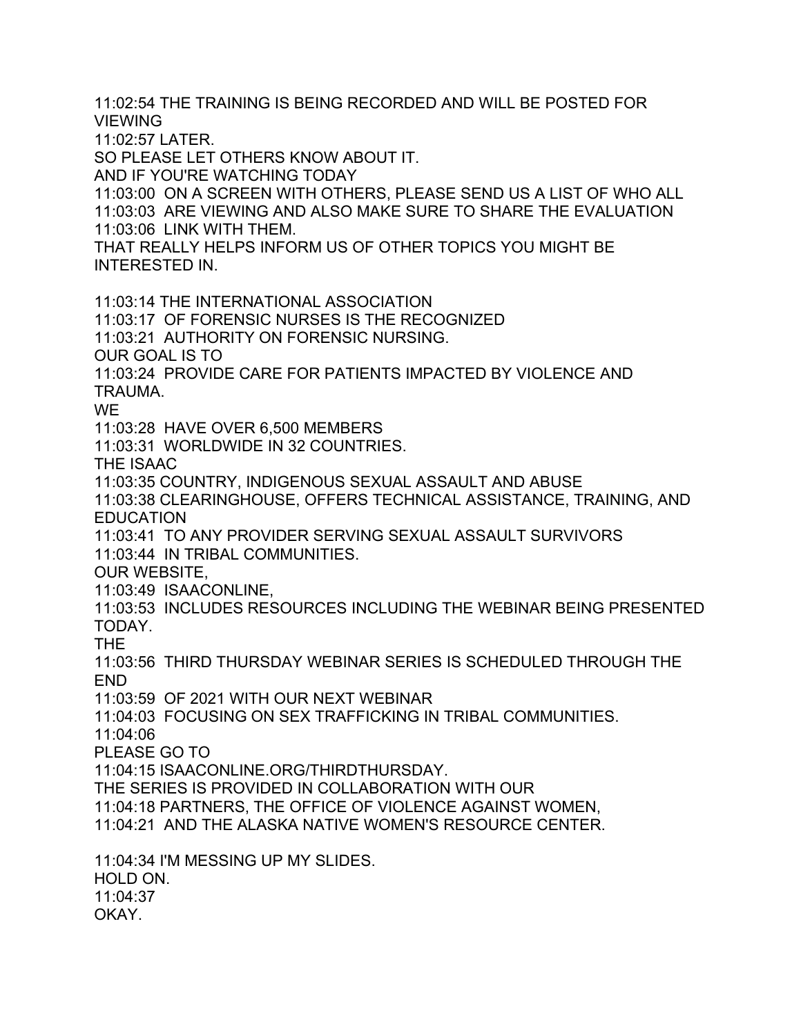11:02:54 THE TRAINING IS BEING RECORDED AND WILL BE POSTED FOR VIEWING
11:02:57 LATER.
SO PLEASE LET OTHERS KNOW ABOUT IT.
AND IF YOU'RE WATCHING TODAY
11:03:00 ON A SCREEN WITH OTHERS, PLEASE SEND US A LIST OF WHO ALL
11:03:03 ARE VIEWING AND ALSO MAKE SURE TO SHARE THE EVALUATION
11:03:06 LINK WITH THEM.
THAT REALLY HELPS INFORM US OF OTHER TOPICS YOU MIGHT BE INTERESTED IN.

11:03:14 THE INTERNATIONAL ASSOCIATION
11:03:17 OF FORENSIC NURSES IS THE RECOGNIZED
11:03:21 AUTHORITY ON FORENSIC NURSING.
OUR GOAL IS TO
11:03:24 PROVIDE CARE FOR PATIENTS IMPACTED BY VIOLENCE AND TRAUMA.
WE
11:03:28 HAVE OVER 6,500 MEMBERS
11:03:31 WORLDWIDE IN 32 COUNTRIES.
THE ISAAC
11:03:35 COUNTRY, INDIGENOUS SEXUAL ASSAULT AND ABUSE
11:03:38 CLEARINGHOUSE, OFFERS TECHNICAL ASSISTANCE, TRAINING, AND EDUCATION
11:03:41 TO ANY PROVIDER SERVING SEXUAL ASSAULT SURVIVORS
11:03:44 IN TRIBAL COMMUNITIES.
OUR WEBSITE,
11:03:49 ISAACONLINE,
11:03:53 INCLUDES RESOURCES INCLUDING THE WEBINAR BEING PRESENTED TODAY.
THE
11:03:56 THIRD THURSDAY WEBINAR SERIES IS SCHEDULED THROUGH THE END
11:03:59 OF 2021 WITH OUR NEXT WEBINAR
11:04:03 FOCUSING ON SEX TRAFFICKING IN TRIBAL COMMUNITIES.
11:04:06
PLEASE GO TO
11:04:15 ISAACONLINE.ORG/THIRDTHURSDAY.
THE SERIES IS PROVIDED IN COLLABORATION WITH OUR
11:04:18 PARTNERS, THE OFFICE OF VIOLENCE AGAINST WOMEN,
11:04:21 AND THE ALASKA NATIVE WOMEN'S RESOURCE CENTER.

11:04:34 I'M MESSING UP MY SLIDES.
HOLD ON.
11:04:37
OKAY.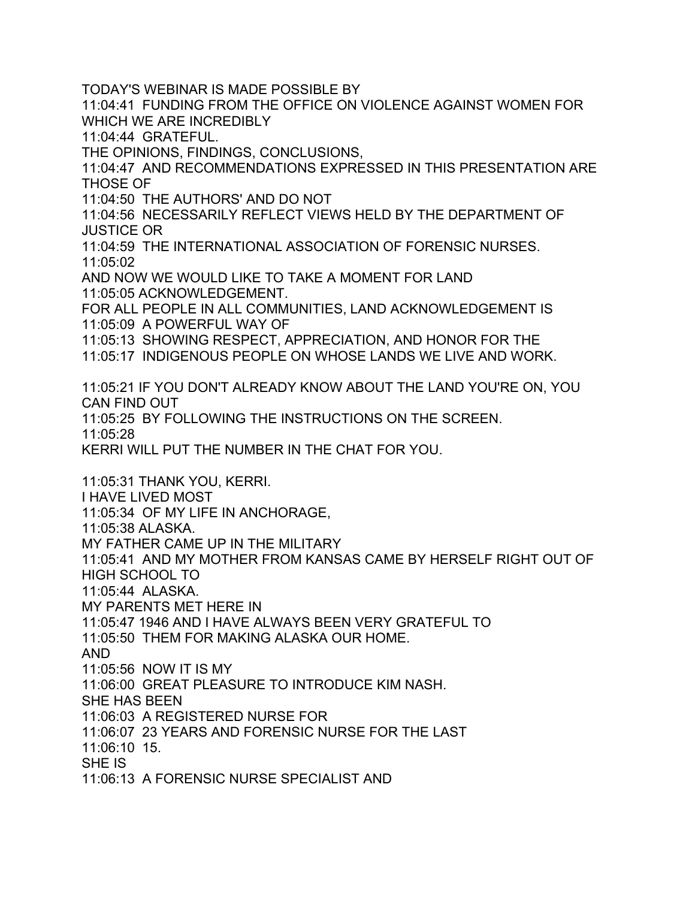TODAY'S WEBINAR IS MADE POSSIBLE BY
11:04:41 FUNDING FROM THE OFFICE ON VIOLENCE AGAINST WOMEN FOR WHICH WE ARE INCREDIBLY
11:04:44 GRATEFUL.
THE OPINIONS, FINDINGS, CONCLUSIONS,
11:04:47 AND RECOMMENDATIONS EXPRESSED IN THIS PRESENTATION ARE THOSE OF
11:04:50 THE AUTHORS' AND DO NOT
11:04:56 NECESSARILY REFLECT VIEWS HELD BY THE DEPARTMENT OF JUSTICE OR
11:04:59 THE INTERNATIONAL ASSOCIATION OF FORENSIC NURSES.
11:05:02
AND NOW WE WOULD LIKE TO TAKE A MOMENT FOR LAND
11:05:05 ACKNOWLEDGEMENT.
FOR ALL PEOPLE IN ALL COMMUNITIES, LAND ACKNOWLEDGEMENT IS
11:05:09 A POWERFUL WAY OF
11:05:13 SHOWING RESPECT, APPRECIATION, AND HONOR FOR THE
11:05:17 INDIGENOUS PEOPLE ON WHOSE LANDS WE LIVE AND WORK.

11:05:21 IF YOU DON'T ALREADY KNOW ABOUT THE LAND YOU'RE ON, YOU CAN FIND OUT
11:05:25 BY FOLLOWING THE INSTRUCTIONS ON THE SCREEN.
11:05:28
KERRI WILL PUT THE NUMBER IN THE CHAT FOR YOU.

11:05:31 THANK YOU, KERRI.
I HAVE LIVED MOST
11:05:34 OF MY LIFE IN ANCHORAGE,
11:05:38 ALASKA.
MY FATHER CAME UP IN THE MILITARY
11:05:41 AND MY MOTHER FROM KANSAS CAME BY HERSELF RIGHT OUT OF HIGH SCHOOL TO
11:05:44 ALASKA.
MY PARENTS MET HERE IN
11:05:47 1946 AND I HAVE ALWAYS BEEN VERY GRATEFUL TO
11:05:50 THEM FOR MAKING ALASKA OUR HOME.
AND
11:05:56 NOW IT IS MY
11:06:00 GREAT PLEASURE TO INTRODUCE KIM NASH.
SHE HAS BEEN
11:06:03 A REGISTERED NURSE FOR
11:06:07 23 YEARS AND FORENSIC NURSE FOR THE LAST
11:06:10 15.
SHE IS
11:06:13 A FORENSIC NURSE SPECIALIST AND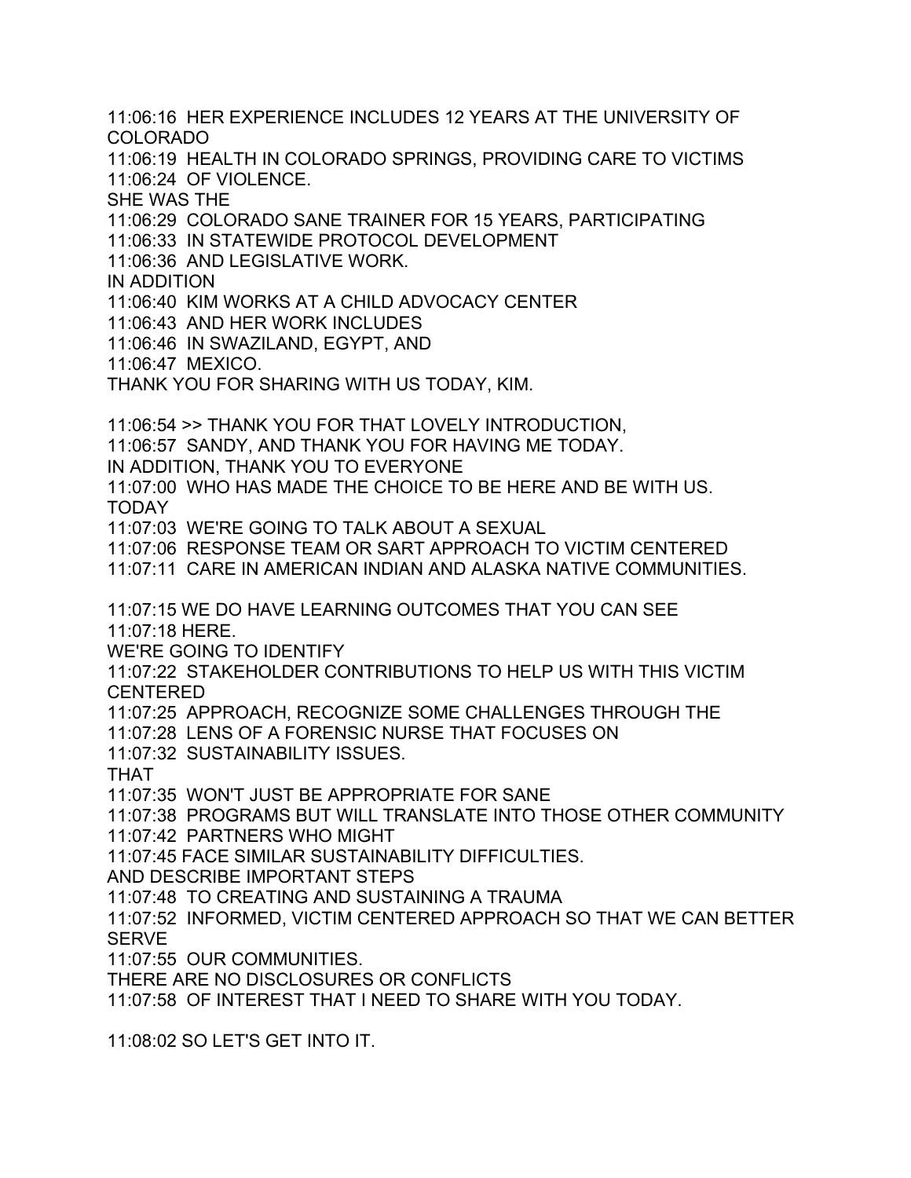11:06:16 HER EXPERIENCE INCLUDES 12 YEARS AT THE UNIVERSITY OF COLORADO
11:06:19 HEALTH IN COLORADO SPRINGS, PROVIDING CARE TO VICTIMS
11:06:24 OF VIOLENCE.
SHE WAS THE
11:06:29 COLORADO SANE TRAINER FOR 15 YEARS, PARTICIPATING
11:06:33 IN STATEWIDE PROTOCOL DEVELOPMENT
11:06:36 AND LEGISLATIVE WORK.
IN ADDITION
11:06:40 KIM WORKS AT A CHILD ADVOCACY CENTER
11:06:43 AND HER WORK INCLUDES
11:06:46 IN SWAZILAND, EGYPT, AND
11:06:47 MEXICO.
THANK YOU FOR SHARING WITH US TODAY, KIM.

11:06:54 >> THANK YOU FOR THAT LOVELY INTRODUCTION,
11:06:57 SANDY, AND THANK YOU FOR HAVING ME TODAY.
IN ADDITION, THANK YOU TO EVERYONE
11:07:00 WHO HAS MADE THE CHOICE TO BE HERE AND BE WITH US.
TODAY
11:07:03 WE'RE GOING TO TALK ABOUT A SEXUAL
11:07:06 RESPONSE TEAM OR SART APPROACH TO VICTIM CENTERED
11:07:11 CARE IN AMERICAN INDIAN AND ALASKA NATIVE COMMUNITIES.

11:07:15 WE DO HAVE LEARNING OUTCOMES THAT YOU CAN SEE
11:07:18 HERE.
WE'RE GOING TO IDENTIFY
11:07:22 STAKEHOLDER CONTRIBUTIONS TO HELP US WITH THIS VICTIM CENTERED
11:07:25 APPROACH, RECOGNIZE SOME CHALLENGES THROUGH THE
11:07:28 LENS OF A FORENSIC NURSE THAT FOCUSES ON
11:07:32 SUSTAINABILITY ISSUES.
THAT
11:07:35 WON'T JUST BE APPROPRIATE FOR SANE
11:07:38 PROGRAMS BUT WILL TRANSLATE INTO THOSE OTHER COMMUNITY
11:07:42 PARTNERS WHO MIGHT
11:07:45 FACE SIMILAR SUSTAINABILITY DIFFICULTIES.
AND DESCRIBE IMPORTANT STEPS
11:07:48 TO CREATING AND SUSTAINING A TRAUMA
11:07:52 INFORMED, VICTIM CENTERED APPROACH SO THAT WE CAN BETTER SERVE
11:07:55 OUR COMMUNITIES.
THERE ARE NO DISCLOSURES OR CONFLICTS
11:07:58 OF INTEREST THAT I NEED TO SHARE WITH YOU TODAY.

11:08:02 SO LET'S GET INTO IT.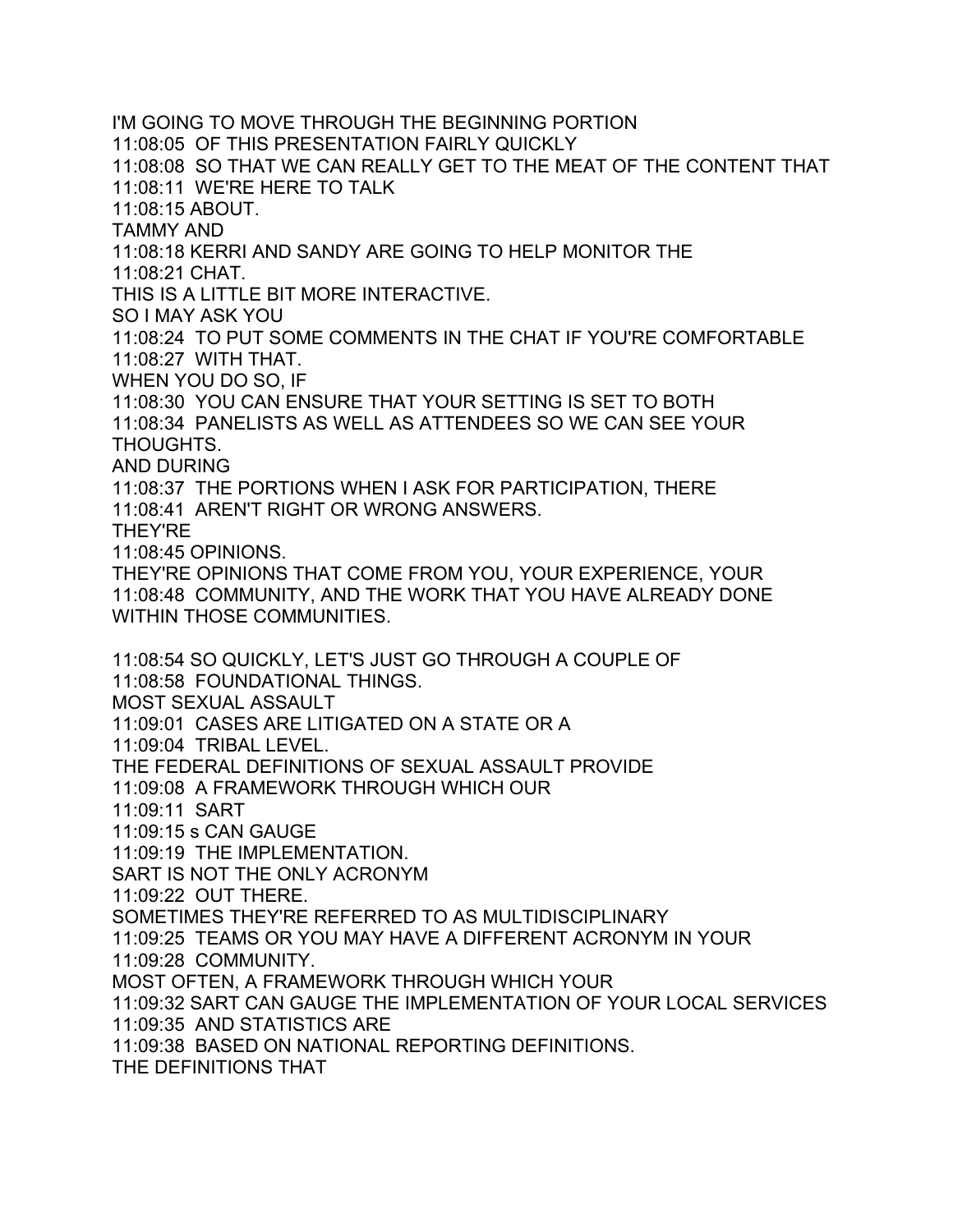I'M GOING TO MOVE THROUGH THE BEGINNING PORTION
11:08:05 OF THIS PRESENTATION FAIRLY QUICKLY
11:08:08 SO THAT WE CAN REALLY GET TO THE MEAT OF THE CONTENT THAT
11:08:11 WE'RE HERE TO TALK
11:08:15 ABOUT.
TAMMY AND
11:08:18 KERRI AND SANDY ARE GOING TO HELP MONITOR THE
11:08:21 CHAT.
THIS IS A LITTLE BIT MORE INTERACTIVE.
SO I MAY ASK YOU
11:08:24 TO PUT SOME COMMENTS IN THE CHAT IF YOU'RE COMFORTABLE
11:08:27 WITH THAT.
WHEN YOU DO SO, IF
11:08:30 YOU CAN ENSURE THAT YOUR SETTING IS SET TO BOTH
11:08:34 PANELISTS AS WELL AS ATTENDEES SO WE CAN SEE YOUR THOUGHTS.
AND DURING
11:08:37 THE PORTIONS WHEN I ASK FOR PARTICIPATION, THERE
11:08:41 AREN'T RIGHT OR WRONG ANSWERS.
THEY'RE
11:08:45 OPINIONS.
THEY'RE OPINIONS THAT COME FROM YOU, YOUR EXPERIENCE, YOUR
11:08:48 COMMUNITY, AND THE WORK THAT YOU HAVE ALREADY DONE WITHIN THOSE COMMUNITIES.

11:08:54 SO QUICKLY, LET'S JUST GO THROUGH A COUPLE OF
11:08:58 FOUNDATIONAL THINGS.
MOST SEXUAL ASSAULT
11:09:01 CASES ARE LITIGATED ON A STATE OR A
11:09:04 TRIBAL LEVEL.
THE FEDERAL DEFINITIONS OF SEXUAL ASSAULT PROVIDE
11:09:08 A FRAMEWORK THROUGH WHICH OUR
11:09:11 SART
11:09:15 s CAN GAUGE
11:09:19 THE IMPLEMENTATION.
SART IS NOT THE ONLY ACRONYM
11:09:22 OUT THERE.
SOMETIMES THEY'RE REFERRED TO AS MULTIDISCIPLINARY
11:09:25 TEAMS OR YOU MAY HAVE A DIFFERENT ACRONYM IN YOUR
11:09:28 COMMUNITY.
MOST OFTEN, A FRAMEWORK THROUGH WHICH YOUR
11:09:32 SART CAN GAUGE THE IMPLEMENTATION OF YOUR LOCAL SERVICES
11:09:35 AND STATISTICS ARE
11:09:38 BASED ON NATIONAL REPORTING DEFINITIONS.
THE DEFINITIONS THAT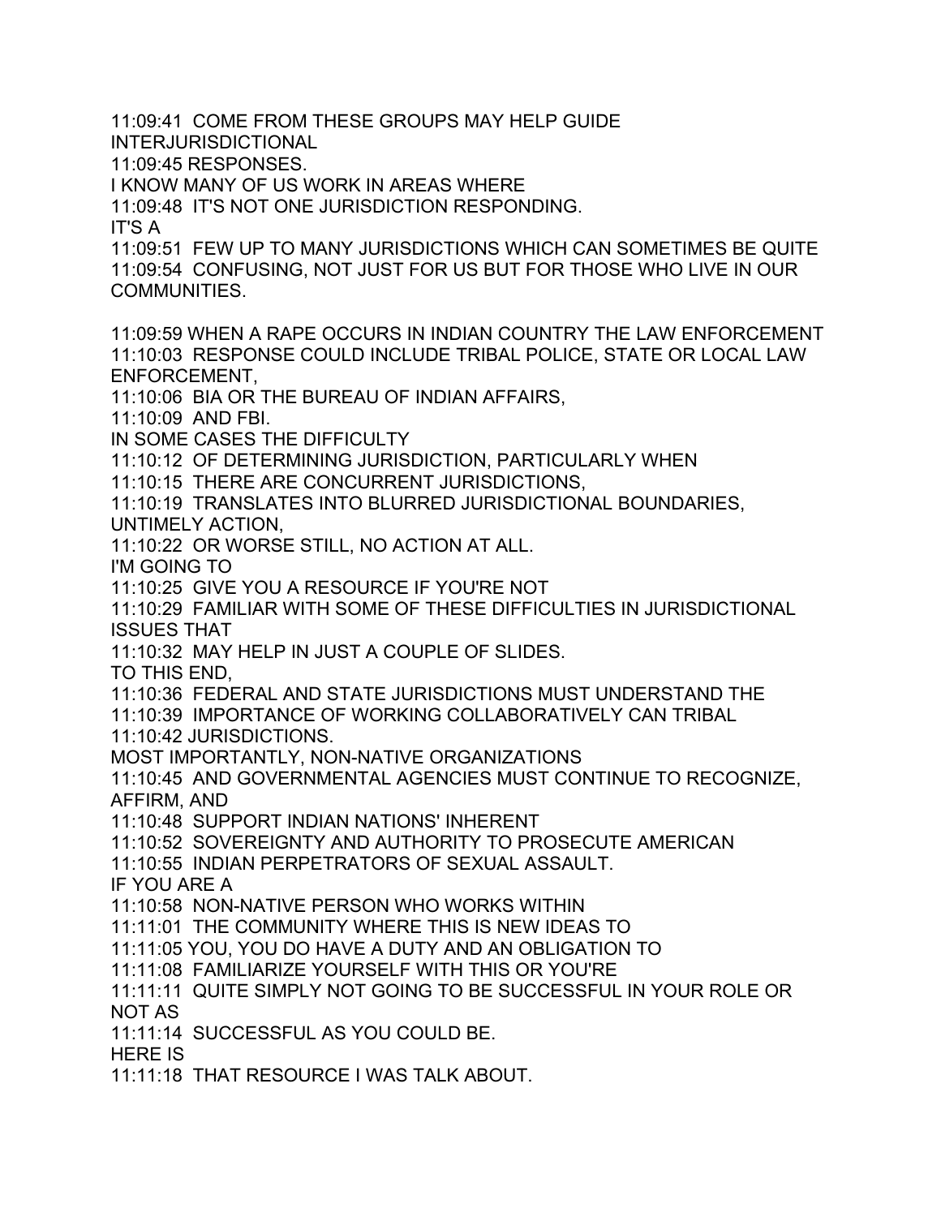11:09:41 COME FROM THESE GROUPS MAY HELP GUIDE
INTERJURISDICTIONAL
11:09:45 RESPONSES.
I KNOW MANY OF US WORK IN AREAS WHERE
11:09:48 IT'S NOT ONE JURISDICTION RESPONDING.
IT'S A
11:09:51 FEW UP TO MANY JURISDICTIONS WHICH CAN SOMETIMES BE QUITE
11:09:54 CONFUSING, NOT JUST FOR US BUT FOR THOSE WHO LIVE IN OUR COMMUNITIES.

11:09:59 WHEN A RAPE OCCURS IN INDIAN COUNTRY THE LAW ENFORCEMENT
11:10:03 RESPONSE COULD INCLUDE TRIBAL POLICE, STATE OR LOCAL LAW ENFORCEMENT,
11:10:06 BIA OR THE BUREAU OF INDIAN AFFAIRS,
11:10:09 AND FBI.
IN SOME CASES THE DIFFICULTY
11:10:12 OF DETERMINING JURISDICTION, PARTICULARLY WHEN
11:10:15 THERE ARE CONCURRENT JURISDICTIONS,
11:10:19 TRANSLATES INTO BLURRED JURISDICTIONAL BOUNDARIES, UNTIMELY ACTION,
11:10:22 OR WORSE STILL, NO ACTION AT ALL.
I'M GOING TO
11:10:25 GIVE YOU A RESOURCE IF YOU'RE NOT
11:10:29 FAMILIAR WITH SOME OF THESE DIFFICULTIES IN JURISDICTIONAL ISSUES THAT
11:10:32 MAY HELP IN JUST A COUPLE OF SLIDES.
TO THIS END,
11:10:36 FEDERAL AND STATE JURISDICTIONS MUST UNDERSTAND THE
11:10:39 IMPORTANCE OF WORKING COLLABORATIVELY CAN TRIBAL
11:10:42 JURISDICTIONS.
MOST IMPORTANTLY, NON-NATIVE ORGANIZATIONS
11:10:45 AND GOVERNMENTAL AGENCIES MUST CONTINUE TO RECOGNIZE, AFFIRM, AND
11:10:48 SUPPORT INDIAN NATIONS' INHERENT
11:10:52 SOVEREIGNTY AND AUTHORITY TO PROSECUTE AMERICAN
11:10:55 INDIAN PERPETRATORS OF SEXUAL ASSAULT.
IF YOU ARE A
11:10:58 NON-NATIVE PERSON WHO WORKS WITHIN
11:11:01 THE COMMUNITY WHERE THIS IS NEW IDEAS TO
11:11:05 YOU, YOU DO HAVE A DUTY AND AN OBLIGATION TO
11:11:08 FAMILIARIZE YOURSELF WITH THIS OR YOU'RE
11:11:11 QUITE SIMPLY NOT GOING TO BE SUCCESSFUL IN YOUR ROLE OR NOT AS
11:11:14 SUCCESSFUL AS YOU COULD BE.
HERE IS
11:11:18 THAT RESOURCE I WAS TALK ABOUT.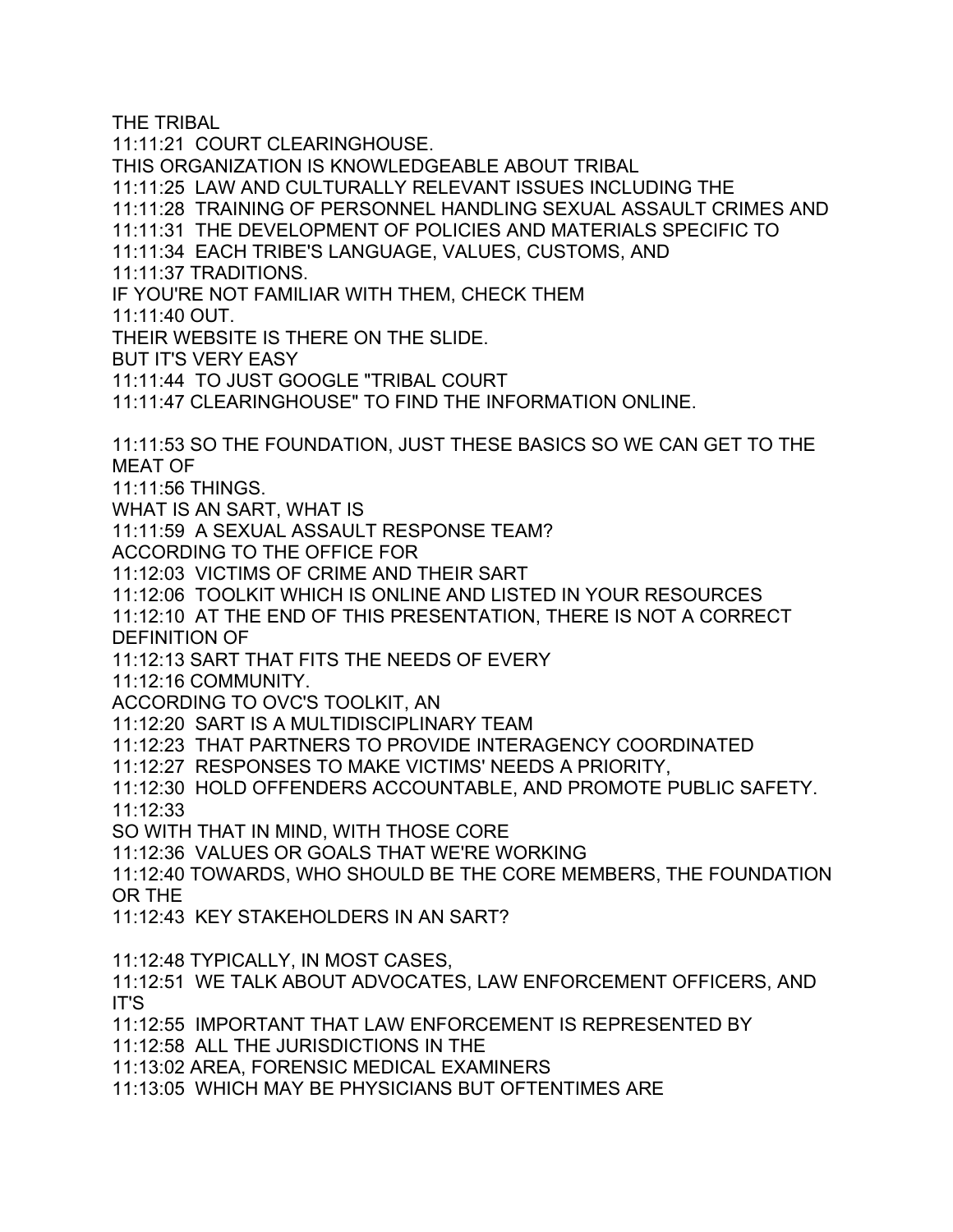THE TRIBAL
11:11:21 COURT CLEARINGHOUSE.
THIS ORGANIZATION IS KNOWLEDGEABLE ABOUT TRIBAL
11:11:25 LAW AND CULTURALLY RELEVANT ISSUES INCLUDING THE
11:11:28 TRAINING OF PERSONNEL HANDLING SEXUAL ASSAULT CRIMES AND
11:11:31 THE DEVELOPMENT OF POLICIES AND MATERIALS SPECIFIC TO
11:11:34 EACH TRIBE'S LANGUAGE, VALUES, CUSTOMS, AND
11:11:37 TRADITIONS.
IF YOU'RE NOT FAMILIAR WITH THEM, CHECK THEM
11:11:40 OUT.
THEIR WEBSITE IS THERE ON THE SLIDE.
BUT IT'S VERY EASY
11:11:44 TO JUST GOOGLE "TRIBAL COURT
11:11:47 CLEARINGHOUSE" TO FIND THE INFORMATION ONLINE.

11:11:53 SO THE FOUNDATION, JUST THESE BASICS SO WE CAN GET TO THE MEAT OF
11:11:56 THINGS.
WHAT IS AN SART, WHAT IS
11:11:59 A SEXUAL ASSAULT RESPONSE TEAM?
ACCORDING TO THE OFFICE FOR
11:12:03 VICTIMS OF CRIME AND THEIR SART
11:12:06 TOOLKIT WHICH IS ONLINE AND LISTED IN YOUR RESOURCES
11:12:10 AT THE END OF THIS PRESENTATION, THERE IS NOT A CORRECT DEFINITION OF
11:12:13 SART THAT FITS THE NEEDS OF EVERY
11:12:16 COMMUNITY.
ACCORDING TO OVC'S TOOLKIT, AN
11:12:20 SART IS A MULTIDISCIPLINARY TEAM
11:12:23 THAT PARTNERS TO PROVIDE INTERAGENCY COORDINATED
11:12:27 RESPONSES TO MAKE VICTIMS' NEEDS A PRIORITY,
11:12:30 HOLD OFFENDERS ACCOUNTABLE, AND PROMOTE PUBLIC SAFETY.
11:12:33
SO WITH THAT IN MIND, WITH THOSE CORE
11:12:36 VALUES OR GOALS THAT WE'RE WORKING
11:12:40 TOWARDS, WHO SHOULD BE THE CORE MEMBERS, THE FOUNDATION OR THE
11:12:43 KEY STAKEHOLDERS IN AN SART?

11:12:48 TYPICALLY, IN MOST CASES,
11:12:51 WE TALK ABOUT ADVOCATES, LAW ENFORCEMENT OFFICERS, AND IT'S
11:12:55 IMPORTANT THAT LAW ENFORCEMENT IS REPRESENTED BY
11:12:58 ALL THE JURISDICTIONS IN THE
11:13:02 AREA, FORENSIC MEDICAL EXAMINERS
11:13:05 WHICH MAY BE PHYSICIANS BUT OFTENTIMES ARE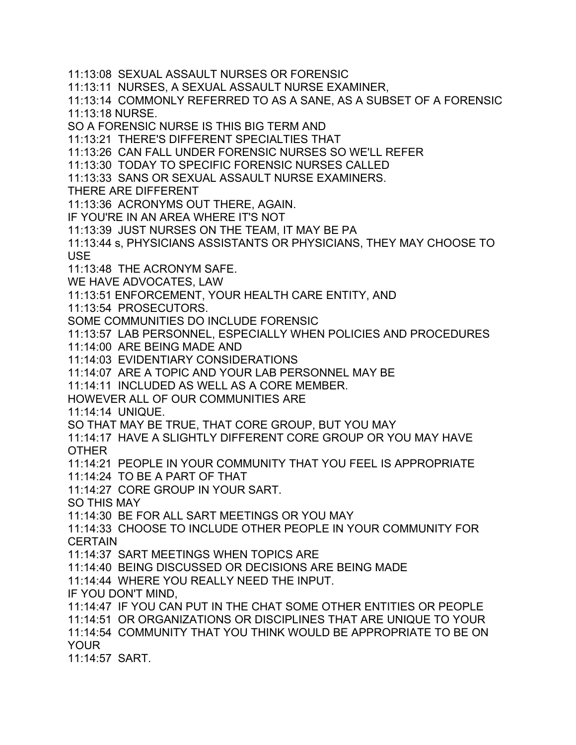11:13:08 SEXUAL ASSAULT NURSES OR FORENSIC
11:13:11 NURSES, A SEXUAL ASSAULT NURSE EXAMINER,
11:13:14 COMMONLY REFERRED TO AS A SANE, AS A SUBSET OF A FORENSIC
11:13:18 NURSE.
SO A FORENSIC NURSE IS THIS BIG TERM AND
11:13:21 THERE'S DIFFERENT SPECIALTIES THAT
11:13:26 CAN FALL UNDER FORENSIC NURSES SO WE'LL REFER
11:13:30 TODAY TO SPECIFIC FORENSIC NURSES CALLED
11:13:33 SANS OR SEXUAL ASSAULT NURSE EXAMINERS.
THERE ARE DIFFERENT
11:13:36 ACRONYMS OUT THERE, AGAIN.
IF YOU'RE IN AN AREA WHERE IT'S NOT
11:13:39 JUST NURSES ON THE TEAM, IT MAY BE PA
11:13:44 s, PHYSICIANS ASSISTANTS OR PHYSICIANS, THEY MAY CHOOSE TO USE
11:13:48 THE ACRONYM SAFE.
WE HAVE ADVOCATES, LAW
11:13:51 ENFORCEMENT, YOUR HEALTH CARE ENTITY, AND
11:13:54 PROSECUTORS.
SOME COMMUNITIES DO INCLUDE FORENSIC
11:13:57 LAB PERSONNEL, ESPECIALLY WHEN POLICIES AND PROCEDURES
11:14:00 ARE BEING MADE AND
11:14:03 EVIDENTIARY CONSIDERATIONS
11:14:07 ARE A TOPIC AND YOUR LAB PERSONNEL MAY BE
11:14:11 INCLUDED AS WELL AS A CORE MEMBER.
HOWEVER ALL OF OUR COMMUNITIES ARE
11:14:14 UNIQUE.
SO THAT MAY BE TRUE, THAT CORE GROUP, BUT YOU MAY
11:14:17 HAVE A SLIGHTLY DIFFERENT CORE GROUP OR YOU MAY HAVE OTHER
11:14:21 PEOPLE IN YOUR COMMUNITY THAT YOU FEEL IS APPROPRIATE
11:14:24 TO BE A PART OF THAT
11:14:27 CORE GROUP IN YOUR SART.
SO THIS MAY
11:14:30 BE FOR ALL SART MEETINGS OR YOU MAY
11:14:33 CHOOSE TO INCLUDE OTHER PEOPLE IN YOUR COMMUNITY FOR CERTAIN
11:14:37 SART MEETINGS WHEN TOPICS ARE
11:14:40 BEING DISCUSSED OR DECISIONS ARE BEING MADE
11:14:44 WHERE YOU REALLY NEED THE INPUT.
IF YOU DON'T MIND,
11:14:47 IF YOU CAN PUT IN THE CHAT SOME OTHER ENTITIES OR PEOPLE
11:14:51 OR ORGANIZATIONS OR DISCIPLINES THAT ARE UNIQUE TO YOUR
11:14:54 COMMUNITY THAT YOU THINK WOULD BE APPROPRIATE TO BE ON YOUR
11:14:57 SART.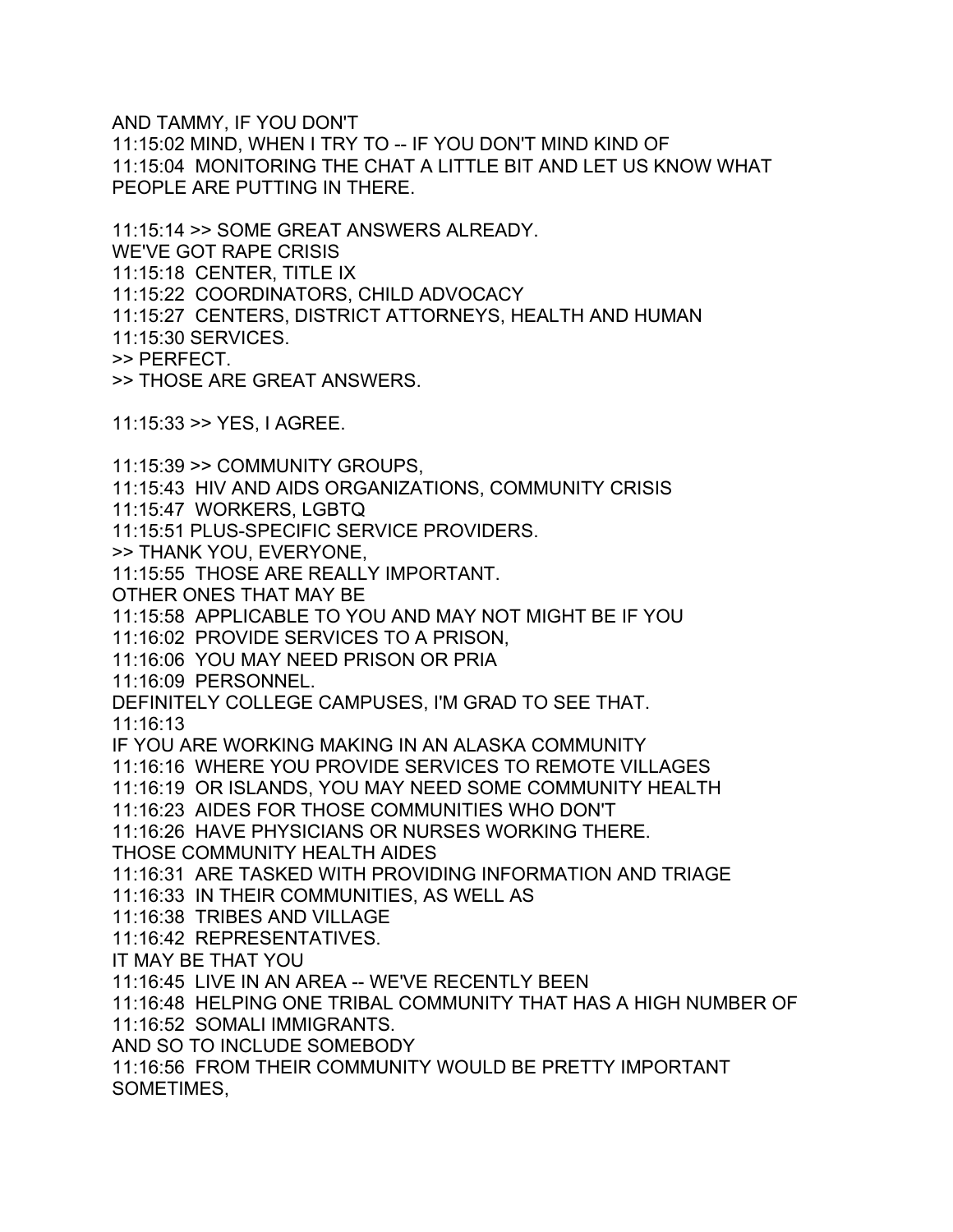AND TAMMY, IF YOU DON'T
11:15:02 MIND, WHEN I TRY TO -- IF YOU DON'T MIND KIND OF
11:15:04 MONITORING THE CHAT A LITTLE BIT AND LET US KNOW WHAT PEOPLE ARE PUTTING IN THERE.

11:15:14 >> SOME GREAT ANSWERS ALREADY.
WE'VE GOT RAPE CRISIS
11:15:18 CENTER, TITLE IX
11:15:22 COORDINATORS, CHILD ADVOCACY
11:15:27 CENTERS, DISTRICT ATTORNEYS, HEALTH AND HUMAN
11:15:30 SERVICES.
>> PERFECT.
>> THOSE ARE GREAT ANSWERS.

11:15:33 >> YES, I AGREE.

11:15:39 >> COMMUNITY GROUPS,
11:15:43 HIV AND AIDS ORGANIZATIONS, COMMUNITY CRISIS
11:15:47 WORKERS, LGBTQ
11:15:51 PLUS-SPECIFIC SERVICE PROVIDERS.
>> THANK YOU, EVERYONE,
11:15:55 THOSE ARE REALLY IMPORTANT.
OTHER ONES THAT MAY BE
11:15:58 APPLICABLE TO YOU AND MAY NOT MIGHT BE IF YOU
11:16:02 PROVIDE SERVICES TO A PRISON,
11:16:06 YOU MAY NEED PRISON OR PRIA
11:16:09 PERSONNEL.
DEFINITELY COLLEGE CAMPUSES, I'M GRAD TO SEE THAT.
11:16:13
IF YOU ARE WORKING MAKING IN AN ALASKA COMMUNITY
11:16:16 WHERE YOU PROVIDE SERVICES TO REMOTE VILLAGES
11:16:19 OR ISLANDS, YOU MAY NEED SOME COMMUNITY HEALTH
11:16:23 AIDES FOR THOSE COMMUNITIES WHO DON'T
11:16:26 HAVE PHYSICIANS OR NURSES WORKING THERE.
THOSE COMMUNITY HEALTH AIDES
11:16:31 ARE TASKED WITH PROVIDING INFORMATION AND TRIAGE
11:16:33 IN THEIR COMMUNITIES, AS WELL AS
11:16:38 TRIBES AND VILLAGE
11:16:42 REPRESENTATIVES.
IT MAY BE THAT YOU
11:16:45 LIVE IN AN AREA -- WE'VE RECENTLY BEEN
11:16:48 HELPING ONE TRIBAL COMMUNITY THAT HAS A HIGH NUMBER OF
11:16:52 SOMALI IMMIGRANTS.
AND SO TO INCLUDE SOMEBODY
11:16:56 FROM THEIR COMMUNITY WOULD BE PRETTY IMPORTANT SOMETIMES,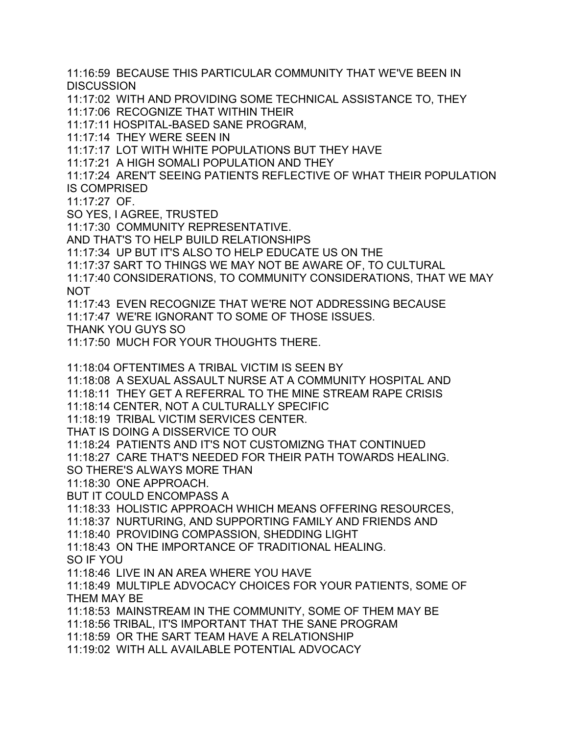11:16:59 BECAUSE THIS PARTICULAR COMMUNITY THAT WE'VE BEEN IN DISCUSSION
11:17:02 WITH AND PROVIDING SOME TECHNICAL ASSISTANCE TO, THEY
11:17:06 RECOGNIZE THAT WITHIN THEIR
11:17:11 HOSPITAL-BASED SANE PROGRAM,
11:17:14 THEY WERE SEEN IN
11:17:17 LOT WITH WHITE POPULATIONS BUT THEY HAVE
11:17:21 A HIGH SOMALI POPULATION AND THEY
11:17:24 AREN'T SEEING PATIENTS REFLECTIVE OF WHAT THEIR POPULATION IS COMPRISED
11:17:27 OF.
SO YES, I AGREE, TRUSTED
11:17:30 COMMUNITY REPRESENTATIVE.
AND THAT'S TO HELP BUILD RELATIONSHIPS
11:17:34 UP BUT IT'S ALSO TO HELP EDUCATE US ON THE
11:17:37 SART TO THINGS WE MAY NOT BE AWARE OF, TO CULTURAL
11:17:40 CONSIDERATIONS, TO COMMUNITY CONSIDERATIONS, THAT WE MAY NOT
11:17:43 EVEN RECOGNIZE THAT WE'RE NOT ADDRESSING BECAUSE
11:17:47 WE'RE IGNORANT TO SOME OF THOSE ISSUES.
THANK YOU GUYS SO
11:17:50 MUCH FOR YOUR THOUGHTS THERE.

11:18:04 OFTENTIMES A TRIBAL VICTIM IS SEEN BY
11:18:08 A SEXUAL ASSAULT NURSE AT A COMMUNITY HOSPITAL AND
11:18:11 THEY GET A REFERRAL TO THE MINE STREAM RAPE CRISIS
11:18:14 CENTER, NOT A CULTURALLY SPECIFIC
11:18:19 TRIBAL VICTIM SERVICES CENTER.
THAT IS DOING A DISSERVICE TO OUR
11:18:24 PATIENTS AND IT'S NOT CUSTOMIZNG THAT CONTINUED
11:18:27 CARE THAT'S NEEDED FOR THEIR PATH TOWARDS HEALING.
SO THERE'S ALWAYS MORE THAN
11:18:30 ONE APPROACH.
BUT IT COULD ENCOMPASS A
11:18:33 HOLISTIC APPROACH WHICH MEANS OFFERING RESOURCES,
11:18:37 NURTURING, AND SUPPORTING FAMILY AND FRIENDS AND
11:18:40 PROVIDING COMPASSION, SHEDDING LIGHT
11:18:43 ON THE IMPORTANCE OF TRADITIONAL HEALING.
SO IF YOU
11:18:46 LIVE IN AN AREA WHERE YOU HAVE
11:18:49 MULTIPLE ADVOCACY CHOICES FOR YOUR PATIENTS, SOME OF THEM MAY BE
11:18:53 MAINSTREAM IN THE COMMUNITY, SOME OF THEM MAY BE
11:18:56 TRIBAL, IT'S IMPORTANT THAT THE SANE PROGRAM
11:18:59 OR THE SART TEAM HAVE A RELATIONSHIP
11:19:02 WITH ALL AVAILABLE POTENTIAL ADVOCACY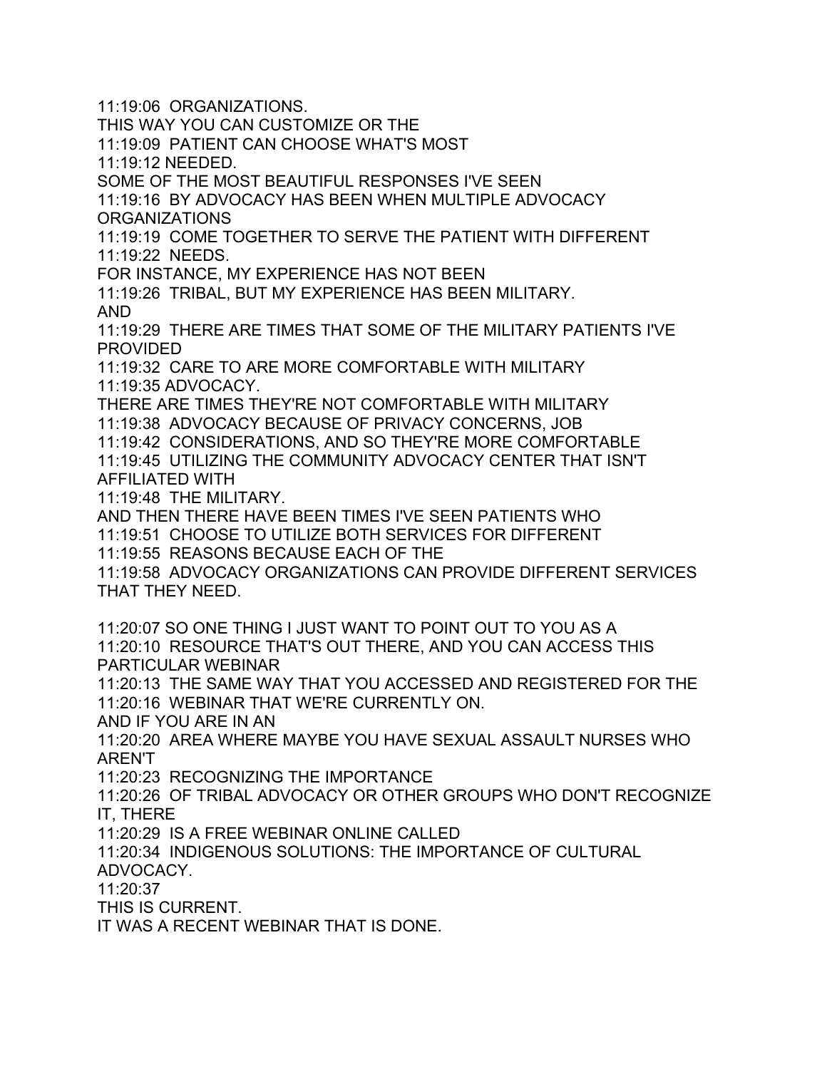11:19:06 ORGANIZATIONS.
THIS WAY YOU CAN CUSTOMIZE OR THE
11:19:09 PATIENT CAN CHOOSE WHAT'S MOST
11:19:12 NEEDED.
SOME OF THE MOST BEAUTIFUL RESPONSES I'VE SEEN
11:19:16 BY ADVOCACY HAS BEEN WHEN MULTIPLE ADVOCACY ORGANIZATIONS
11:19:19 COME TOGETHER TO SERVE THE PATIENT WITH DIFFERENT
11:19:22 NEEDS.
FOR INSTANCE, MY EXPERIENCE HAS NOT BEEN
11:19:26 TRIBAL, BUT MY EXPERIENCE HAS BEEN MILITARY.
AND
11:19:29 THERE ARE TIMES THAT SOME OF THE MILITARY PATIENTS I'VE PROVIDED
11:19:32 CARE TO ARE MORE COMFORTABLE WITH MILITARY
11:19:35 ADVOCACY.
THERE ARE TIMES THEY'RE NOT COMFORTABLE WITH MILITARY
11:19:38 ADVOCACY BECAUSE OF PRIVACY CONCERNS, JOB
11:19:42 CONSIDERATIONS, AND SO THEY'RE MORE COMFORTABLE
11:19:45 UTILIZING THE COMMUNITY ADVOCACY CENTER THAT ISN'T AFFILIATED WITH
11:19:48 THE MILITARY.
AND THEN THERE HAVE BEEN TIMES I'VE SEEN PATIENTS WHO
11:19:51 CHOOSE TO UTILIZE BOTH SERVICES FOR DIFFERENT
11:19:55 REASONS BECAUSE EACH OF THE
11:19:58 ADVOCACY ORGANIZATIONS CAN PROVIDE DIFFERENT SERVICES THAT THEY NEED.

11:20:07 SO ONE THING I JUST WANT TO POINT OUT TO YOU AS A
11:20:10 RESOURCE THAT'S OUT THERE, AND YOU CAN ACCESS THIS PARTICULAR WEBINAR
11:20:13 THE SAME WAY THAT YOU ACCESSED AND REGISTERED FOR THE
11:20:16 WEBINAR THAT WE'RE CURRENTLY ON.
AND IF YOU ARE IN AN
11:20:20 AREA WHERE MAYBE YOU HAVE SEXUAL ASSAULT NURSES WHO AREN'T
11:20:23 RECOGNIZING THE IMPORTANCE
11:20:26 OF TRIBAL ADVOCACY OR OTHER GROUPS WHO DON'T RECOGNIZE IT, THERE
11:20:29 IS A FREE WEBINAR ONLINE CALLED
11:20:34 INDIGENOUS SOLUTIONS: THE IMPORTANCE OF CULTURAL ADVOCACY.
11:20:37
THIS IS CURRENT.
IT WAS A RECENT WEBINAR THAT IS DONE.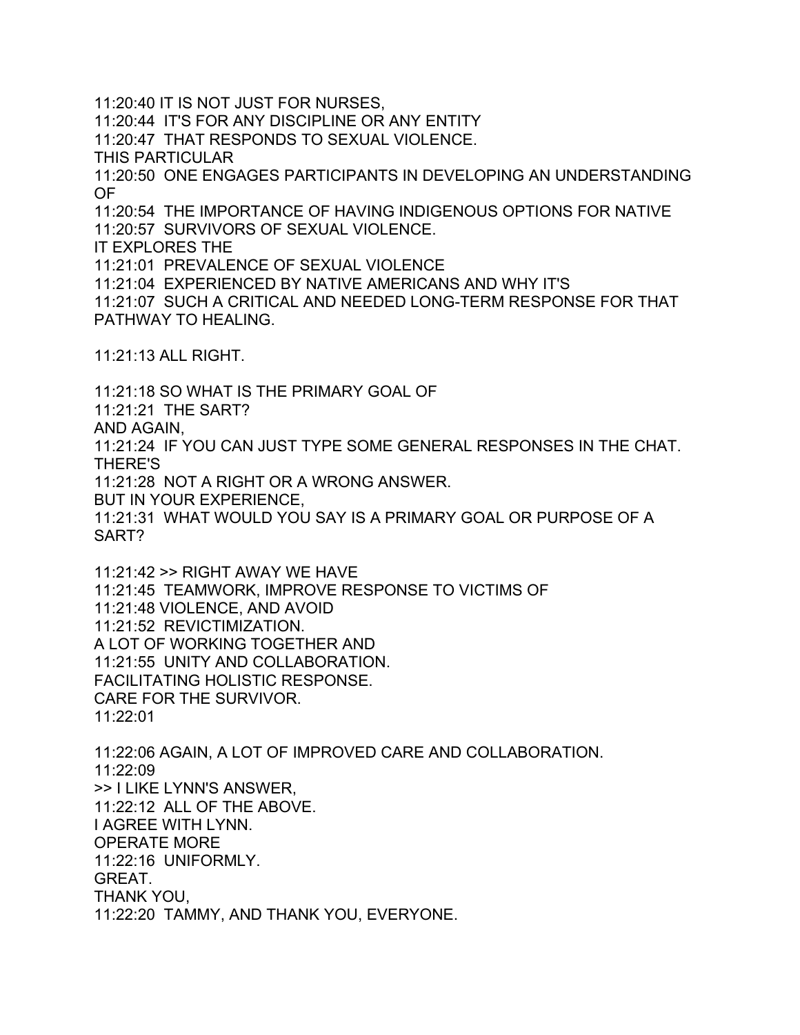11:20:40 IT IS NOT JUST FOR NURSES,
11:20:44 IT'S FOR ANY DISCIPLINE OR ANY ENTITY
11:20:47 THAT RESPONDS TO SEXUAL VIOLENCE.
THIS PARTICULAR
11:20:50 ONE ENGAGES PARTICIPANTS IN DEVELOPING AN UNDERSTANDING OF
11:20:54 THE IMPORTANCE OF HAVING INDIGENOUS OPTIONS FOR NATIVE
11:20:57 SURVIVORS OF SEXUAL VIOLENCE.
IT EXPLORES THE
11:21:01 PREVALENCE OF SEXUAL VIOLENCE
11:21:04 EXPERIENCED BY NATIVE AMERICANS AND WHY IT'S
11:21:07 SUCH A CRITICAL AND NEEDED LONG-TERM RESPONSE FOR THAT PATHWAY TO HEALING.

11:21:13 ALL RIGHT.

11:21:18 SO WHAT IS THE PRIMARY GOAL OF
11:21:21 THE SART?
AND AGAIN,
11:21:24 IF YOU CAN JUST TYPE SOME GENERAL RESPONSES IN THE CHAT. THERE'S
11:21:28 NOT A RIGHT OR A WRONG ANSWER.
BUT IN YOUR EXPERIENCE,
11:21:31 WHAT WOULD YOU SAY IS A PRIMARY GOAL OR PURPOSE OF A SART?

11:21:42 >> RIGHT AWAY WE HAVE
11:21:45 TEAMWORK, IMPROVE RESPONSE TO VICTIMS OF
11:21:48 VIOLENCE, AND AVOID
11:21:52 REVICTIMIZATION.
A LOT OF WORKING TOGETHER AND
11:21:55 UNITY AND COLLABORATION.
FACILITATING HOLISTIC RESPONSE.
CARE FOR THE SURVIVOR.
11:22:01

11:22:06 AGAIN, A LOT OF IMPROVED CARE AND COLLABORATION.
11:22:09
>> I LIKE LYNN'S ANSWER,
11:22:12 ALL OF THE ABOVE.
I AGREE WITH LYNN.
OPERATE MORE
11:22:16 UNIFORMLY.
GREAT.
THANK YOU,
11:22:20 TAMMY, AND THANK YOU, EVERYONE.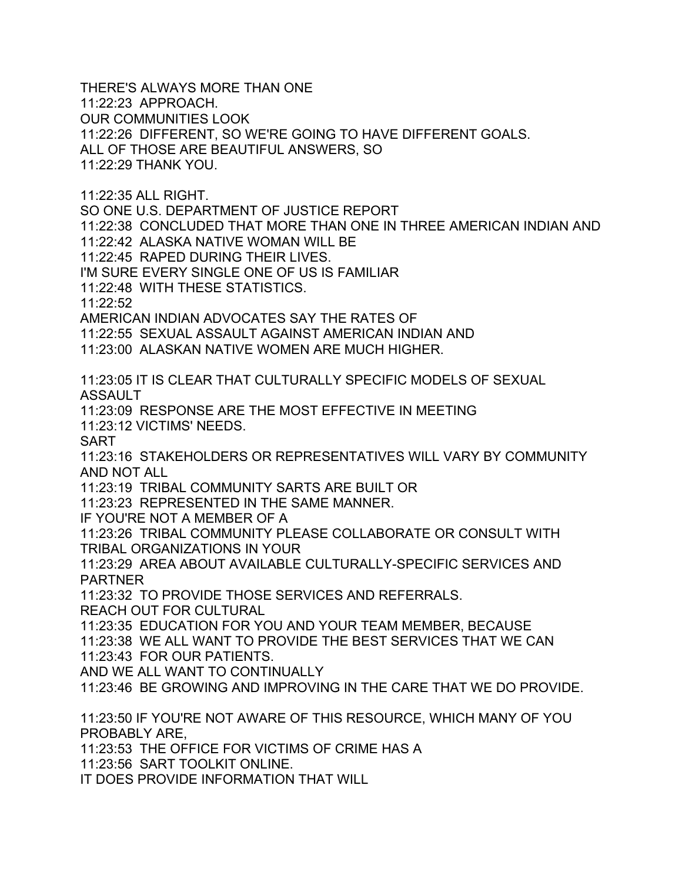THERE'S ALWAYS MORE THAN ONE
11:22:23 APPROACH.
OUR COMMUNITIES LOOK
11:22:26 DIFFERENT, SO WE'RE GOING TO HAVE DIFFERENT GOALS.
ALL OF THOSE ARE BEAUTIFUL ANSWERS, SO
11:22:29 THANK YOU.

11:22:35 ALL RIGHT.
SO ONE U.S. DEPARTMENT OF JUSTICE REPORT
11:22:38 CONCLUDED THAT MORE THAN ONE IN THREE AMERICAN INDIAN AND
11:22:42 ALASKA NATIVE WOMAN WILL BE
11:22:45 RAPED DURING THEIR LIVES.
I'M SURE EVERY SINGLE ONE OF US IS FAMILIAR
11:22:48 WITH THESE STATISTICS.
11:22:52
AMERICAN INDIAN ADVOCATES SAY THE RATES OF
11:22:55 SEXUAL ASSAULT AGAINST AMERICAN INDIAN AND
11:23:00 ALASKAN NATIVE WOMEN ARE MUCH HIGHER.

11:23:05 IT IS CLEAR THAT CULTURALLY SPECIFIC MODELS OF SEXUAL ASSAULT
11:23:09 RESPONSE ARE THE MOST EFFECTIVE IN MEETING
11:23:12 VICTIMS' NEEDS.
SART
11:23:16 STAKEHOLDERS OR REPRESENTATIVES WILL VARY BY COMMUNITY AND NOT ALL
11:23:19 TRIBAL COMMUNITY SARTS ARE BUILT OR
11:23:23 REPRESENTED IN THE SAME MANNER.
IF YOU'RE NOT A MEMBER OF A
11:23:26 TRIBAL COMMUNITY PLEASE COLLABORATE OR CONSULT WITH TRIBAL ORGANIZATIONS IN YOUR
11:23:29 AREA ABOUT AVAILABLE CULTURALLY-SPECIFIC SERVICES AND PARTNER
11:23:32 TO PROVIDE THOSE SERVICES AND REFERRALS.
REACH OUT FOR CULTURAL
11:23:35 EDUCATION FOR YOU AND YOUR TEAM MEMBER, BECAUSE
11:23:38 WE ALL WANT TO PROVIDE THE BEST SERVICES THAT WE CAN
11:23:43 FOR OUR PATIENTS.
AND WE ALL WANT TO CONTINUALLY
11:23:46 BE GROWING AND IMPROVING IN THE CARE THAT WE DO PROVIDE.

11:23:50 IF YOU'RE NOT AWARE OF THIS RESOURCE, WHICH MANY OF YOU PROBABLY ARE,
11:23:53 THE OFFICE FOR VICTIMS OF CRIME HAS A
11:23:56 SART TOOLKIT ONLINE.
IT DOES PROVIDE INFORMATION THAT WILL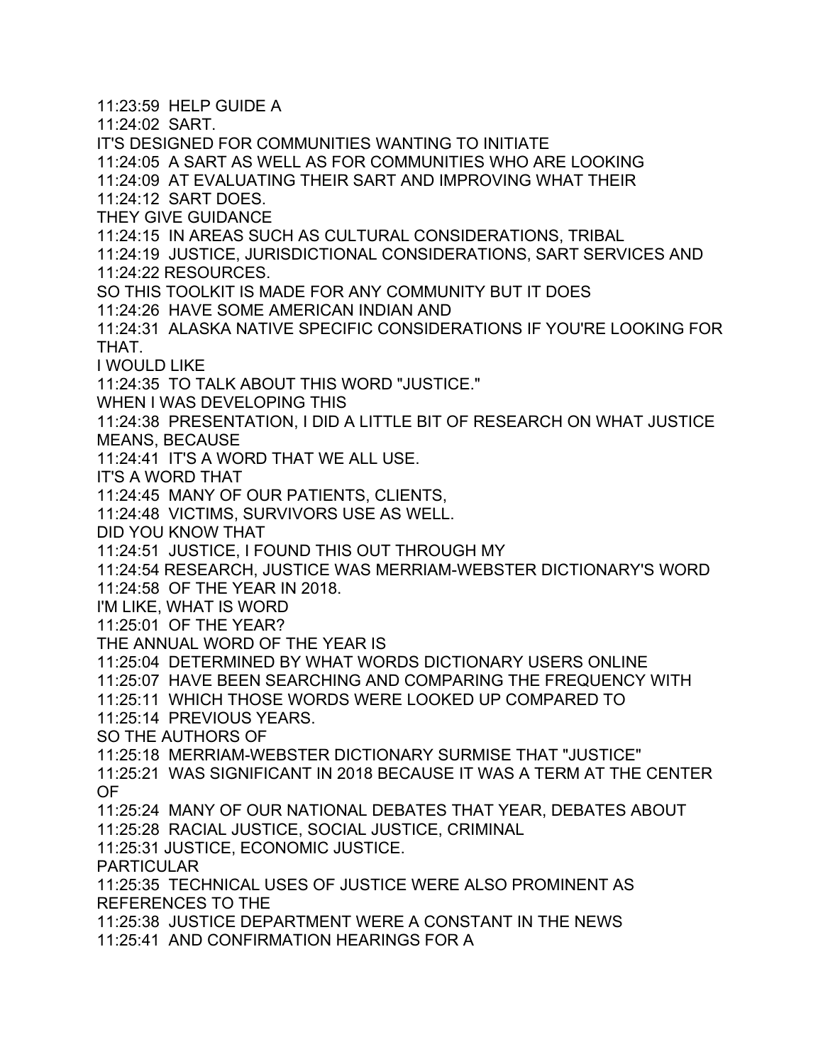11:23:59 HELP GUIDE A
11:24:02 SART.
IT'S DESIGNED FOR COMMUNITIES WANTING TO INITIATE
11:24:05 A SART AS WELL AS FOR COMMUNITIES WHO ARE LOOKING
11:24:09 AT EVALUATING THEIR SART AND IMPROVING WHAT THEIR
11:24:12 SART DOES.
THEY GIVE GUIDANCE
11:24:15 IN AREAS SUCH AS CULTURAL CONSIDERATIONS, TRIBAL
11:24:19 JUSTICE, JURISDICTIONAL CONSIDERATIONS, SART SERVICES AND
11:24:22 RESOURCES.
SO THIS TOOLKIT IS MADE FOR ANY COMMUNITY BUT IT DOES
11:24:26 HAVE SOME AMERICAN INDIAN AND
11:24:31 ALASKA NATIVE SPECIFIC CONSIDERATIONS IF YOU'RE LOOKING FOR THAT.
I WOULD LIKE
11:24:35 TO TALK ABOUT THIS WORD "JUSTICE."
WHEN I WAS DEVELOPING THIS
11:24:38 PRESENTATION, I DID A LITTLE BIT OF RESEARCH ON WHAT JUSTICE MEANS, BECAUSE
11:24:41 IT'S A WORD THAT WE ALL USE.
IT'S A WORD THAT
11:24:45 MANY OF OUR PATIENTS, CLIENTS,
11:24:48 VICTIMS, SURVIVORS USE AS WELL.
DID YOU KNOW THAT
11:24:51 JUSTICE, I FOUND THIS OUT THROUGH MY
11:24:54 RESEARCH, JUSTICE WAS MERRIAM-WEBSTER DICTIONARY'S WORD
11:24:58 OF THE YEAR IN 2018.
I'M LIKE, WHAT IS WORD
11:25:01 OF THE YEAR?
THE ANNUAL WORD OF THE YEAR IS
11:25:04 DETERMINED BY WHAT WORDS DICTIONARY USERS ONLINE
11:25:07 HAVE BEEN SEARCHING AND COMPARING THE FREQUENCY WITH
11:25:11 WHICH THOSE WORDS WERE LOOKED UP COMPARED TO
11:25:14 PREVIOUS YEARS.
SO THE AUTHORS OF
11:25:18 MERRIAM-WEBSTER DICTIONARY SURMISE THAT "JUSTICE"
11:25:21 WAS SIGNIFICANT IN 2018 BECAUSE IT WAS A TERM AT THE CENTER OF
11:25:24 MANY OF OUR NATIONAL DEBATES THAT YEAR, DEBATES ABOUT
11:25:28 RACIAL JUSTICE, SOCIAL JUSTICE, CRIMINAL
11:25:31 JUSTICE, ECONOMIC JUSTICE.
PARTICULAR
11:25:35 TECHNICAL USES OF JUSTICE WERE ALSO PROMINENT AS REFERENCES TO THE
11:25:38 JUSTICE DEPARTMENT WERE A CONSTANT IN THE NEWS
11:25:41 AND CONFIRMATION HEARINGS FOR A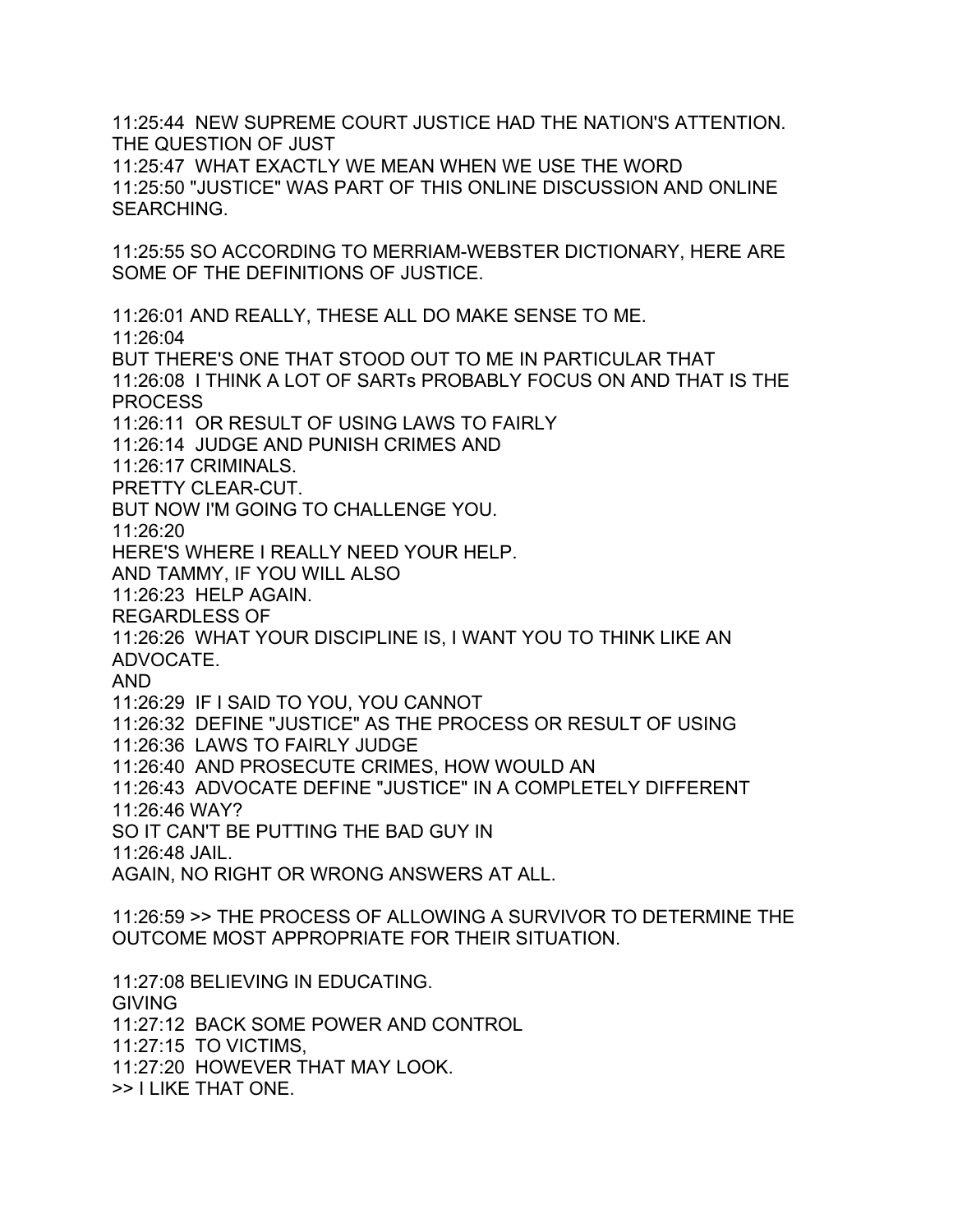11:25:44 NEW SUPREME COURT JUSTICE HAD THE NATION'S ATTENTION. THE QUESTION OF JUST
11:25:47 WHAT EXACTLY WE MEAN WHEN WE USE THE WORD
11:25:50 "JUSTICE" WAS PART OF THIS ONLINE DISCUSSION AND ONLINE SEARCHING.

11:25:55 SO ACCORDING TO MERRIAM-WEBSTER DICTIONARY, HERE ARE SOME OF THE DEFINITIONS OF JUSTICE.

11:26:01 AND REALLY, THESE ALL DO MAKE SENSE TO ME.
11:26:04
BUT THERE'S ONE THAT STOOD OUT TO ME IN PARTICULAR THAT
11:26:08 I THINK A LOT OF SARTs PROBABLY FOCUS ON AND THAT IS THE PROCESS
11:26:11 OR RESULT OF USING LAWS TO FAIRLY
11:26:14 JUDGE AND PUNISH CRIMES AND
11:26:17 CRIMINALS.
PRETTY CLEAR-CUT.
BUT NOW I'M GOING TO CHALLENGE YOU.
11:26:20
HERE'S WHERE I REALLY NEED YOUR HELP.
AND TAMMY, IF YOU WILL ALSO
11:26:23 HELP AGAIN.
REGARDLESS OF
11:26:26 WHAT YOUR DISCIPLINE IS, I WANT YOU TO THINK LIKE AN ADVOCATE.
AND
11:26:29 IF I SAID TO YOU, YOU CANNOT
11:26:32 DEFINE "JUSTICE" AS THE PROCESS OR RESULT OF USING
11:26:36 LAWS TO FAIRLY JUDGE
11:26:40 AND PROSECUTE CRIMES, HOW WOULD AN
11:26:43 ADVOCATE DEFINE "JUSTICE" IN A COMPLETELY DIFFERENT
11:26:46 WAY?
SO IT CAN'T BE PUTTING THE BAD GUY IN
11:26:48 JAIL.
AGAIN, NO RIGHT OR WRONG ANSWERS AT ALL.

11:26:59 >> THE PROCESS OF ALLOWING A SURVIVOR TO DETERMINE THE OUTCOME MOST APPROPRIATE FOR THEIR SITUATION.

11:27:08 BELIEVING IN EDUCATING.
GIVING
11:27:12 BACK SOME POWER AND CONTROL
11:27:15 TO VICTIMS,
11:27:20 HOWEVER THAT MAY LOOK.
>> I LIKE THAT ONE.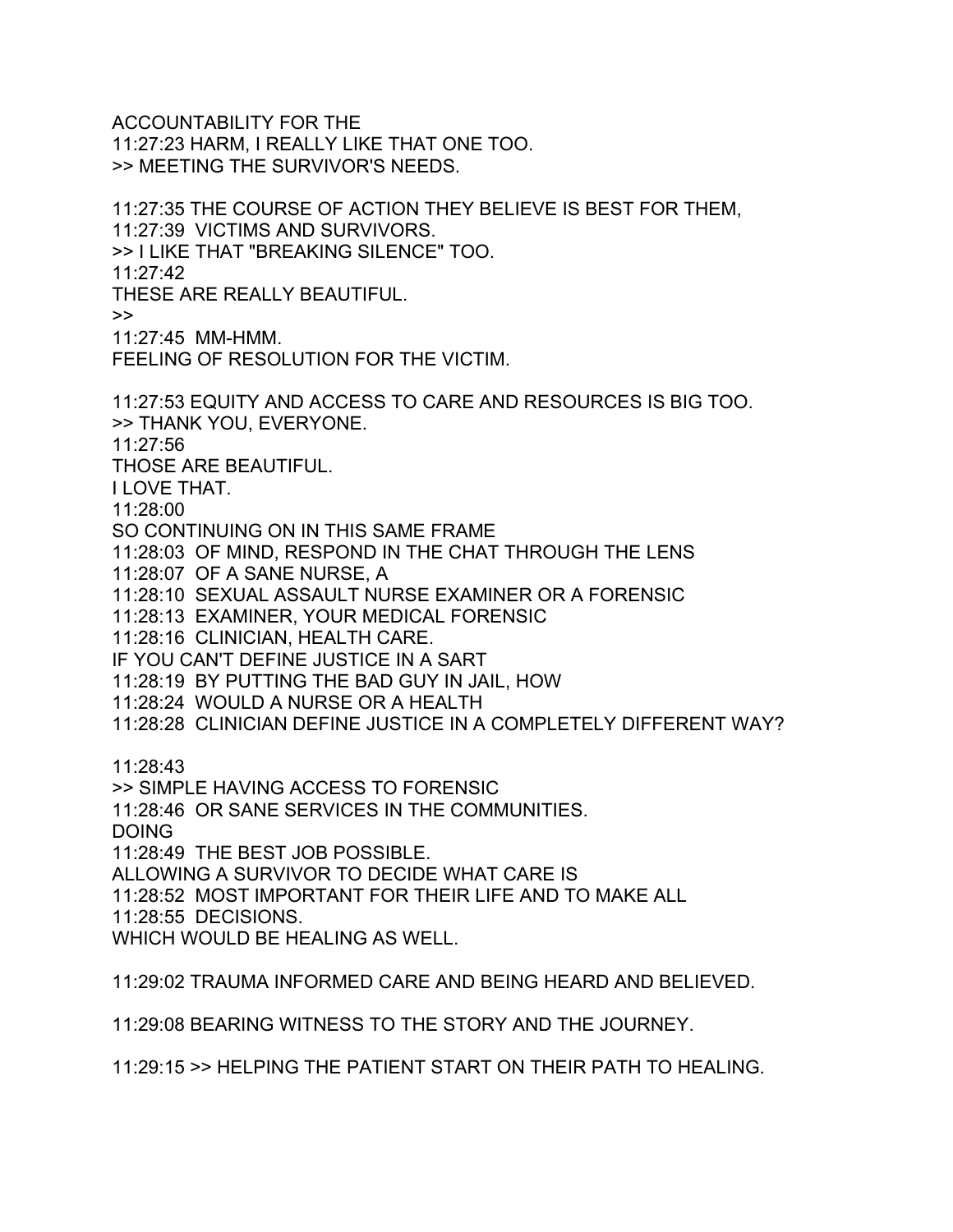ACCOUNTABILITY FOR THE
11:27:23 HARM, I REALLY LIKE THAT ONE TOO.
>> MEETING THE SURVIVOR'S NEEDS.

11:27:35 THE COURSE OF ACTION THEY BELIEVE IS BEST FOR THEM,
11:27:39 VICTIMS AND SURVIVORS.
>> I LIKE THAT "BREAKING SILENCE" TOO.
11:27:42
THESE ARE REALLY BEAUTIFUL.
>>
11:27:45 MM-HMM.
FEELING OF RESOLUTION FOR THE VICTIM.

11:27:53 EQUITY AND ACCESS TO CARE AND RESOURCES IS BIG TOO.
>> THANK YOU, EVERYONE.
11:27:56
THOSE ARE BEAUTIFUL.
I LOVE THAT.
11:28:00
SO CONTINUING ON IN THIS SAME FRAME
11:28:03 OF MIND, RESPOND IN THE CHAT THROUGH THE LENS
11:28:07 OF A SANE NURSE, A
11:28:10 SEXUAL ASSAULT NURSE EXAMINER OR A FORENSIC
11:28:13 EXAMINER, YOUR MEDICAL FORENSIC
11:28:16 CLINICIAN, HEALTH CARE.
IF YOU CAN'T DEFINE JUSTICE IN A SART
11:28:19 BY PUTTING THE BAD GUY IN JAIL, HOW
11:28:24 WOULD A NURSE OR A HEALTH
11:28:28 CLINICIAN DEFINE JUSTICE IN A COMPLETELY DIFFERENT WAY?

11:28:43
>> SIMPLE HAVING ACCESS TO FORENSIC
11:28:46 OR SANE SERVICES IN THE COMMUNITIES.
DOING
11:28:49 THE BEST JOB POSSIBLE.
ALLOWING A SURVIVOR TO DECIDE WHAT CARE IS
11:28:52 MOST IMPORTANT FOR THEIR LIFE AND TO MAKE ALL
11:28:55 DECISIONS.
WHICH WOULD BE HEALING AS WELL.

11:29:02 TRAUMA INFORMED CARE AND BEING HEARD AND BELIEVED.

11:29:08 BEARING WITNESS TO THE STORY AND THE JOURNEY.

11:29:15 >> HELPING THE PATIENT START ON THEIR PATH TO HEALING.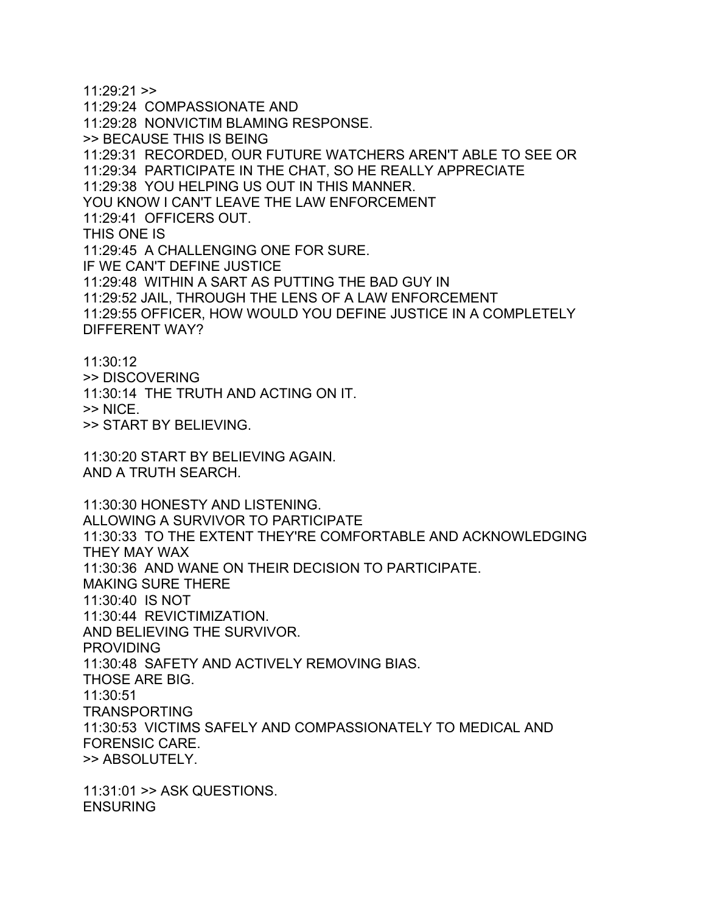11:29:21 >>
11:29:24 COMPASSIONATE AND
11:29:28 NONVICTIM BLAMING RESPONSE.
>> BECAUSE THIS IS BEING
11:29:31 RECORDED, OUR FUTURE WATCHERS AREN'T ABLE TO SEE OR
11:29:34 PARTICIPATE IN THE CHAT, SO HE REALLY APPRECIATE
11:29:38 YOU HELPING US OUT IN THIS MANNER.
YOU KNOW I CAN'T LEAVE THE LAW ENFORCEMENT
11:29:41 OFFICERS OUT.
THIS ONE IS
11:29:45 A CHALLENGING ONE FOR SURE.
IF WE CAN'T DEFINE JUSTICE
11:29:48 WITHIN A SART AS PUTTING THE BAD GUY IN
11:29:52 JAIL, THROUGH THE LENS OF A LAW ENFORCEMENT
11:29:55 OFFICER, HOW WOULD YOU DEFINE JUSTICE IN A COMPLETELY DIFFERENT WAY?

11:30:12
>> DISCOVERING
11:30:14 THE TRUTH AND ACTING ON IT.
>> NICE.
>> START BY BELIEVING.

11:30:20 START BY BELIEVING AGAIN.
AND A TRUTH SEARCH.

11:30:30 HONESTY AND LISTENING.
ALLOWING A SURVIVOR TO PARTICIPATE
11:30:33 TO THE EXTENT THEY'RE COMFORTABLE AND ACKNOWLEDGING THEY MAY WAX
11:30:36 AND WANE ON THEIR DECISION TO PARTICIPATE.
MAKING SURE THERE
11:30:40 IS NOT
11:30:44 REVICTIMIZATION.
AND BELIEVING THE SURVIVOR.
PROVIDING
11:30:48 SAFETY AND ACTIVELY REMOVING BIAS.
THOSE ARE BIG.
11:30:51
TRANSPORTING
11:30:53 VICTIMS SAFELY AND COMPASSIONATELY TO MEDICAL AND FORENSIC CARE.
>> ABSOLUTELY.

11:31:01 >> ASK QUESTIONS.
ENSURING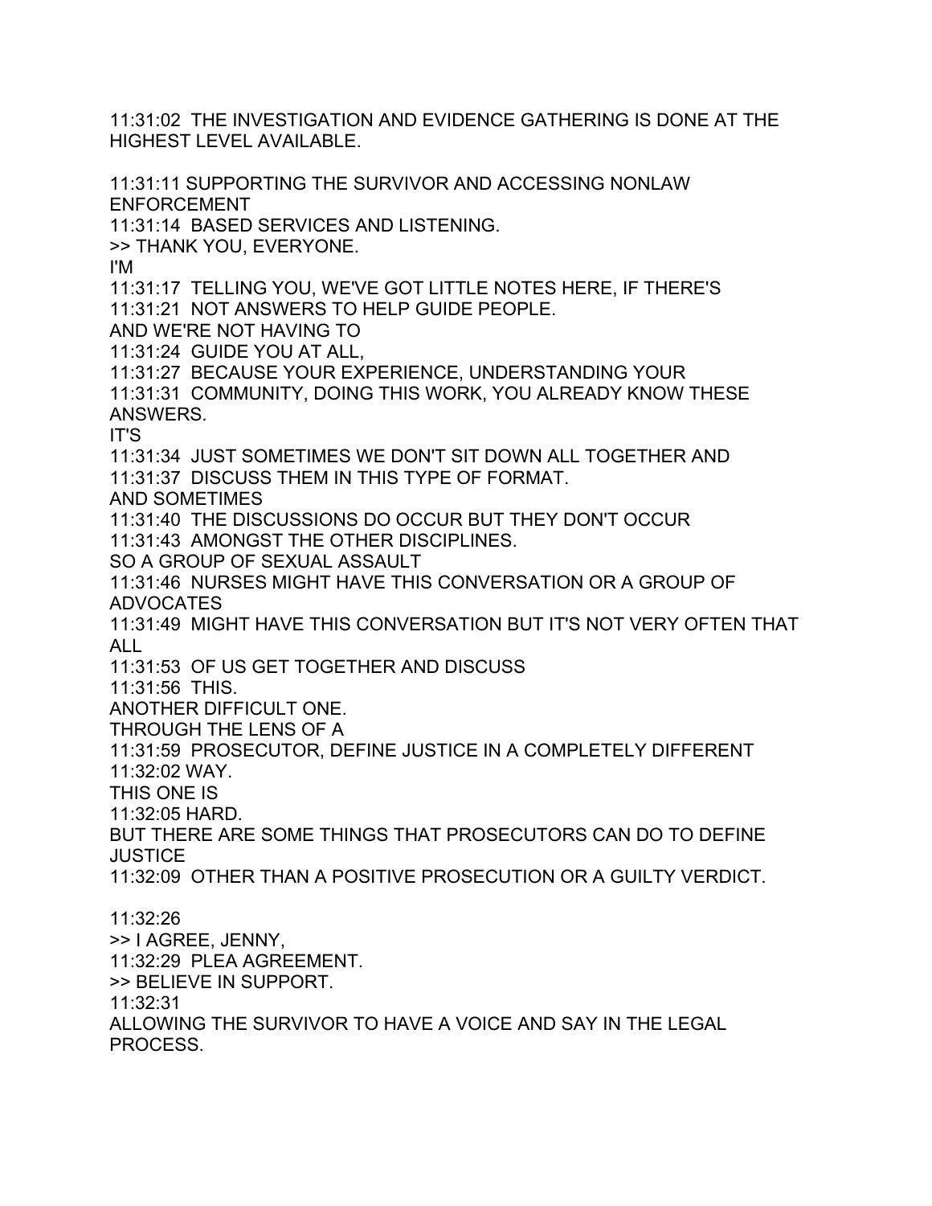11:31:02  THE INVESTIGATION AND EVIDENCE GATHERING IS DONE AT THE HIGHEST LEVEL AVAILABLE.

11:31:11 SUPPORTING THE SURVIVOR AND ACCESSING NONLAW ENFORCEMENT
11:31:14  BASED SERVICES AND LISTENING.
>> THANK YOU, EVERYONE.
I'M
11:31:17  TELLING YOU, WE'VE GOT LITTLE NOTES HERE, IF THERE'S
11:31:21  NOT ANSWERS TO HELP GUIDE PEOPLE.
AND WE'RE NOT HAVING TO
11:31:24  GUIDE YOU AT ALL,
11:31:27  BECAUSE YOUR EXPERIENCE, UNDERSTANDING YOUR
11:31:31  COMMUNITY, DOING THIS WORK, YOU ALREADY KNOW THESE ANSWERS.
IT'S
11:31:34  JUST SOMETIMES WE DON'T SIT DOWN ALL TOGETHER AND
11:31:37  DISCUSS THEM IN THIS TYPE OF FORMAT.
AND SOMETIMES
11:31:40  THE DISCUSSIONS DO OCCUR BUT THEY DON'T OCCUR
11:31:43  AMONGST THE OTHER DISCIPLINES.
SO A GROUP OF SEXUAL ASSAULT
11:31:46  NURSES MIGHT HAVE THIS CONVERSATION OR A GROUP OF ADVOCATES
11:31:49  MIGHT HAVE THIS CONVERSATION BUT IT'S NOT VERY OFTEN THAT ALL
11:31:53  OF US GET TOGETHER AND DISCUSS
11:31:56  THIS.
ANOTHER DIFFICULT ONE.
THROUGH THE LENS OF A
11:31:59  PROSECUTOR, DEFINE JUSTICE IN A COMPLETELY DIFFERENT
11:32:02 WAY.
THIS ONE IS
11:32:05 HARD.
BUT THERE ARE SOME THINGS THAT PROSECUTORS CAN DO TO DEFINE JUSTICE
11:32:09  OTHER THAN A POSITIVE PROSECUTION OR A GUILTY VERDICT.

11:32:26
>> I AGREE, JENNY,
11:32:29  PLEA AGREEMENT.
>> BELIEVE IN SUPPORT.
11:32:31
ALLOWING THE SURVIVOR TO HAVE A VOICE AND SAY IN THE LEGAL PROCESS.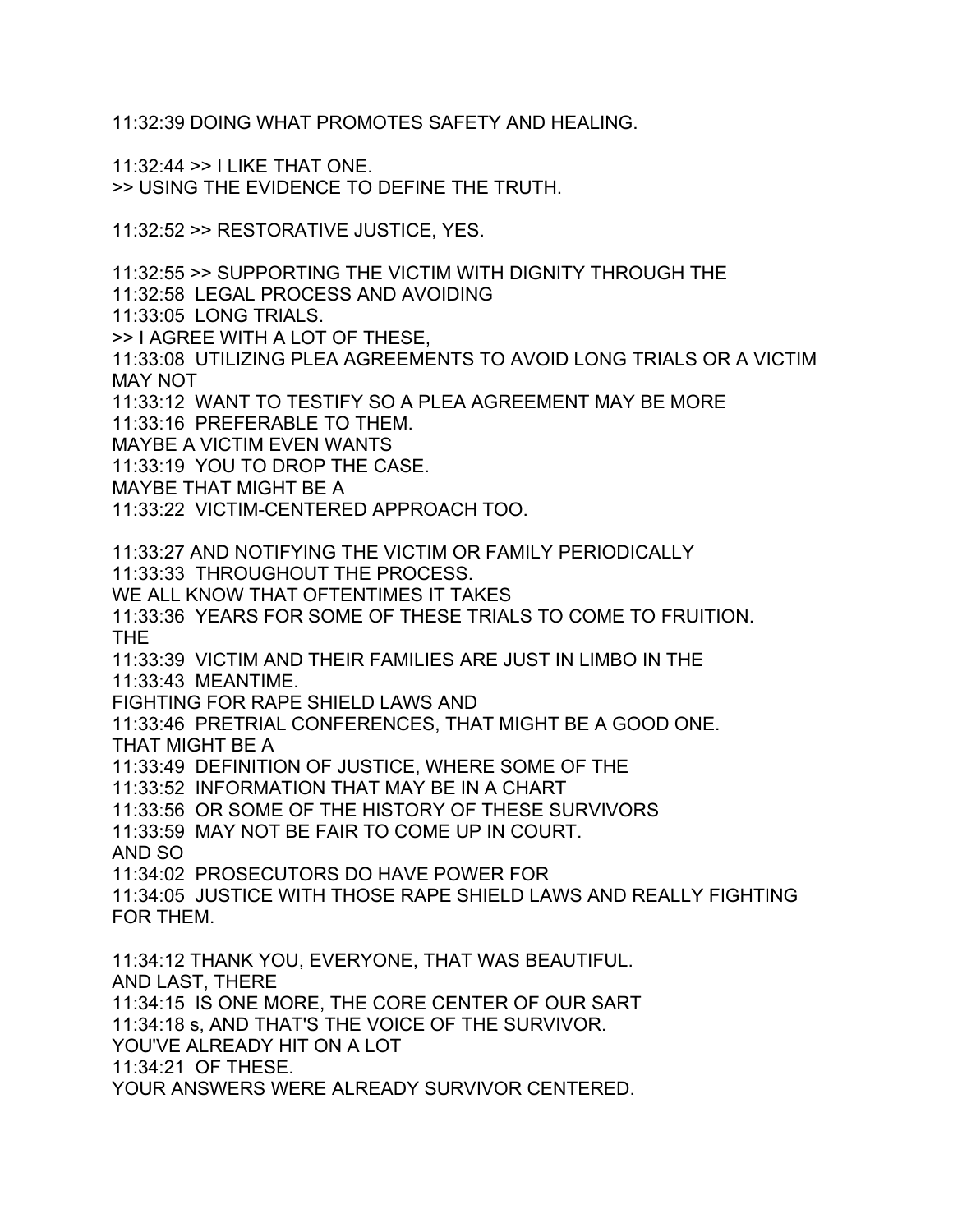11:32:39 DOING WHAT PROMOTES SAFETY AND HEALING.

11:32:44 >> I LIKE THAT ONE.
>> USING THE EVIDENCE TO DEFINE THE TRUTH.

11:32:52 >> RESTORATIVE JUSTICE, YES.

11:32:55 >> SUPPORTING THE VICTIM WITH DIGNITY THROUGH THE
11:32:58 LEGAL PROCESS AND AVOIDING
11:33:05 LONG TRIALS.
>> I AGREE WITH A LOT OF THESE,
11:33:08 UTILIZING PLEA AGREEMENTS TO AVOID LONG TRIALS OR A VICTIM MAY NOT
11:33:12 WANT TO TESTIFY SO A PLEA AGREEMENT MAY BE MORE
11:33:16 PREFERABLE TO THEM.
MAYBE A VICTIM EVEN WANTS
11:33:19 YOU TO DROP THE CASE.
MAYBE THAT MIGHT BE A
11:33:22 VICTIM-CENTERED APPROACH TOO.

11:33:27 AND NOTIFYING THE VICTIM OR FAMILY PERIODICALLY
11:33:33 THROUGHOUT THE PROCESS.
WE ALL KNOW THAT OFTENTIMES IT TAKES
11:33:36 YEARS FOR SOME OF THESE TRIALS TO COME TO FRUITION.
THE
11:33:39 VICTIM AND THEIR FAMILIES ARE JUST IN LIMBO IN THE
11:33:43 MEANTIME.
FIGHTING FOR RAPE SHIELD LAWS AND
11:33:46 PRETRIAL CONFERENCES, THAT MIGHT BE A GOOD ONE.
THAT MIGHT BE A
11:33:49 DEFINITION OF JUSTICE, WHERE SOME OF THE
11:33:52 INFORMATION THAT MAY BE IN A CHART
11:33:56 OR SOME OF THE HISTORY OF THESE SURVIVORS
11:33:59 MAY NOT BE FAIR TO COME UP IN COURT.
AND SO
11:34:02 PROSECUTORS DO HAVE POWER FOR
11:34:05 JUSTICE WITH THOSE RAPE SHIELD LAWS AND REALLY FIGHTING FOR THEM.

11:34:12 THANK YOU, EVERYONE, THAT WAS BEAUTIFUL.
AND LAST, THERE
11:34:15 IS ONE MORE, THE CORE CENTER OF OUR SART
11:34:18 s, AND THAT'S THE VOICE OF THE SURVIVOR.
YOU'VE ALREADY HIT ON A LOT
11:34:21 OF THESE.
YOUR ANSWERS WERE ALREADY SURVIVOR CENTERED.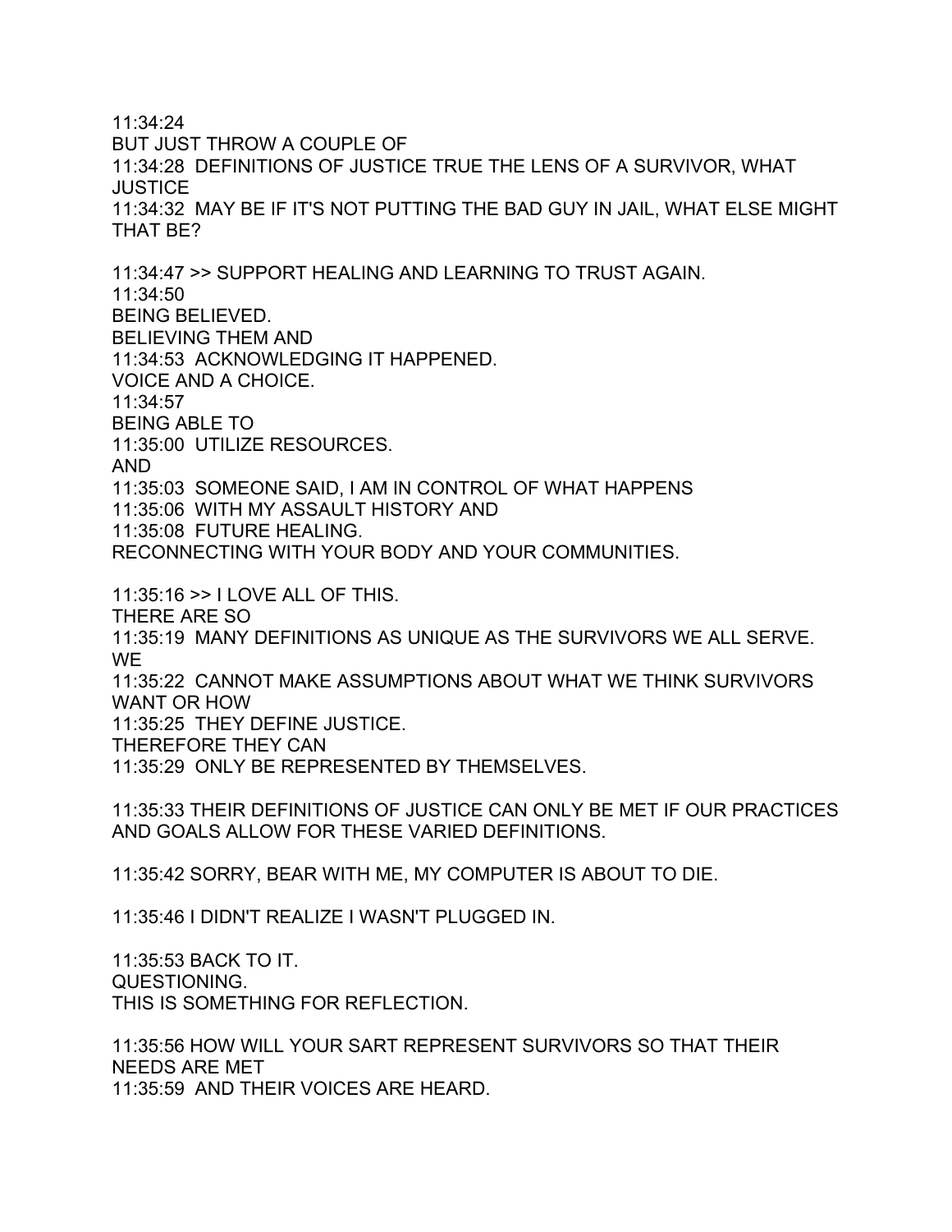11:34:24
BUT JUST THROW A COUPLE OF
11:34:28 DEFINITIONS OF JUSTICE TRUE THE LENS OF A SURVIVOR, WHAT JUSTICE
11:34:32 MAY BE IF IT'S NOT PUTTING THE BAD GUY IN JAIL, WHAT ELSE MIGHT THAT BE?

11:34:47 >> SUPPORT HEALING AND LEARNING TO TRUST AGAIN.
11:34:50
BEING BELIEVED.
BELIEVING THEM AND
11:34:53 ACKNOWLEDGING IT HAPPENED.
VOICE AND A CHOICE.
11:34:57
BEING ABLE TO
11:35:00 UTILIZE RESOURCES.
AND
11:35:03 SOMEONE SAID, I AM IN CONTROL OF WHAT HAPPENS
11:35:06 WITH MY ASSAULT HISTORY AND
11:35:08 FUTURE HEALING.
RECONNECTING WITH YOUR BODY AND YOUR COMMUNITIES.

11:35:16 >> I LOVE ALL OF THIS.
THERE ARE SO
11:35:19 MANY DEFINITIONS AS UNIQUE AS THE SURVIVORS WE ALL SERVE. WE
11:35:22 CANNOT MAKE ASSUMPTIONS ABOUT WHAT WE THINK SURVIVORS WANT OR HOW
11:35:25 THEY DEFINE JUSTICE.
THEREFORE THEY CAN
11:35:29 ONLY BE REPRESENTED BY THEMSELVES.

11:35:33 THEIR DEFINITIONS OF JUSTICE CAN ONLY BE MET IF OUR PRACTICES AND GOALS ALLOW FOR THESE VARIED DEFINITIONS.

11:35:42 SORRY, BEAR WITH ME, MY COMPUTER IS ABOUT TO DIE.

11:35:46 I DIDN'T REALIZE I WASN'T PLUGGED IN.

11:35:53 BACK TO IT.
QUESTIONING.
THIS IS SOMETHING FOR REFLECTION.

11:35:56 HOW WILL YOUR SART REPRESENT SURVIVORS SO THAT THEIR NEEDS ARE MET
11:35:59 AND THEIR VOICES ARE HEARD.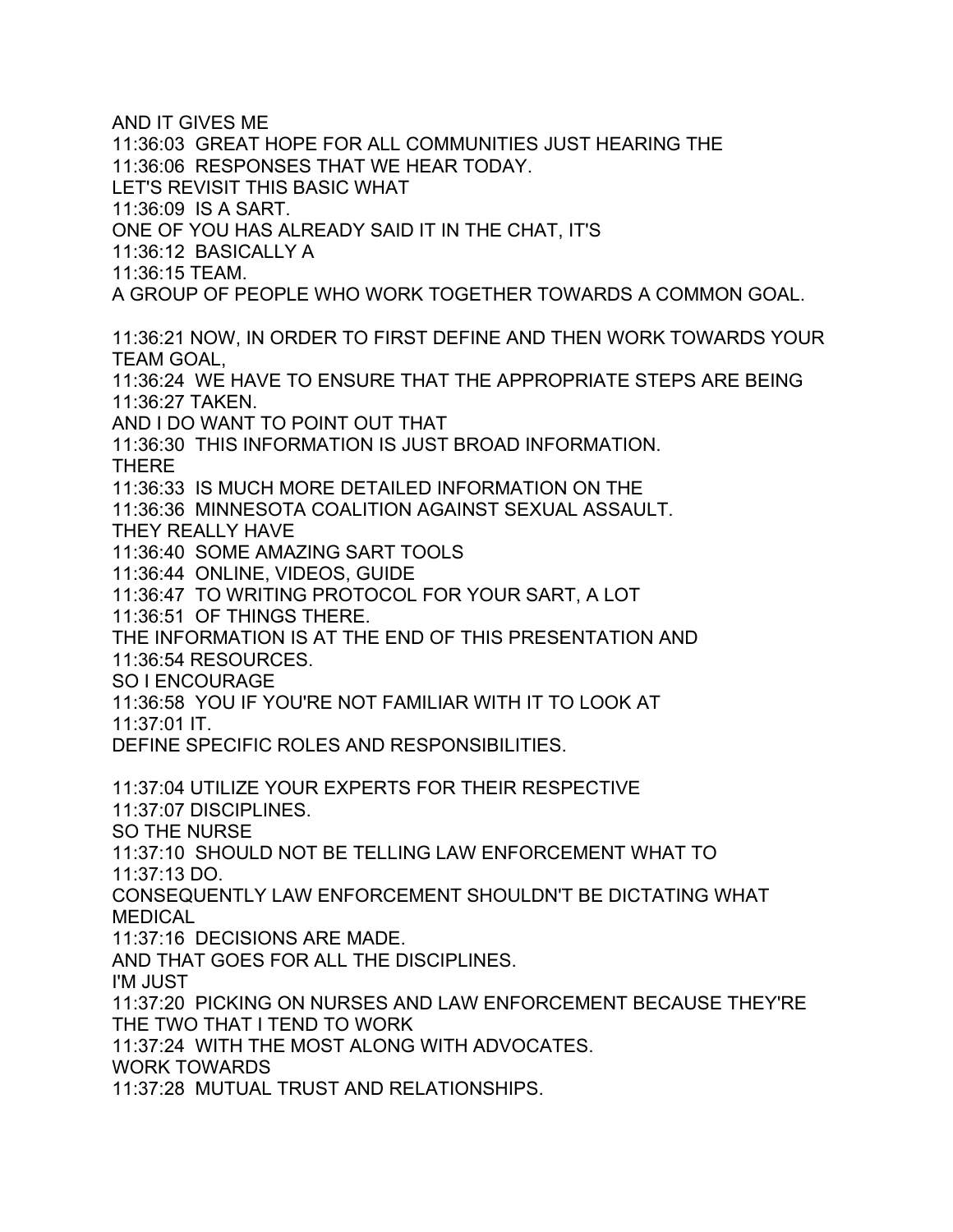AND IT GIVES ME
11:36:03 GREAT HOPE FOR ALL COMMUNITIES JUST HEARING THE
11:36:06 RESPONSES THAT WE HEAR TODAY.
LET'S REVISIT THIS BASIC WHAT
11:36:09 IS A SART.
ONE OF YOU HAS ALREADY SAID IT IN THE CHAT, IT'S
11:36:12 BASICALLY A
11:36:15 TEAM.
A GROUP OF PEOPLE WHO WORK TOGETHER TOWARDS A COMMON GOAL.

11:36:21 NOW, IN ORDER TO FIRST DEFINE AND THEN WORK TOWARDS YOUR TEAM GOAL,
11:36:24 WE HAVE TO ENSURE THAT THE APPROPRIATE STEPS ARE BEING
11:36:27 TAKEN.
AND I DO WANT TO POINT OUT THAT
11:36:30 THIS INFORMATION IS JUST BROAD INFORMATION.
THERE
11:36:33 IS MUCH MORE DETAILED INFORMATION ON THE
11:36:36 MINNESOTA COALITION AGAINST SEXUAL ASSAULT.
THEY REALLY HAVE
11:36:40 SOME AMAZING SART TOOLS
11:36:44 ONLINE, VIDEOS, GUIDE
11:36:47 TO WRITING PROTOCOL FOR YOUR SART, A LOT
11:36:51 OF THINGS THERE.
THE INFORMATION IS AT THE END OF THIS PRESENTATION AND
11:36:54 RESOURCES.
SO I ENCOURAGE
11:36:58 YOU IF YOU'RE NOT FAMILIAR WITH IT TO LOOK AT
11:37:01 IT.
DEFINE SPECIFIC ROLES AND RESPONSIBILITIES.

11:37:04 UTILIZE YOUR EXPERTS FOR THEIR RESPECTIVE
11:37:07 DISCIPLINES.
SO THE NURSE
11:37:10 SHOULD NOT BE TELLING LAW ENFORCEMENT WHAT TO
11:37:13 DO.
CONSEQUENTLY LAW ENFORCEMENT SHOULDN'T BE DICTATING WHAT MEDICAL
11:37:16 DECISIONS ARE MADE.
AND THAT GOES FOR ALL THE DISCIPLINES.
I'M JUST
11:37:20 PICKING ON NURSES AND LAW ENFORCEMENT BECAUSE THEY'RE THE TWO THAT I TEND TO WORK
11:37:24 WITH THE MOST ALONG WITH ADVOCATES.
WORK TOWARDS
11:37:28 MUTUAL TRUST AND RELATIONSHIPS.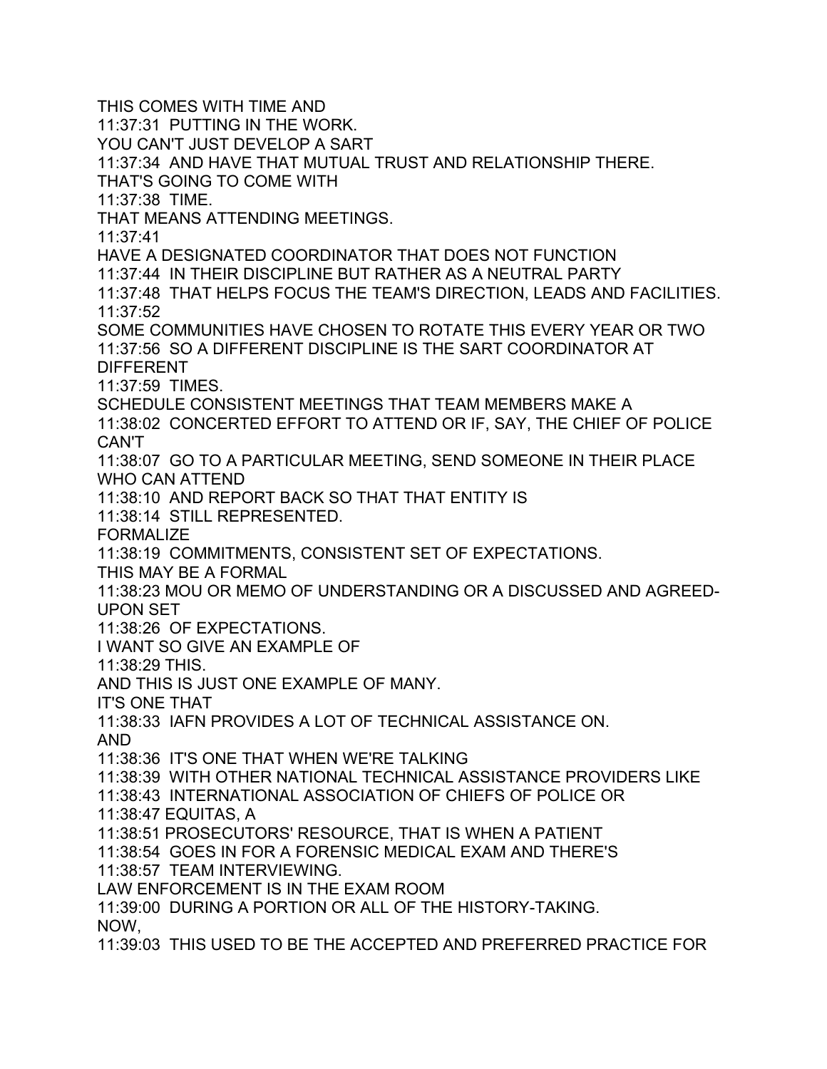THIS COMES WITH TIME AND
11:37:31 PUTTING IN THE WORK.
YOU CAN'T JUST DEVELOP A SART
11:37:34 AND HAVE THAT MUTUAL TRUST AND RELATIONSHIP THERE.
THAT'S GOING TO COME WITH
11:37:38 TIME.
THAT MEANS ATTENDING MEETINGS.
11:37:41
HAVE A DESIGNATED COORDINATOR THAT DOES NOT FUNCTION
11:37:44 IN THEIR DISCIPLINE BUT RATHER AS A NEUTRAL PARTY
11:37:48 THAT HELPS FOCUS THE TEAM'S DIRECTION, LEADS AND FACILITIES.
11:37:52
SOME COMMUNITIES HAVE CHOSEN TO ROTATE THIS EVERY YEAR OR TWO
11:37:56 SO A DIFFERENT DISCIPLINE IS THE SART COORDINATOR AT DIFFERENT
11:37:59 TIMES.
SCHEDULE CONSISTENT MEETINGS THAT TEAM MEMBERS MAKE A
11:38:02 CONCERTED EFFORT TO ATTEND OR IF, SAY, THE CHIEF OF POLICE CAN'T
11:38:07 GO TO A PARTICULAR MEETING, SEND SOMEONE IN THEIR PLACE WHO CAN ATTEND
11:38:10 AND REPORT BACK SO THAT THAT ENTITY IS
11:38:14 STILL REPRESENTED.
FORMALIZE
11:38:19 COMMITMENTS, CONSISTENT SET OF EXPECTATIONS.
THIS MAY BE A FORMAL
11:38:23 MOU OR MEMO OF UNDERSTANDING OR A DISCUSSED AND AGREED-UPON SET
11:38:26 OF EXPECTATIONS.
I WANT SO GIVE AN EXAMPLE OF
11:38:29 THIS.
AND THIS IS JUST ONE EXAMPLE OF MANY.
IT'S ONE THAT
11:38:33 IAFN PROVIDES A LOT OF TECHNICAL ASSISTANCE ON.
AND
11:38:36 IT'S ONE THAT WHEN WE'RE TALKING
11:38:39 WITH OTHER NATIONAL TECHNICAL ASSISTANCE PROVIDERS LIKE
11:38:43 INTERNATIONAL ASSOCIATION OF CHIEFS OF POLICE OR
11:38:47 EQUITAS, A
11:38:51 PROSECUTORS' RESOURCE, THAT IS WHEN A PATIENT
11:38:54 GOES IN FOR A FORENSIC MEDICAL EXAM AND THERE'S
11:38:57 TEAM INTERVIEWING.
LAW ENFORCEMENT IS IN THE EXAM ROOM
11:39:00 DURING A PORTION OR ALL OF THE HISTORY-TAKING.
NOW,
11:39:03 THIS USED TO BE THE ACCEPTED AND PREFERRED PRACTICE FOR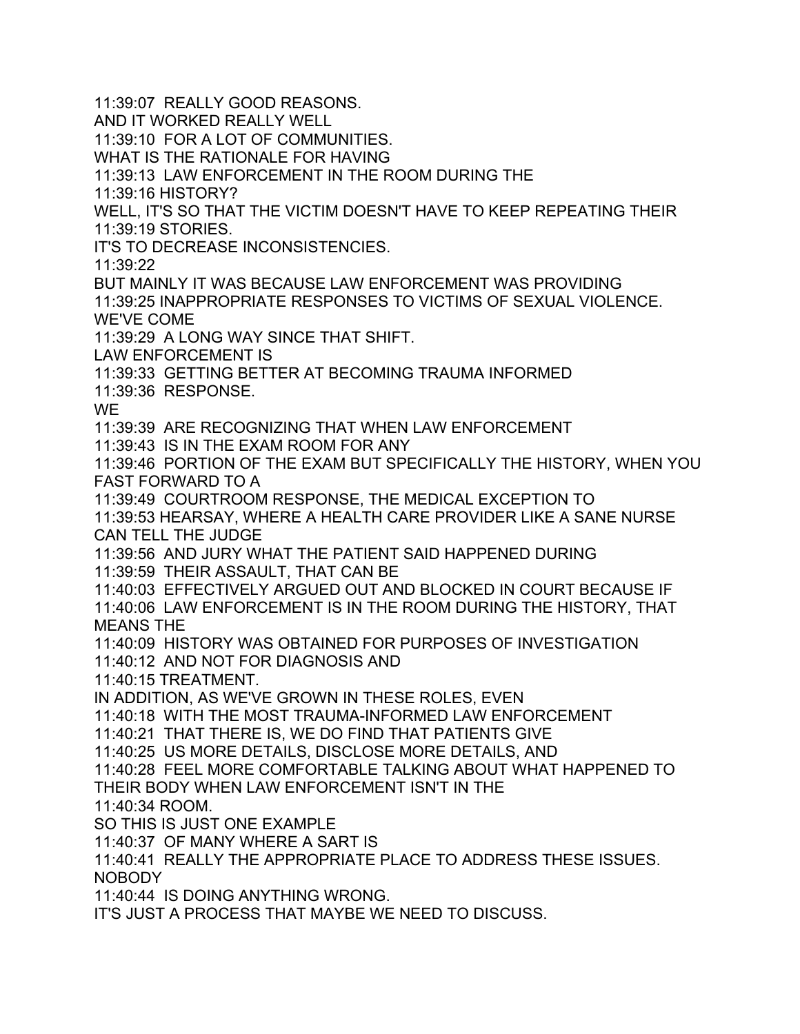11:39:07 REALLY GOOD REASONS.
AND IT WORKED REALLY WELL
11:39:10 FOR A LOT OF COMMUNITIES.
WHAT IS THE RATIONALE FOR HAVING
11:39:13 LAW ENFORCEMENT IN THE ROOM DURING THE
11:39:16 HISTORY?
WELL, IT'S SO THAT THE VICTIM DOESN'T HAVE TO KEEP REPEATING THEIR
11:39:19 STORIES.
IT'S TO DECREASE INCONSISTENCIES.
11:39:22
BUT MAINLY IT WAS BECAUSE LAW ENFORCEMENT WAS PROVIDING
11:39:25 INAPPROPRIATE RESPONSES TO VICTIMS OF SEXUAL VIOLENCE.
WE'VE COME
11:39:29 A LONG WAY SINCE THAT SHIFT.
LAW ENFORCEMENT IS
11:39:33 GETTING BETTER AT BECOMING TRAUMA INFORMED
11:39:36 RESPONSE.
WE
11:39:39 ARE RECOGNIZING THAT WHEN LAW ENFORCEMENT
11:39:43 IS IN THE EXAM ROOM FOR ANY
11:39:46 PORTION OF THE EXAM BUT SPECIFICALLY THE HISTORY, WHEN YOU FAST FORWARD TO A
11:39:49 COURTROOM RESPONSE, THE MEDICAL EXCEPTION TO
11:39:53 HEARSAY, WHERE A HEALTH CARE PROVIDER LIKE A SANE NURSE CAN TELL THE JUDGE
11:39:56 AND JURY WHAT THE PATIENT SAID HAPPENED DURING
11:39:59 THEIR ASSAULT, THAT CAN BE
11:40:03 EFFECTIVELY ARGUED OUT AND BLOCKED IN COURT BECAUSE IF
11:40:06 LAW ENFORCEMENT IS IN THE ROOM DURING THE HISTORY, THAT MEANS THE
11:40:09 HISTORY WAS OBTAINED FOR PURPOSES OF INVESTIGATION
11:40:12 AND NOT FOR DIAGNOSIS AND
11:40:15 TREATMENT.
IN ADDITION, AS WE'VE GROWN IN THESE ROLES, EVEN
11:40:18 WITH THE MOST TRAUMA-INFORMED LAW ENFORCEMENT
11:40:21 THAT THERE IS, WE DO FIND THAT PATIENTS GIVE
11:40:25 US MORE DETAILS, DISCLOSE MORE DETAILS, AND
11:40:28 FEEL MORE COMFORTABLE TALKING ABOUT WHAT HAPPENED TO THEIR BODY WHEN LAW ENFORCEMENT ISN'T IN THE
11:40:34 ROOM.
SO THIS IS JUST ONE EXAMPLE
11:40:37 OF MANY WHERE A SART IS
11:40:41 REALLY THE APPROPRIATE PLACE TO ADDRESS THESE ISSUES.
NOBODY
11:40:44 IS DOING ANYTHING WRONG.
IT'S JUST A PROCESS THAT MAYBE WE NEED TO DISCUSS.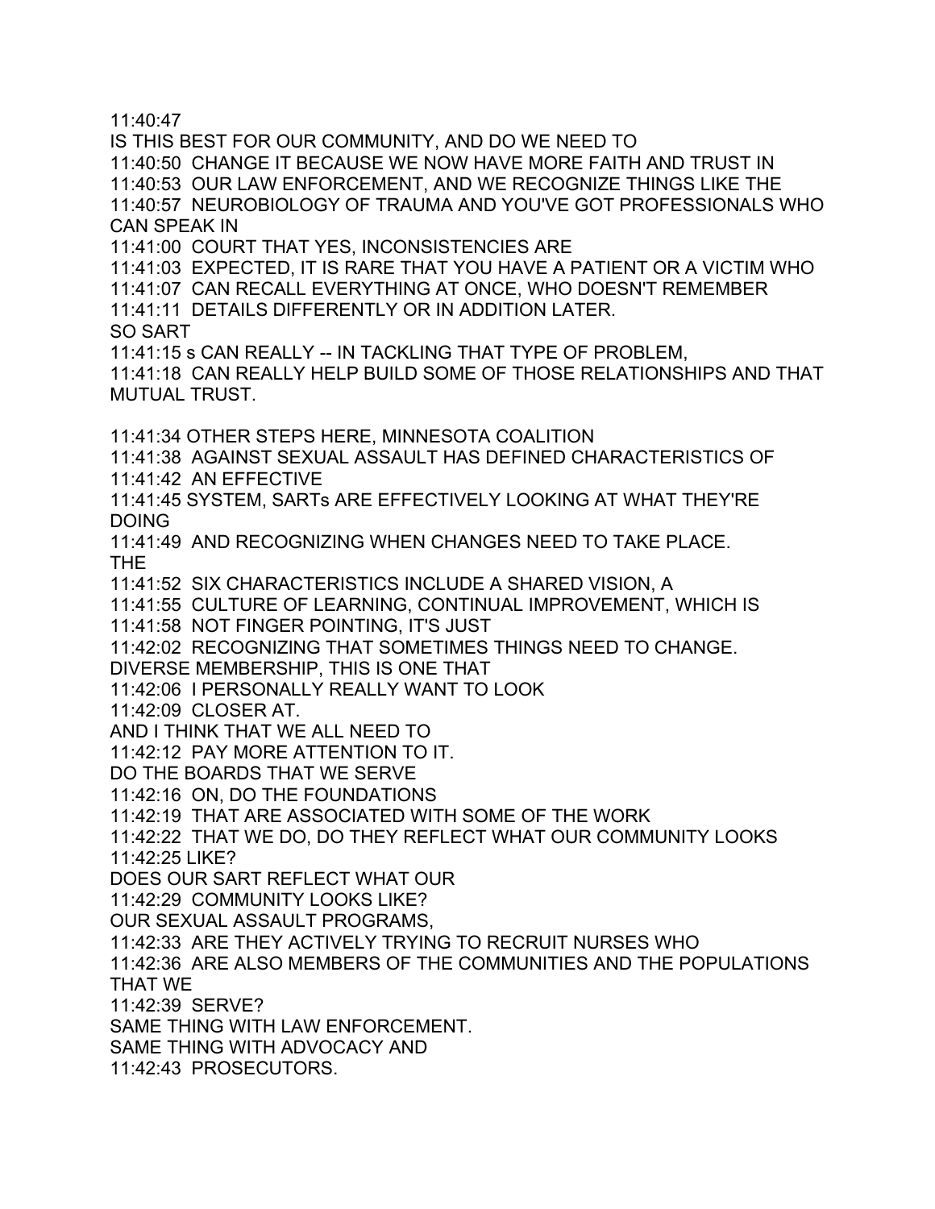11:40:47
IS THIS BEST FOR OUR COMMUNITY, AND DO WE NEED TO
11:40:50 CHANGE IT BECAUSE WE NOW HAVE MORE FAITH AND TRUST IN
11:40:53 OUR LAW ENFORCEMENT, AND WE RECOGNIZE THINGS LIKE THE
11:40:57 NEUROBIOLOGY OF TRAUMA AND YOU'VE GOT PROFESSIONALS WHO CAN SPEAK IN
11:41:00 COURT THAT YES, INCONSISTENCIES ARE
11:41:03 EXPECTED, IT IS RARE THAT YOU HAVE A PATIENT OR A VICTIM WHO
11:41:07 CAN RECALL EVERYTHING AT ONCE, WHO DOESN'T REMEMBER
11:41:11 DETAILS DIFFERENTLY OR IN ADDITION LATER.
SO SART
11:41:15 s CAN REALLY -- IN TACKLING THAT TYPE OF PROBLEM,
11:41:18 CAN REALLY HELP BUILD SOME OF THOSE RELATIONSHIPS AND THAT MUTUAL TRUST.

11:41:34 OTHER STEPS HERE, MINNESOTA COALITION
11:41:38 AGAINST SEXUAL ASSAULT HAS DEFINED CHARACTERISTICS OF
11:41:42 AN EFFECTIVE
11:41:45 SYSTEM, SARTs ARE EFFECTIVELY LOOKING AT WHAT THEY'RE DOING
11:41:49 AND RECOGNIZING WHEN CHANGES NEED TO TAKE PLACE.
THE
11:41:52 SIX CHARACTERISTICS INCLUDE A SHARED VISION, A
11:41:55 CULTURE OF LEARNING, CONTINUAL IMPROVEMENT, WHICH IS
11:41:58 NOT FINGER POINTING, IT'S JUST
11:42:02 RECOGNIZING THAT SOMETIMES THINGS NEED TO CHANGE.
DIVERSE MEMBERSHIP, THIS IS ONE THAT
11:42:06 I PERSONALLY REALLY WANT TO LOOK
11:42:09 CLOSER AT.
AND I THINK THAT WE ALL NEED TO
11:42:12 PAY MORE ATTENTION TO IT.
DO THE BOARDS THAT WE SERVE
11:42:16 ON, DO THE FOUNDATIONS
11:42:19 THAT ARE ASSOCIATED WITH SOME OF THE WORK
11:42:22 THAT WE DO, DO THEY REFLECT WHAT OUR COMMUNITY LOOKS
11:42:25 LIKE?
DOES OUR SART REFLECT WHAT OUR
11:42:29 COMMUNITY LOOKS LIKE?
OUR SEXUAL ASSAULT PROGRAMS,
11:42:33 ARE THEY ACTIVELY TRYING TO RECRUIT NURSES WHO
11:42:36 ARE ALSO MEMBERS OF THE COMMUNITIES AND THE POPULATIONS THAT WE
11:42:39 SERVE?
SAME THING WITH LAW ENFORCEMENT.
SAME THING WITH ADVOCACY AND
11:42:43 PROSECUTORS.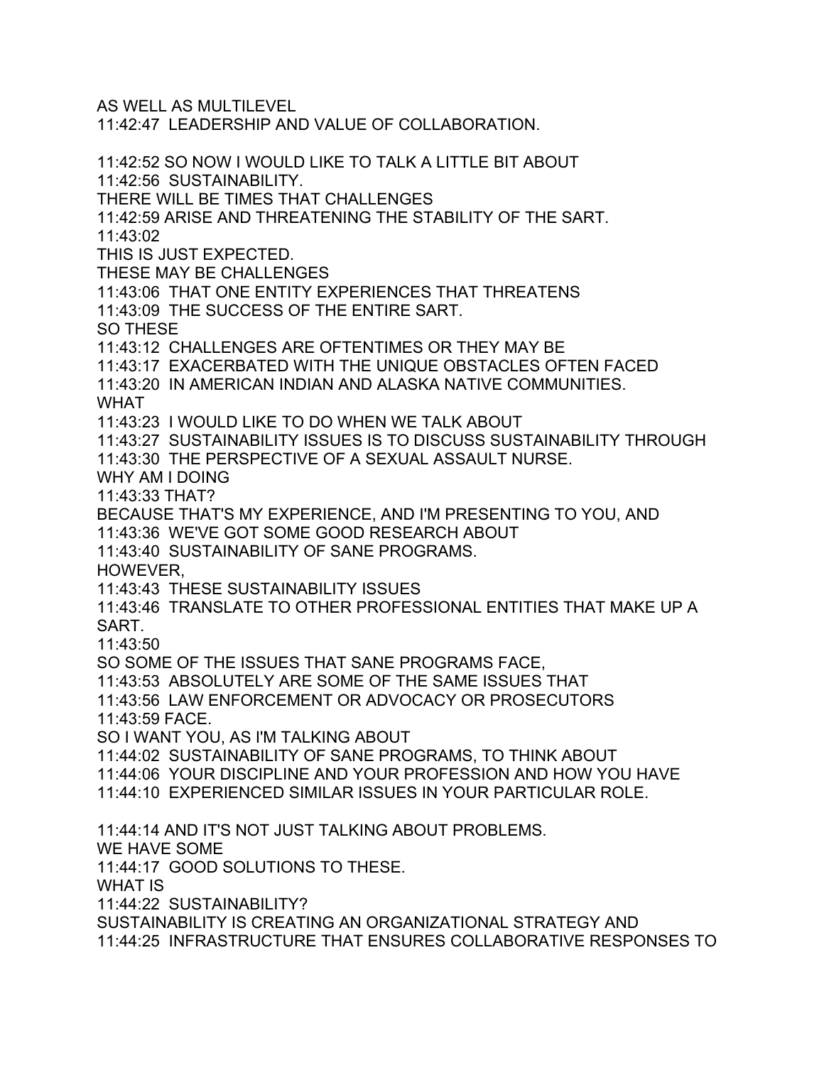AS WELL AS MULTILEVEL
11:42:47 LEADERSHIP AND VALUE OF COLLABORATION.

11:42:52 SO NOW I WOULD LIKE TO TALK A LITTLE BIT ABOUT
11:42:56 SUSTAINABILITY.
THERE WILL BE TIMES THAT CHALLENGES
11:42:59 ARISE AND THREATENING THE STABILITY OF THE SART.
11:43:02
THIS IS JUST EXPECTED.
THESE MAY BE CHALLENGES
11:43:06 THAT ONE ENTITY EXPERIENCES THAT THREATENS
11:43:09 THE SUCCESS OF THE ENTIRE SART.
SO THESE
11:43:12 CHALLENGES ARE OFTENTIMES OR THEY MAY BE
11:43:17 EXACERBATED WITH THE UNIQUE OBSTACLES OFTEN FACED
11:43:20 IN AMERICAN INDIAN AND ALASKA NATIVE COMMUNITIES.
WHAT
11:43:23 I WOULD LIKE TO DO WHEN WE TALK ABOUT
11:43:27 SUSTAINABILITY ISSUES IS TO DISCUSS SUSTAINABILITY THROUGH
11:43:30 THE PERSPECTIVE OF A SEXUAL ASSAULT NURSE.
WHY AM I DOING
11:43:33 THAT?
BECAUSE THAT'S MY EXPERIENCE, AND I'M PRESENTING TO YOU, AND
11:43:36 WE'VE GOT SOME GOOD RESEARCH ABOUT
11:43:40 SUSTAINABILITY OF SANE PROGRAMS.
HOWEVER,
11:43:43 THESE SUSTAINABILITY ISSUES
11:43:46 TRANSLATE TO OTHER PROFESSIONAL ENTITIES THAT MAKE UP A SART.
11:43:50
SO SOME OF THE ISSUES THAT SANE PROGRAMS FACE,
11:43:53 ABSOLUTELY ARE SOME OF THE SAME ISSUES THAT
11:43:56 LAW ENFORCEMENT OR ADVOCACY OR PROSECUTORS
11:43:59 FACE.
SO I WANT YOU, AS I'M TALKING ABOUT
11:44:02 SUSTAINABILITY OF SANE PROGRAMS, TO THINK ABOUT
11:44:06 YOUR DISCIPLINE AND YOUR PROFESSION AND HOW YOU HAVE
11:44:10 EXPERIENCED SIMILAR ISSUES IN YOUR PARTICULAR ROLE.

11:44:14 AND IT'S NOT JUST TALKING ABOUT PROBLEMS.
WE HAVE SOME
11:44:17 GOOD SOLUTIONS TO THESE.
WHAT IS
11:44:22 SUSTAINABILITY?
SUSTAINABILITY IS CREATING AN ORGANIZATIONAL STRATEGY AND
11:44:25 INFRASTRUCTURE THAT ENSURES COLLABORATIVE RESPONSES TO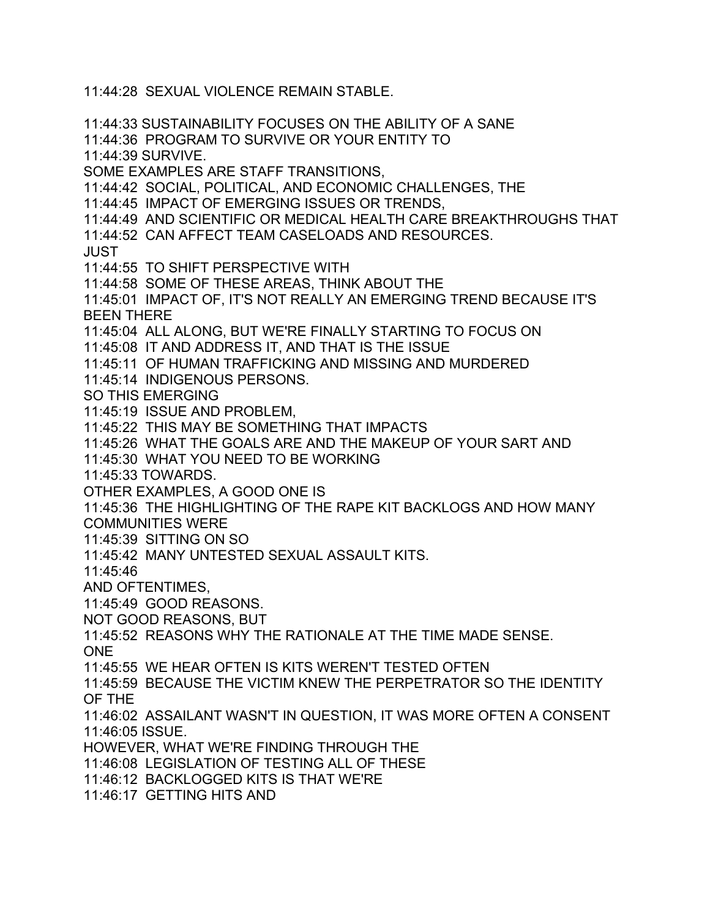11:44:28 SEXUAL VIOLENCE REMAIN STABLE.

11:44:33 SUSTAINABILITY FOCUSES ON THE ABILITY OF A SANE
11:44:36 PROGRAM TO SURVIVE OR YOUR ENTITY TO
11:44:39 SURVIVE.
SOME EXAMPLES ARE STAFF TRANSITIONS,
11:44:42 SOCIAL, POLITICAL, AND ECONOMIC CHALLENGES, THE
11:44:45 IMPACT OF EMERGING ISSUES OR TRENDS,
11:44:49 AND SCIENTIFIC OR MEDICAL HEALTH CARE BREAKTHROUGHS THAT
11:44:52 CAN AFFECT TEAM CASELOADS AND RESOURCES.
JUST
11:44:55 TO SHIFT PERSPECTIVE WITH
11:44:58 SOME OF THESE AREAS, THINK ABOUT THE
11:45:01 IMPACT OF, IT'S NOT REALLY AN EMERGING TREND BECAUSE IT'S BEEN THERE
11:45:04 ALL ALONG, BUT WE'RE FINALLY STARTING TO FOCUS ON
11:45:08 IT AND ADDRESS IT, AND THAT IS THE ISSUE
11:45:11 OF HUMAN TRAFFICKING AND MISSING AND MURDERED
11:45:14 INDIGENOUS PERSONS.
SO THIS EMERGING
11:45:19 ISSUE AND PROBLEM,
11:45:22 THIS MAY BE SOMETHING THAT IMPACTS
11:45:26 WHAT THE GOALS ARE AND THE MAKEUP OF YOUR SART AND
11:45:30 WHAT YOU NEED TO BE WORKING
11:45:33 TOWARDS.
OTHER EXAMPLES, A GOOD ONE IS
11:45:36 THE HIGHLIGHTING OF THE RAPE KIT BACKLOGS AND HOW MANY COMMUNITIES WERE
11:45:39 SITTING ON SO
11:45:42 MANY UNTESTED SEXUAL ASSAULT KITS.
11:45:46
AND OFTENTIMES,
11:45:49 GOOD REASONS.
NOT GOOD REASONS, BUT
11:45:52 REASONS WHY THE RATIONALE AT THE TIME MADE SENSE.
ONE
11:45:55 WE HEAR OFTEN IS KITS WEREN'T TESTED OFTEN
11:45:59 BECAUSE THE VICTIM KNEW THE PERPETRATOR SO THE IDENTITY OF THE
11:46:02 ASSAILANT WASN'T IN QUESTION, IT WAS MORE OFTEN A CONSENT
11:46:05 ISSUE.
HOWEVER, WHAT WE'RE FINDING THROUGH THE
11:46:08 LEGISLATION OF TESTING ALL OF THESE
11:46:12 BACKLOGGED KITS IS THAT WE'RE
11:46:17 GETTING HITS AND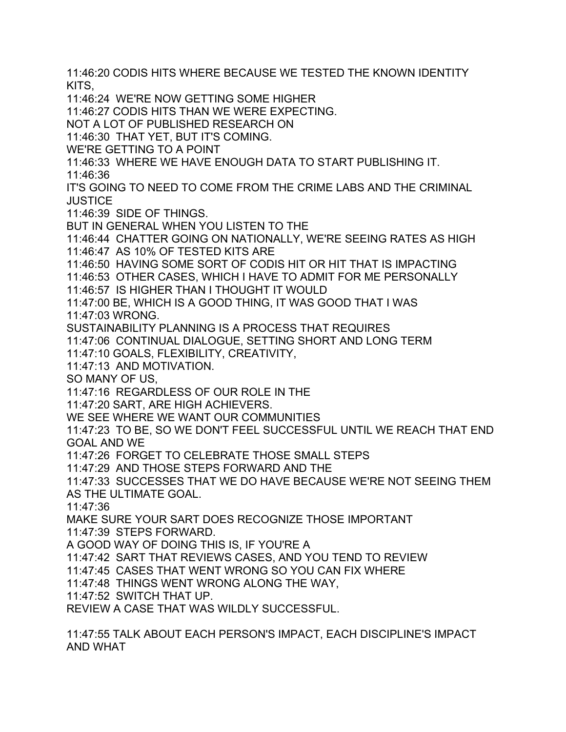11:46:20 CODIS HITS WHERE BECAUSE WE TESTED THE KNOWN IDENTITY KITS,
11:46:24 WE'RE NOW GETTING SOME HIGHER
11:46:27 CODIS HITS THAN WE WERE EXPECTING.
NOT A LOT OF PUBLISHED RESEARCH ON
11:46:30 THAT YET, BUT IT'S COMING.
WE'RE GETTING TO A POINT
11:46:33 WHERE WE HAVE ENOUGH DATA TO START PUBLISHING IT.
11:46:36
IT'S GOING TO NEED TO COME FROM THE CRIME LABS AND THE CRIMINAL JUSTICE
11:46:39 SIDE OF THINGS.
BUT IN GENERAL WHEN YOU LISTEN TO THE
11:46:44 CHATTER GOING ON NATIONALLY, WE'RE SEEING RATES AS HIGH
11:46:47 AS 10% OF TESTED KITS ARE
11:46:50 HAVING SOME SORT OF CODIS HIT OR HIT THAT IS IMPACTING
11:46:53 OTHER CASES, WHICH I HAVE TO ADMIT FOR ME PERSONALLY
11:46:57 IS HIGHER THAN I THOUGHT IT WOULD
11:47:00 BE, WHICH IS A GOOD THING, IT WAS GOOD THAT I WAS
11:47:03 WRONG.
SUSTAINABILITY PLANNING IS A PROCESS THAT REQUIRES
11:47:06 CONTINUAL DIALOGUE, SETTING SHORT AND LONG TERM
11:47:10 GOALS, FLEXIBILITY, CREATIVITY,
11:47:13 AND MOTIVATION.
SO MANY OF US,
11:47:16 REGARDLESS OF OUR ROLE IN THE
11:47:20 SART, ARE HIGH ACHIEVERS.
WE SEE WHERE WE WANT OUR COMMUNITIES
11:47:23 TO BE, SO WE DON'T FEEL SUCCESSFUL UNTIL WE REACH THAT END GOAL AND WE
11:47:26 FORGET TO CELEBRATE THOSE SMALL STEPS
11:47:29 AND THOSE STEPS FORWARD AND THE
11:47:33 SUCCESSES THAT WE DO HAVE BECAUSE WE'RE NOT SEEING THEM AS THE ULTIMATE GOAL.
11:47:36
MAKE SURE YOUR SART DOES RECOGNIZE THOSE IMPORTANT
11:47:39 STEPS FORWARD.
A GOOD WAY OF DOING THIS IS, IF YOU'RE A
11:47:42 SART THAT REVIEWS CASES, AND YOU TEND TO REVIEW
11:47:45 CASES THAT WENT WRONG SO YOU CAN FIX WHERE
11:47:48 THINGS WENT WRONG ALONG THE WAY,
11:47:52 SWITCH THAT UP.
REVIEW A CASE THAT WAS WILDLY SUCCESSFUL.

11:47:55 TALK ABOUT EACH PERSON'S IMPACT, EACH DISCIPLINE'S IMPACT AND WHAT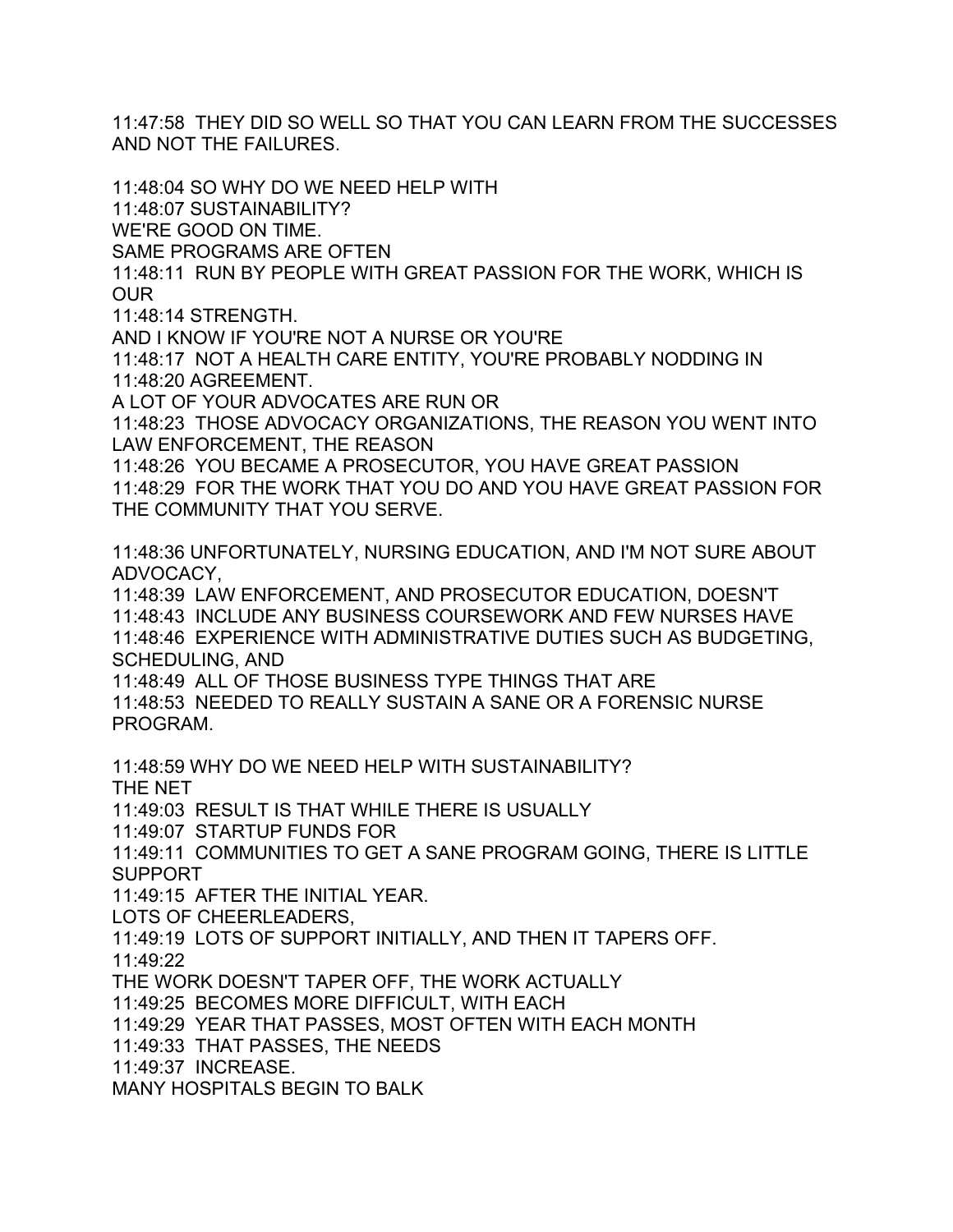11:47:58 THEY DID SO WELL SO THAT YOU CAN LEARN FROM THE SUCCESSES AND NOT THE FAILURES.

11:48:04 SO WHY DO WE NEED HELP WITH
11:48:07 SUSTAINABILITY?
WE'RE GOOD ON TIME.
SAME PROGRAMS ARE OFTEN
11:48:11 RUN BY PEOPLE WITH GREAT PASSION FOR THE WORK, WHICH IS OUR
11:48:14 STRENGTH.
AND I KNOW IF YOU'RE NOT A NURSE OR YOU'RE
11:48:17 NOT A HEALTH CARE ENTITY, YOU'RE PROBABLY NODDING IN
11:48:20 AGREEMENT.
A LOT OF YOUR ADVOCATES ARE RUN OR
11:48:23 THOSE ADVOCACY ORGANIZATIONS, THE REASON YOU WENT INTO LAW ENFORCEMENT, THE REASON
11:48:26 YOU BECAME A PROSECUTOR, YOU HAVE GREAT PASSION
11:48:29 FOR THE WORK THAT YOU DO AND YOU HAVE GREAT PASSION FOR THE COMMUNITY THAT YOU SERVE.

11:48:36 UNFORTUNATELY, NURSING EDUCATION, AND I'M NOT SURE ABOUT ADVOCACY,
11:48:39 LAW ENFORCEMENT, AND PROSECUTOR EDUCATION, DOESN'T
11:48:43 INCLUDE ANY BUSINESS COURSEWORK AND FEW NURSES HAVE
11:48:46 EXPERIENCE WITH ADMINISTRATIVE DUTIES SUCH AS BUDGETING, SCHEDULING, AND
11:48:49 ALL OF THOSE BUSINESS TYPE THINGS THAT ARE
11:48:53 NEEDED TO REALLY SUSTAIN A SANE OR A FORENSIC NURSE PROGRAM.

11:48:59 WHY DO WE NEED HELP WITH SUSTAINABILITY?
THE NET
11:49:03 RESULT IS THAT WHILE THERE IS USUALLY
11:49:07 STARTUP FUNDS FOR
11:49:11 COMMUNITIES TO GET A SANE PROGRAM GOING, THERE IS LITTLE SUPPORT
11:49:15 AFTER THE INITIAL YEAR.
LOTS OF CHEERLEADERS,
11:49:19 LOTS OF SUPPORT INITIALLY, AND THEN IT TAPERS OFF.
11:49:22
THE WORK DOESN'T TAPER OFF, THE WORK ACTUALLY
11:49:25 BECOMES MORE DIFFICULT, WITH EACH
11:49:29 YEAR THAT PASSES, MOST OFTEN WITH EACH MONTH
11:49:33 THAT PASSES, THE NEEDS
11:49:37 INCREASE.
MANY HOSPITALS BEGIN TO BALK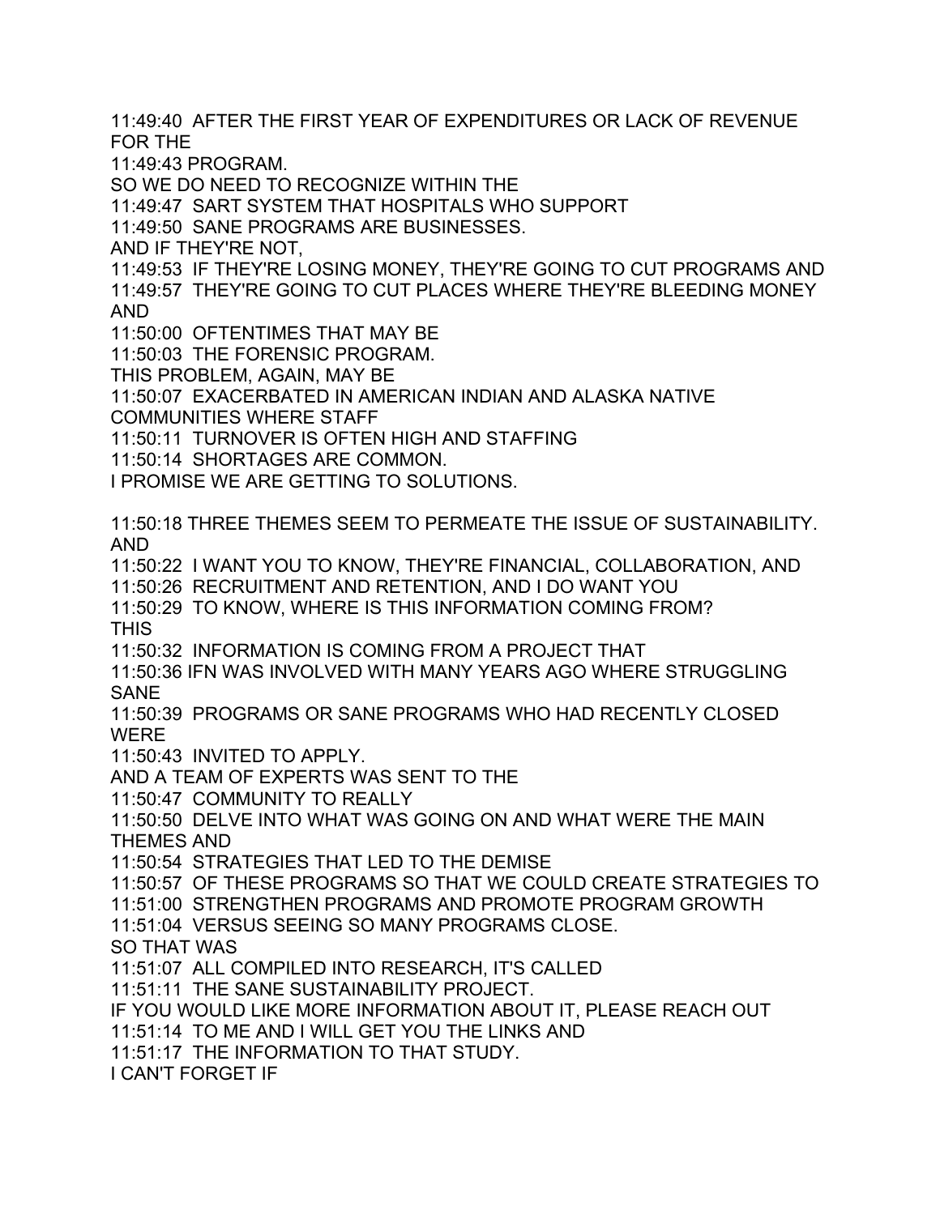11:49:40  AFTER THE FIRST YEAR OF EXPENDITURES OR LACK OF REVENUE FOR THE
11:49:43 PROGRAM.
SO WE DO NEED TO RECOGNIZE WITHIN THE
11:49:47  SART SYSTEM THAT HOSPITALS WHO SUPPORT
11:49:50  SANE PROGRAMS ARE BUSINESSES.
AND IF THEY'RE NOT,
11:49:53  IF THEY'RE LOSING MONEY, THEY'RE GOING TO CUT PROGRAMS AND
11:49:57  THEY'RE GOING TO CUT PLACES WHERE THEY'RE BLEEDING MONEY AND
11:50:00  OFTENTIMES THAT MAY BE
11:50:03  THE FORENSIC PROGRAM.
THIS PROBLEM, AGAIN, MAY BE
11:50:07  EXACERBATED IN AMERICAN INDIAN AND ALASKA NATIVE COMMUNITIES WHERE STAFF
11:50:11  TURNOVER IS OFTEN HIGH AND STAFFING
11:50:14  SHORTAGES ARE COMMON.
I PROMISE WE ARE GETTING TO SOLUTIONS.

11:50:18 THREE THEMES SEEM TO PERMEATE THE ISSUE OF SUSTAINABILITY. AND
11:50:22  I WANT YOU TO KNOW, THEY'RE FINANCIAL, COLLABORATION, AND
11:50:26  RECRUITMENT AND RETENTION, AND I DO WANT YOU
11:50:29  TO KNOW, WHERE IS THIS INFORMATION COMING FROM?
THIS
11:50:32  INFORMATION IS COMING FROM A PROJECT THAT
11:50:36 IFN WAS INVOLVED WITH MANY YEARS AGO WHERE STRUGGLING SANE
11:50:39  PROGRAMS OR SANE PROGRAMS WHO HAD RECENTLY CLOSED WERE
11:50:43  INVITED TO APPLY.
AND A TEAM OF EXPERTS WAS SENT TO THE
11:50:47  COMMUNITY TO REALLY
11:50:50  DELVE INTO WHAT WAS GOING ON AND WHAT WERE THE MAIN THEMES AND
11:50:54  STRATEGIES THAT LED TO THE DEMISE
11:50:57  OF THESE PROGRAMS SO THAT WE COULD CREATE STRATEGIES TO
11:51:00  STRENGTHEN PROGRAMS AND PROMOTE PROGRAM GROWTH
11:51:04  VERSUS SEEING SO MANY PROGRAMS CLOSE.
SO THAT WAS
11:51:07  ALL COMPILED INTO RESEARCH, IT'S CALLED
11:51:11  THE SANE SUSTAINABILITY PROJECT.
IF YOU WOULD LIKE MORE INFORMATION ABOUT IT, PLEASE REACH OUT
11:51:14  TO ME AND I WILL GET YOU THE LINKS AND
11:51:17  THE INFORMATION TO THAT STUDY.
I CAN'T FORGET IF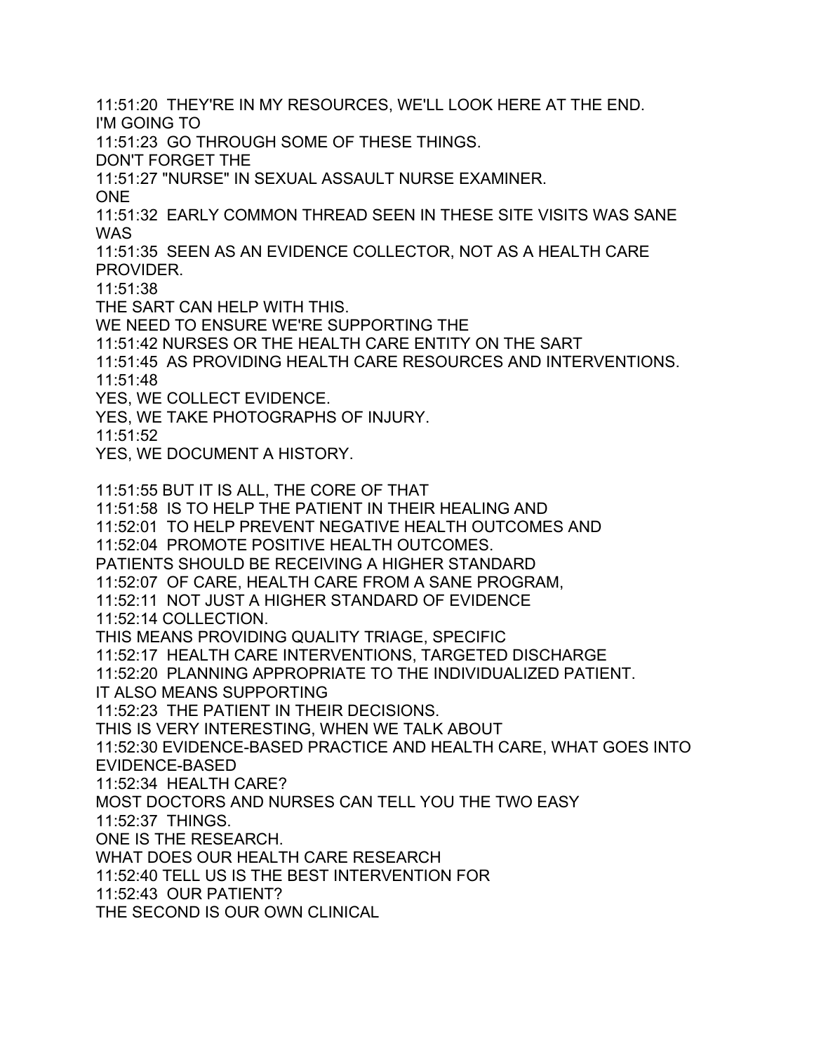11:51:20 THEY'RE IN MY RESOURCES, WE'LL LOOK HERE AT THE END.
I'M GOING TO
11:51:23 GO THROUGH SOME OF THESE THINGS.
DON'T FORGET THE
11:51:27 "NURSE" IN SEXUAL ASSAULT NURSE EXAMINER.
ONE
11:51:32 EARLY COMMON THREAD SEEN IN THESE SITE VISITS WAS SANE WAS
11:51:35 SEEN AS AN EVIDENCE COLLECTOR, NOT AS A HEALTH CARE PROVIDER.
11:51:38
THE SART CAN HELP WITH THIS.
WE NEED TO ENSURE WE'RE SUPPORTING THE
11:51:42 NURSES OR THE HEALTH CARE ENTITY ON THE SART
11:51:45 AS PROVIDING HEALTH CARE RESOURCES AND INTERVENTIONS.
11:51:48
YES, WE COLLECT EVIDENCE.
YES, WE TAKE PHOTOGRAPHS OF INJURY.
11:51:52
YES, WE DOCUMENT A HISTORY.

11:51:55 BUT IT IS ALL, THE CORE OF THAT
11:51:58 IS TO HELP THE PATIENT IN THEIR HEALING AND
11:52:01 TO HELP PREVENT NEGATIVE HEALTH OUTCOMES AND
11:52:04 PROMOTE POSITIVE HEALTH OUTCOMES.
PATIENTS SHOULD BE RECEIVING A HIGHER STANDARD
11:52:07 OF CARE, HEALTH CARE FROM A SANE PROGRAM,
11:52:11 NOT JUST A HIGHER STANDARD OF EVIDENCE
11:52:14 COLLECTION.
THIS MEANS PROVIDING QUALITY TRIAGE, SPECIFIC
11:52:17 HEALTH CARE INTERVENTIONS, TARGETED DISCHARGE
11:52:20 PLANNING APPROPRIATE TO THE INDIVIDUALIZED PATIENT.
IT ALSO MEANS SUPPORTING
11:52:23 THE PATIENT IN THEIR DECISIONS.
THIS IS VERY INTERESTING, WHEN WE TALK ABOUT
11:52:30 EVIDENCE-BASED PRACTICE AND HEALTH CARE, WHAT GOES INTO EVIDENCE-BASED
11:52:34 HEALTH CARE?
MOST DOCTORS AND NURSES CAN TELL YOU THE TWO EASY
11:52:37 THINGS.
ONE IS THE RESEARCH.
WHAT DOES OUR HEALTH CARE RESEARCH
11:52:40 TELL US IS THE BEST INTERVENTION FOR
11:52:43 OUR PATIENT?
THE SECOND IS OUR OWN CLINICAL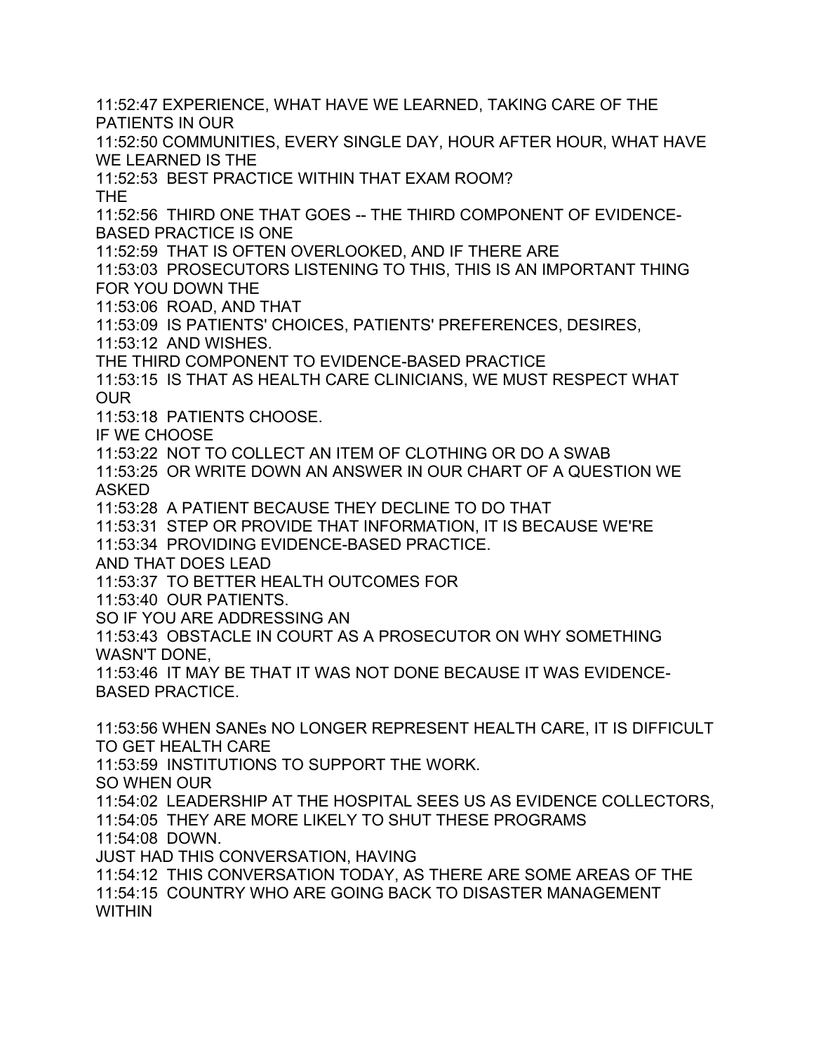11:52:47 EXPERIENCE, WHAT HAVE WE LEARNED, TAKING CARE OF THE PATIENTS IN OUR
11:52:50 COMMUNITIES, EVERY SINGLE DAY, HOUR AFTER HOUR, WHAT HAVE WE LEARNED IS THE
11:52:53 BEST PRACTICE WITHIN THAT EXAM ROOM?
THE
11:52:56 THIRD ONE THAT GOES -- THE THIRD COMPONENT OF EVIDENCE-BASED PRACTICE IS ONE
11:52:59 THAT IS OFTEN OVERLOOKED, AND IF THERE ARE
11:53:03 PROSECUTORS LISTENING TO THIS, THIS IS AN IMPORTANT THING FOR YOU DOWN THE
11:53:06 ROAD, AND THAT
11:53:09 IS PATIENTS' CHOICES, PATIENTS' PREFERENCES, DESIRES,
11:53:12 AND WISHES.
THE THIRD COMPONENT TO EVIDENCE-BASED PRACTICE
11:53:15 IS THAT AS HEALTH CARE CLINICIANS, WE MUST RESPECT WHAT OUR
11:53:18 PATIENTS CHOOSE.
IF WE CHOOSE
11:53:22 NOT TO COLLECT AN ITEM OF CLOTHING OR DO A SWAB
11:53:25 OR WRITE DOWN AN ANSWER IN OUR CHART OF A QUESTION WE ASKED
11:53:28 A PATIENT BECAUSE THEY DECLINE TO DO THAT
11:53:31 STEP OR PROVIDE THAT INFORMATION, IT IS BECAUSE WE'RE
11:53:34 PROVIDING EVIDENCE-BASED PRACTICE.
AND THAT DOES LEAD
11:53:37 TO BETTER HEALTH OUTCOMES FOR
11:53:40 OUR PATIENTS.
SO IF YOU ARE ADDRESSING AN
11:53:43 OBSTACLE IN COURT AS A PROSECUTOR ON WHY SOMETHING WASN'T DONE,
11:53:46 IT MAY BE THAT IT WAS NOT DONE BECAUSE IT WAS EVIDENCE-BASED PRACTICE.

11:53:56 WHEN SANEs NO LONGER REPRESENT HEALTH CARE, IT IS DIFFICULT TO GET HEALTH CARE
11:53:59 INSTITUTIONS TO SUPPORT THE WORK.
SO WHEN OUR
11:54:02 LEADERSHIP AT THE HOSPITAL SEES US AS EVIDENCE COLLECTORS,
11:54:05 THEY ARE MORE LIKELY TO SHUT THESE PROGRAMS
11:54:08 DOWN.
JUST HAD THIS CONVERSATION, HAVING
11:54:12 THIS CONVERSATION TODAY, AS THERE ARE SOME AREAS OF THE
11:54:15 COUNTRY WHO ARE GOING BACK TO DISASTER MANAGEMENT WITHIN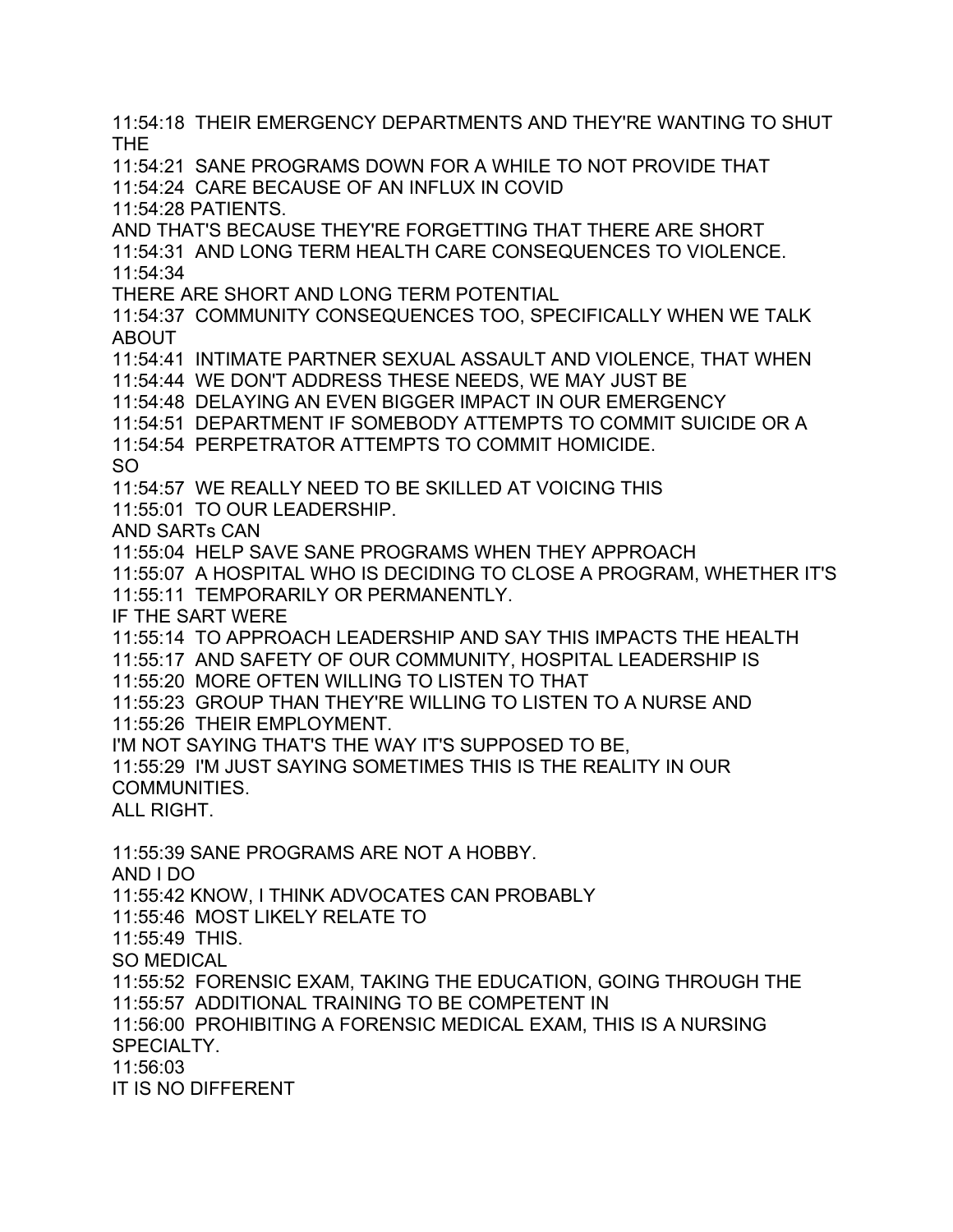11:54:18 THEIR EMERGENCY DEPARTMENTS AND THEY'RE WANTING TO SHUT THE
11:54:21 SANE PROGRAMS DOWN FOR A WHILE TO NOT PROVIDE THAT
11:54:24 CARE BECAUSE OF AN INFLUX IN COVID
11:54:28 PATIENTS.
AND THAT'S BECAUSE THEY'RE FORGETTING THAT THERE ARE SHORT
11:54:31 AND LONG TERM HEALTH CARE CONSEQUENCES TO VIOLENCE.
11:54:34
THERE ARE SHORT AND LONG TERM POTENTIAL
11:54:37 COMMUNITY CONSEQUENCES TOO, SPECIFICALLY WHEN WE TALK ABOUT
11:54:41 INTIMATE PARTNER SEXUAL ASSAULT AND VIOLENCE, THAT WHEN
11:54:44 WE DON'T ADDRESS THESE NEEDS, WE MAY JUST BE
11:54:48 DELAYING AN EVEN BIGGER IMPACT IN OUR EMERGENCY
11:54:51 DEPARTMENT IF SOMEBODY ATTEMPTS TO COMMIT SUICIDE OR A
11:54:54 PERPETRATOR ATTEMPTS TO COMMIT HOMICIDE.
SO
11:54:57 WE REALLY NEED TO BE SKILLED AT VOICING THIS
11:55:01 TO OUR LEADERSHIP.
AND SARTs CAN
11:55:04 HELP SAVE SANE PROGRAMS WHEN THEY APPROACH
11:55:07 A HOSPITAL WHO IS DECIDING TO CLOSE A PROGRAM, WHETHER IT'S
11:55:11 TEMPORARILY OR PERMANENTLY.
IF THE SART WERE
11:55:14 TO APPROACH LEADERSHIP AND SAY THIS IMPACTS THE HEALTH
11:55:17 AND SAFETY OF OUR COMMUNITY, HOSPITAL LEADERSHIP IS
11:55:20 MORE OFTEN WILLING TO LISTEN TO THAT
11:55:23 GROUP THAN THEY'RE WILLING TO LISTEN TO A NURSE AND
11:55:26 THEIR EMPLOYMENT.
I'M NOT SAYING THAT'S THE WAY IT'S SUPPOSED TO BE,
11:55:29 I'M JUST SAYING SOMETIMES THIS IS THE REALITY IN OUR COMMUNITIES.
ALL RIGHT.

11:55:39 SANE PROGRAMS ARE NOT A HOBBY.
AND I DO
11:55:42 KNOW, I THINK ADVOCATES CAN PROBABLY
11:55:46 MOST LIKELY RELATE TO
11:55:49 THIS.
SO MEDICAL
11:55:52 FORENSIC EXAM, TAKING THE EDUCATION, GOING THROUGH THE
11:55:57 ADDITIONAL TRAINING TO BE COMPETENT IN
11:56:00 PROHIBITING A FORENSIC MEDICAL EXAM, THIS IS A NURSING SPECIALTY.
11:56:03
IT IS NO DIFFERENT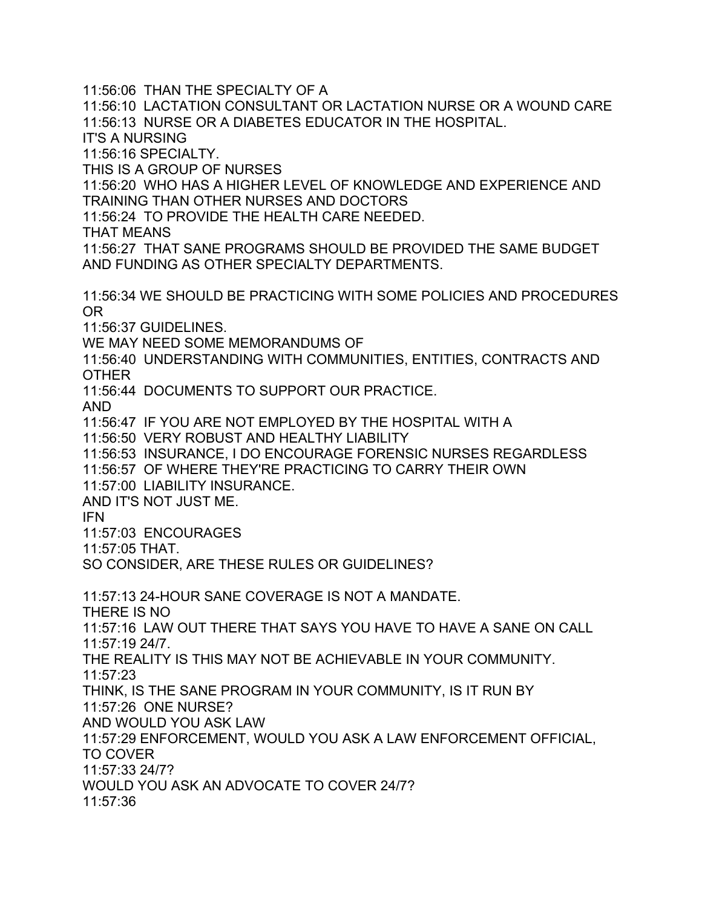11:56:06 THAN THE SPECIALTY OF A
11:56:10 LACTATION CONSULTANT OR LACTATION NURSE OR A WOUND CARE
11:56:13 NURSE OR A DIABETES EDUCATOR IN THE HOSPITAL.
IT'S A NURSING
11:56:16 SPECIALTY.
THIS IS A GROUP OF NURSES
11:56:20 WHO HAS A HIGHER LEVEL OF KNOWLEDGE AND EXPERIENCE AND TRAINING THAN OTHER NURSES AND DOCTORS
11:56:24 TO PROVIDE THE HEALTH CARE NEEDED.
THAT MEANS
11:56:27 THAT SANE PROGRAMS SHOULD BE PROVIDED THE SAME BUDGET AND FUNDING AS OTHER SPECIALTY DEPARTMENTS.

11:56:34 WE SHOULD BE PRACTICING WITH SOME POLICIES AND PROCEDURES OR
11:56:37 GUIDELINES.
WE MAY NEED SOME MEMORANDUMS OF
11:56:40 UNDERSTANDING WITH COMMUNITIES, ENTITIES, CONTRACTS AND OTHER
11:56:44 DOCUMENTS TO SUPPORT OUR PRACTICE.
AND
11:56:47 IF YOU ARE NOT EMPLOYED BY THE HOSPITAL WITH A
11:56:50 VERY ROBUST AND HEALTHY LIABILITY
11:56:53 INSURANCE, I DO ENCOURAGE FORENSIC NURSES REGARDLESS
11:56:57 OF WHERE THEY'RE PRACTICING TO CARRY THEIR OWN
11:57:00 LIABILITY INSURANCE.
AND IT'S NOT JUST ME.
IFN
11:57:03 ENCOURAGES
11:57:05 THAT.
SO CONSIDER, ARE THESE RULES OR GUIDELINES?

11:57:13 24-HOUR SANE COVERAGE IS NOT A MANDATE.
THERE IS NO
11:57:16 LAW OUT THERE THAT SAYS YOU HAVE TO HAVE A SANE ON CALL
11:57:19 24/7.
THE REALITY IS THIS MAY NOT BE ACHIEVABLE IN YOUR COMMUNITY.
11:57:23
THINK, IS THE SANE PROGRAM IN YOUR COMMUNITY, IS IT RUN BY
11:57:26 ONE NURSE?
AND WOULD YOU ASK LAW
11:57:29 ENFORCEMENT, WOULD YOU ASK A LAW ENFORCEMENT OFFICIAL, TO COVER
11:57:33 24/7?
WOULD YOU ASK AN ADVOCATE TO COVER 24/7?
11:57:36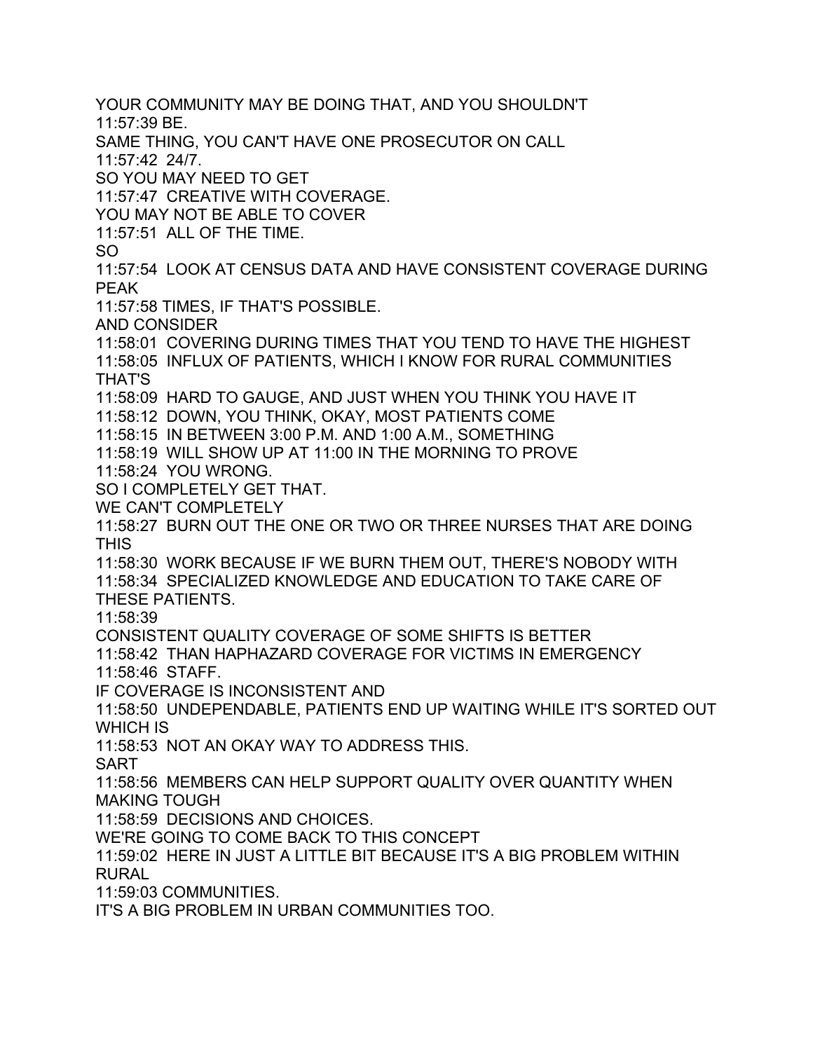YOUR COMMUNITY MAY BE DOING THAT, AND YOU SHOULDN'T
11:57:39 BE.
SAME THING, YOU CAN'T HAVE ONE PROSECUTOR ON CALL
11:57:42  24/7.
SO YOU MAY NEED TO GET
11:57:47  CREATIVE WITH COVERAGE.
YOU MAY NOT BE ABLE TO COVER
11:57:51  ALL OF THE TIME.
SO
11:57:54  LOOK AT CENSUS DATA AND HAVE CONSISTENT COVERAGE DURING PEAK
11:57:58 TIMES, IF THAT'S POSSIBLE.
AND CONSIDER
11:58:01  COVERING DURING TIMES THAT YOU TEND TO HAVE THE HIGHEST
11:58:05  INFLUX OF PATIENTS, WHICH I KNOW FOR RURAL COMMUNITIES THAT'S
11:58:09  HARD TO GAUGE, AND JUST WHEN YOU THINK YOU HAVE IT
11:58:12  DOWN, YOU THINK, OKAY, MOST PATIENTS COME
11:58:15  IN BETWEEN 3:00 P.M. AND 1:00 A.M., SOMETHING
11:58:19  WILL SHOW UP AT 11:00 IN THE MORNING TO PROVE
11:58:24  YOU WRONG.
SO I COMPLETELY GET THAT.
WE CAN'T COMPLETELY
11:58:27  BURN OUT THE ONE OR TWO OR THREE NURSES THAT ARE DOING THIS
11:58:30  WORK BECAUSE IF WE BURN THEM OUT, THERE'S NOBODY WITH
11:58:34  SPECIALIZED KNOWLEDGE AND EDUCATION TO TAKE CARE OF THESE PATIENTS.
11:58:39
CONSISTENT QUALITY COVERAGE OF SOME SHIFTS IS BETTER
11:58:42  THAN HAPHAZARD COVERAGE FOR VICTIMS IN EMERGENCY
11:58:46  STAFF.
IF COVERAGE IS INCONSISTENT AND
11:58:50  UNDEPENDABLE, PATIENTS END UP WAITING WHILE IT'S SORTED OUT WHICH IS
11:58:53  NOT AN OKAY WAY TO ADDRESS THIS.
SART
11:58:56  MEMBERS CAN HELP SUPPORT QUALITY OVER QUANTITY WHEN MAKING TOUGH
11:58:59  DECISIONS AND CHOICES.
WE'RE GOING TO COME BACK TO THIS CONCEPT
11:59:02  HERE IN JUST A LITTLE BIT BECAUSE IT'S A BIG PROBLEM WITHIN RURAL
11:59:03 COMMUNITIES.
IT'S A BIG PROBLEM IN URBAN COMMUNITIES TOO.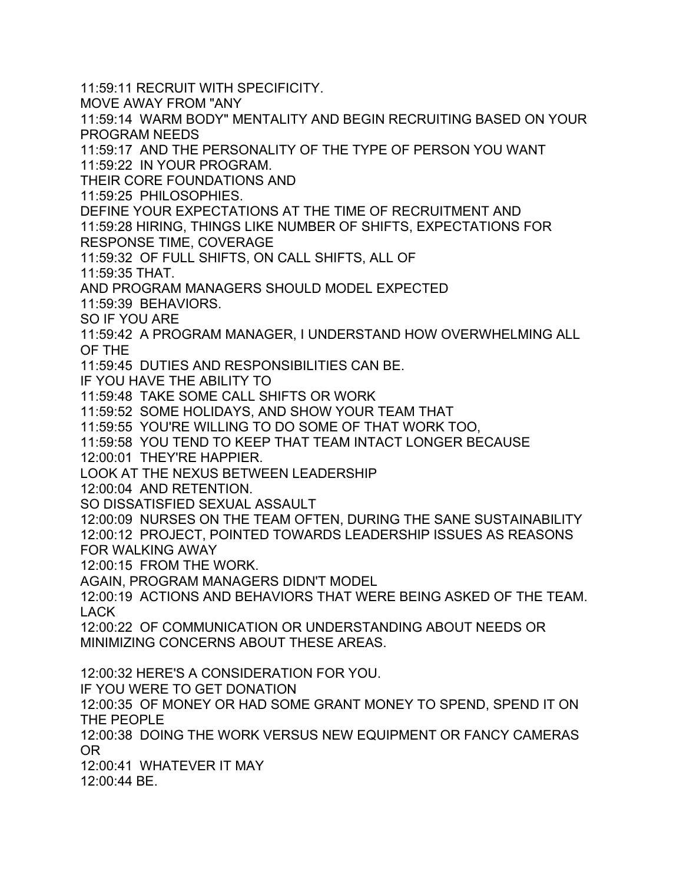11:59:11 RECRUIT WITH SPECIFICITY.
MOVE AWAY FROM "ANY
11:59:14 WARM BODY" MENTALITY AND BEGIN RECRUITING BASED ON YOUR PROGRAM NEEDS
11:59:17 AND THE PERSONALITY OF THE TYPE OF PERSON YOU WANT
11:59:22 IN YOUR PROGRAM.
THEIR CORE FOUNDATIONS AND
11:59:25 PHILOSOPHIES.
DEFINE YOUR EXPECTATIONS AT THE TIME OF RECRUITMENT AND
11:59:28 HIRING, THINGS LIKE NUMBER OF SHIFTS, EXPECTATIONS FOR RESPONSE TIME, COVERAGE
11:59:32 OF FULL SHIFTS, ON CALL SHIFTS, ALL OF
11:59:35 THAT.
AND PROGRAM MANAGERS SHOULD MODEL EXPECTED
11:59:39 BEHAVIORS.
SO IF YOU ARE
11:59:42 A PROGRAM MANAGER, I UNDERSTAND HOW OVERWHELMING ALL OF THE
11:59:45 DUTIES AND RESPONSIBILITIES CAN BE.
IF YOU HAVE THE ABILITY TO
11:59:48 TAKE SOME CALL SHIFTS OR WORK
11:59:52 SOME HOLIDAYS, AND SHOW YOUR TEAM THAT
11:59:55 YOU'RE WILLING TO DO SOME OF THAT WORK TOO,
11:59:58 YOU TEND TO KEEP THAT TEAM INTACT LONGER BECAUSE
12:00:01 THEY'RE HAPPIER.
LOOK AT THE NEXUS BETWEEN LEADERSHIP
12:00:04 AND RETENTION.
SO DISSATISFIED SEXUAL ASSAULT
12:00:09 NURSES ON THE TEAM OFTEN, DURING THE SANE SUSTAINABILITY
12:00:12 PROJECT, POINTED TOWARDS LEADERSHIP ISSUES AS REASONS FOR WALKING AWAY
12:00:15 FROM THE WORK.
AGAIN, PROGRAM MANAGERS DIDN'T MODEL
12:00:19 ACTIONS AND BEHAVIORS THAT WERE BEING ASKED OF THE TEAM. LACK
12:00:22 OF COMMUNICATION OR UNDERSTANDING ABOUT NEEDS OR MINIMIZING CONCERNS ABOUT THESE AREAS.

12:00:32 HERE'S A CONSIDERATION FOR YOU.
IF YOU WERE TO GET DONATION
12:00:35 OF MONEY OR HAD SOME GRANT MONEY TO SPEND, SPEND IT ON THE PEOPLE
12:00:38 DOING THE WORK VERSUS NEW EQUIPMENT OR FANCY CAMERAS OR
12:00:41 WHATEVER IT MAY
12:00:44 BE.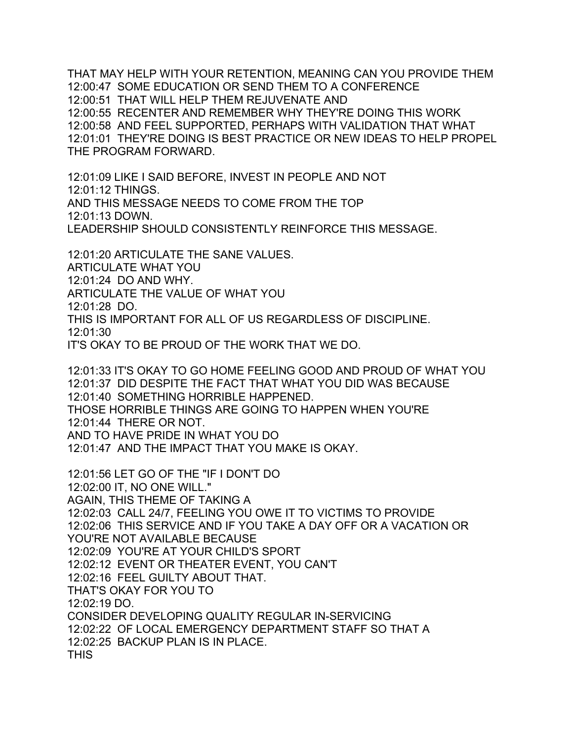THAT MAY HELP WITH YOUR RETENTION, MEANING CAN YOU PROVIDE THEM
12:00:47 SOME EDUCATION OR SEND THEM TO A CONFERENCE
12:00:51 THAT WILL HELP THEM REJUVENATE AND
12:00:55 RECENTER AND REMEMBER WHY THEY'RE DOING THIS WORK
12:00:58 AND FEEL SUPPORTED, PERHAPS WITH VALIDATION THAT WHAT
12:01:01 THEY'RE DOING IS BEST PRACTICE OR NEW IDEAS TO HELP PROPEL THE PROGRAM FORWARD.

12:01:09 LIKE I SAID BEFORE, INVEST IN PEOPLE AND NOT
12:01:12 THINGS.
AND THIS MESSAGE NEEDS TO COME FROM THE TOP
12:01:13 DOWN.
LEADERSHIP SHOULD CONSISTENTLY REINFORCE THIS MESSAGE.

12:01:20 ARTICULATE THE SANE VALUES.
ARTICULATE WHAT YOU
12:01:24 DO AND WHY.
ARTICULATE THE VALUE OF WHAT YOU
12:01:28 DO.
THIS IS IMPORTANT FOR ALL OF US REGARDLESS OF DISCIPLINE.
12:01:30
IT'S OKAY TO BE PROUD OF THE WORK THAT WE DO.

12:01:33 IT'S OKAY TO GO HOME FEELING GOOD AND PROUD OF WHAT YOU
12:01:37 DID DESPITE THE FACT THAT WHAT YOU DID WAS BECAUSE
12:01:40 SOMETHING HORRIBLE HAPPENED.
THOSE HORRIBLE THINGS ARE GOING TO HAPPEN WHEN YOU'RE
12:01:44 THERE OR NOT.
AND TO HAVE PRIDE IN WHAT YOU DO
12:01:47 AND THE IMPACT THAT YOU MAKE IS OKAY.

12:01:56 LET GO OF THE "IF I DON'T DO
12:02:00 IT, NO ONE WILL."
AGAIN, THIS THEME OF TAKING A
12:02:03 CALL 24/7, FEELING YOU OWE IT TO VICTIMS TO PROVIDE
12:02:06 THIS SERVICE AND IF YOU TAKE A DAY OFF OR A VACATION OR YOU'RE NOT AVAILABLE BECAUSE
12:02:09 YOU'RE AT YOUR CHILD'S SPORT
12:02:12 EVENT OR THEATER EVENT, YOU CAN'T
12:02:16 FEEL GUILTY ABOUT THAT.
THAT'S OKAY FOR YOU TO
12:02:19 DO.
CONSIDER DEVELOPING QUALITY REGULAR IN-SERVICING
12:02:22 OF LOCAL EMERGENCY DEPARTMENT STAFF SO THAT A
12:02:25 BACKUP PLAN IS IN PLACE.
THIS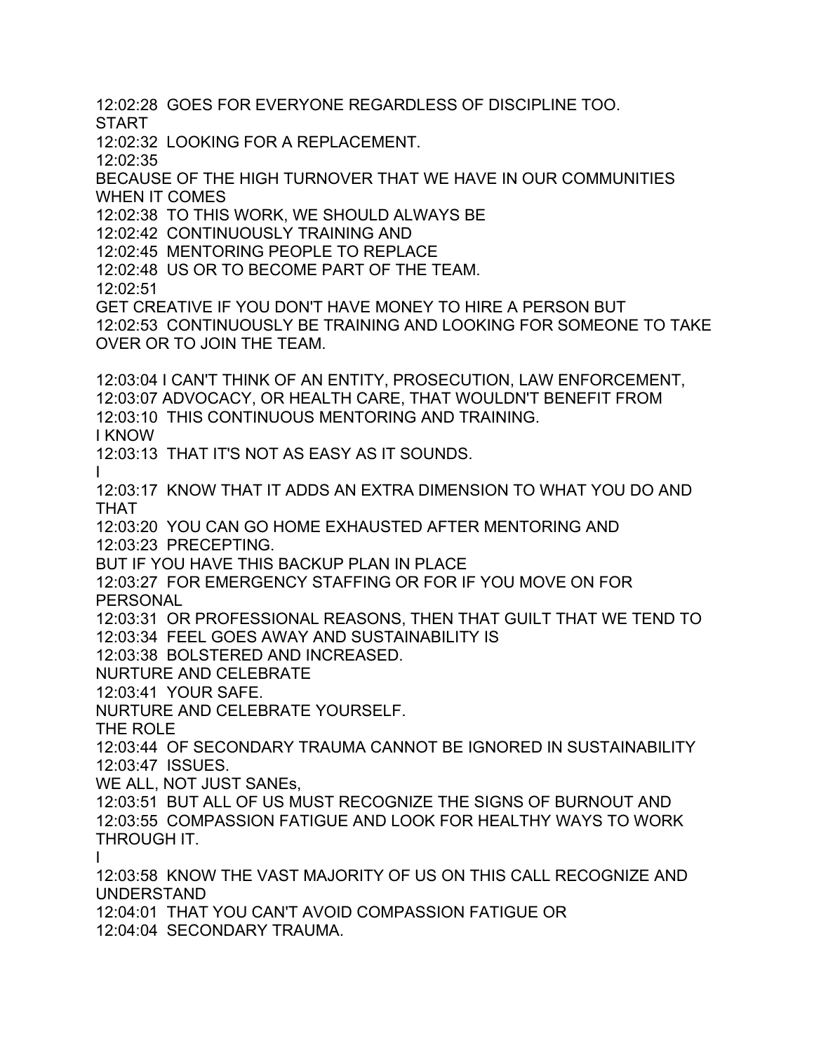12:02:28 GOES FOR EVERYONE REGARDLESS OF DISCIPLINE TOO.
START
12:02:32 LOOKING FOR A REPLACEMENT.
12:02:35
BECAUSE OF THE HIGH TURNOVER THAT WE HAVE IN OUR COMMUNITIES WHEN IT COMES
12:02:38 TO THIS WORK, WE SHOULD ALWAYS BE
12:02:42 CONTINUOUSLY TRAINING AND
12:02:45 MENTORING PEOPLE TO REPLACE
12:02:48 US OR TO BECOME PART OF THE TEAM.
12:02:51
GET CREATIVE IF YOU DON'T HAVE MONEY TO HIRE A PERSON BUT
12:02:53 CONTINUOUSLY BE TRAINING AND LOOKING FOR SOMEONE TO TAKE OVER OR TO JOIN THE TEAM.

12:03:04 I CAN'T THINK OF AN ENTITY, PROSECUTION, LAW ENFORCEMENT,
12:03:07 ADVOCACY, OR HEALTH CARE, THAT WOULDN'T BENEFIT FROM
12:03:10 THIS CONTINUOUS MENTORING AND TRAINING.
I KNOW
12:03:13 THAT IT'S NOT AS EASY AS IT SOUNDS.
I
12:03:17 KNOW THAT IT ADDS AN EXTRA DIMENSION TO WHAT YOU DO AND THAT
12:03:20 YOU CAN GO HOME EXHAUSTED AFTER MENTORING AND
12:03:23 PRECEPTING.
BUT IF YOU HAVE THIS BACKUP PLAN IN PLACE
12:03:27 FOR EMERGENCY STAFFING OR FOR IF YOU MOVE ON FOR PERSONAL
12:03:31 OR PROFESSIONAL REASONS, THEN THAT GUILT THAT WE TEND TO
12:03:34 FEEL GOES AWAY AND SUSTAINABILITY IS
12:03:38 BOLSTERED AND INCREASED.
NURTURE AND CELEBRATE
12:03:41 YOUR SAFE.
NURTURE AND CELEBRATE YOURSELF.
THE ROLE
12:03:44 OF SECONDARY TRAUMA CANNOT BE IGNORED IN SUSTAINABILITY
12:03:47 ISSUES.
WE ALL, NOT JUST SANEs,
12:03:51 BUT ALL OF US MUST RECOGNIZE THE SIGNS OF BURNOUT AND
12:03:55 COMPASSION FATIGUE AND LOOK FOR HEALTHY WAYS TO WORK THROUGH IT.
I
12:03:58 KNOW THE VAST MAJORITY OF US ON THIS CALL RECOGNIZE AND UNDERSTAND
12:04:01 THAT YOU CAN'T AVOID COMPASSION FATIGUE OR
12:04:04 SECONDARY TRAUMA.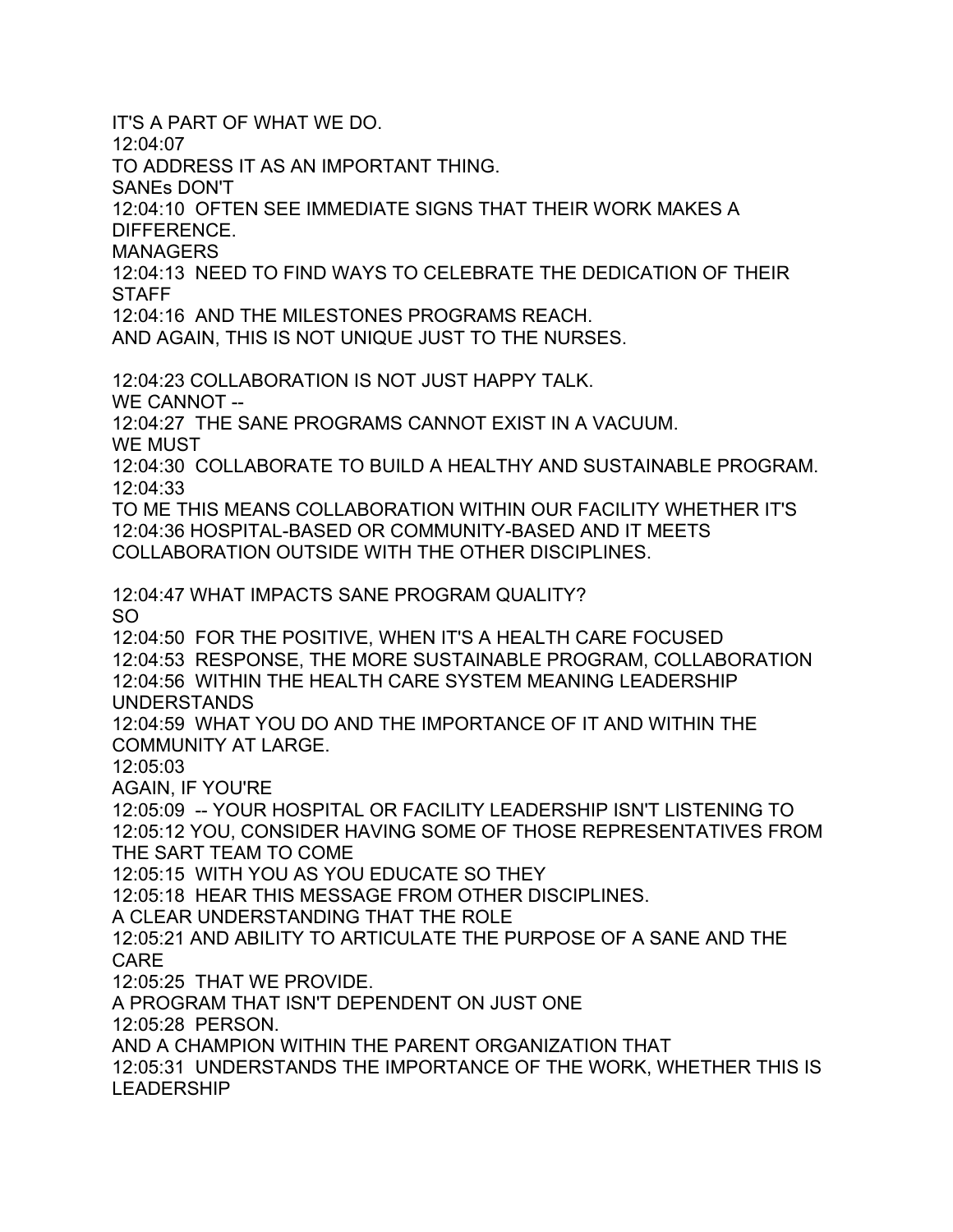IT'S A PART OF WHAT WE DO.
12:04:07
TO ADDRESS IT AS AN IMPORTANT THING.
SANEs DON'T
12:04:10 OFTEN SEE IMMEDIATE SIGNS THAT THEIR WORK MAKES A DIFFERENCE.
MANAGERS
12:04:13 NEED TO FIND WAYS TO CELEBRATE THE DEDICATION OF THEIR STAFF
12:04:16 AND THE MILESTONES PROGRAMS REACH.
AND AGAIN, THIS IS NOT UNIQUE JUST TO THE NURSES.

12:04:23 COLLABORATION IS NOT JUST HAPPY TALK.
WE CANNOT --
12:04:27 THE SANE PROGRAMS CANNOT EXIST IN A VACUUM.
WE MUST
12:04:30 COLLABORATE TO BUILD A HEALTHY AND SUSTAINABLE PROGRAM.
12:04:33
TO ME THIS MEANS COLLABORATION WITHIN OUR FACILITY WHETHER IT'S
12:04:36 HOSPITAL-BASED OR COMMUNITY-BASED AND IT MEETS COLLABORATION OUTSIDE WITH THE OTHER DISCIPLINES.

12:04:47 WHAT IMPACTS SANE PROGRAM QUALITY?
SO
12:04:50 FOR THE POSITIVE, WHEN IT'S A HEALTH CARE FOCUSED
12:04:53 RESPONSE, THE MORE SUSTAINABLE PROGRAM, COLLABORATION
12:04:56 WITHIN THE HEALTH CARE SYSTEM MEANING LEADERSHIP UNDERSTANDS
12:04:59 WHAT YOU DO AND THE IMPORTANCE OF IT AND WITHIN THE COMMUNITY AT LARGE.
12:05:03
AGAIN, IF YOU'RE
12:05:09 -- YOUR HOSPITAL OR FACILITY LEADERSHIP ISN'T LISTENING TO
12:05:12 YOU, CONSIDER HAVING SOME OF THOSE REPRESENTATIVES FROM THE SART TEAM TO COME
12:05:15 WITH YOU AS YOU EDUCATE SO THEY
12:05:18 HEAR THIS MESSAGE FROM OTHER DISCIPLINES.
A CLEAR UNDERSTANDING THAT THE ROLE
12:05:21 AND ABILITY TO ARTICULATE THE PURPOSE OF A SANE AND THE CARE
12:05:25 THAT WE PROVIDE.
A PROGRAM THAT ISN'T DEPENDENT ON JUST ONE
12:05:28 PERSON.
AND A CHAMPION WITHIN THE PARENT ORGANIZATION THAT
12:05:31 UNDERSTANDS THE IMPORTANCE OF THE WORK, WHETHER THIS IS LEADERSHIP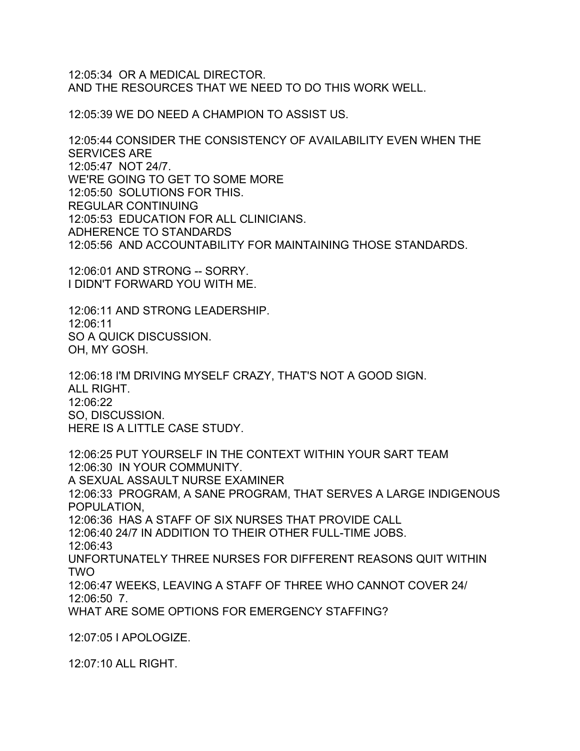12:05:34 OR A MEDICAL DIRECTOR.
AND THE RESOURCES THAT WE NEED TO DO THIS WORK WELL.

12:05:39 WE DO NEED A CHAMPION TO ASSIST US.

12:05:44 CONSIDER THE CONSISTENCY OF AVAILABILITY EVEN WHEN THE SERVICES ARE
12:05:47 NOT 24/7.
WE'RE GOING TO GET TO SOME MORE
12:05:50 SOLUTIONS FOR THIS.
REGULAR CONTINUING
12:05:53 EDUCATION FOR ALL CLINICIANS.
ADHERENCE TO STANDARDS
12:05:56 AND ACCOUNTABILITY FOR MAINTAINING THOSE STANDARDS.

12:06:01 AND STRONG -- SORRY.
I DIDN'T FORWARD YOU WITH ME.

12:06:11 AND STRONG LEADERSHIP.
12:06:11
SO A QUICK DISCUSSION.
OH, MY GOSH.

12:06:18 I'M DRIVING MYSELF CRAZY, THAT'S NOT A GOOD SIGN.
ALL RIGHT.
12:06:22
SO, DISCUSSION.
HERE IS A LITTLE CASE STUDY.

12:06:25 PUT YOURSELF IN THE CONTEXT WITHIN YOUR SART TEAM
12:06:30 IN YOUR COMMUNITY.
A SEXUAL ASSAULT NURSE EXAMINER
12:06:33 PROGRAM, A SANE PROGRAM, THAT SERVES A LARGE INDIGENOUS POPULATION,
12:06:36 HAS A STAFF OF SIX NURSES THAT PROVIDE CALL
12:06:40 24/7 IN ADDITION TO THEIR OTHER FULL-TIME JOBS.
12:06:43
UNFORTUNATELY THREE NURSES FOR DIFFERENT REASONS QUIT WITHIN TWO
12:06:47 WEEKS, LEAVING A STAFF OF THREE WHO CANNOT COVER 24/
12:06:50 7.
WHAT ARE SOME OPTIONS FOR EMERGENCY STAFFING?

12:07:05 I APOLOGIZE.

12:07:10 ALL RIGHT.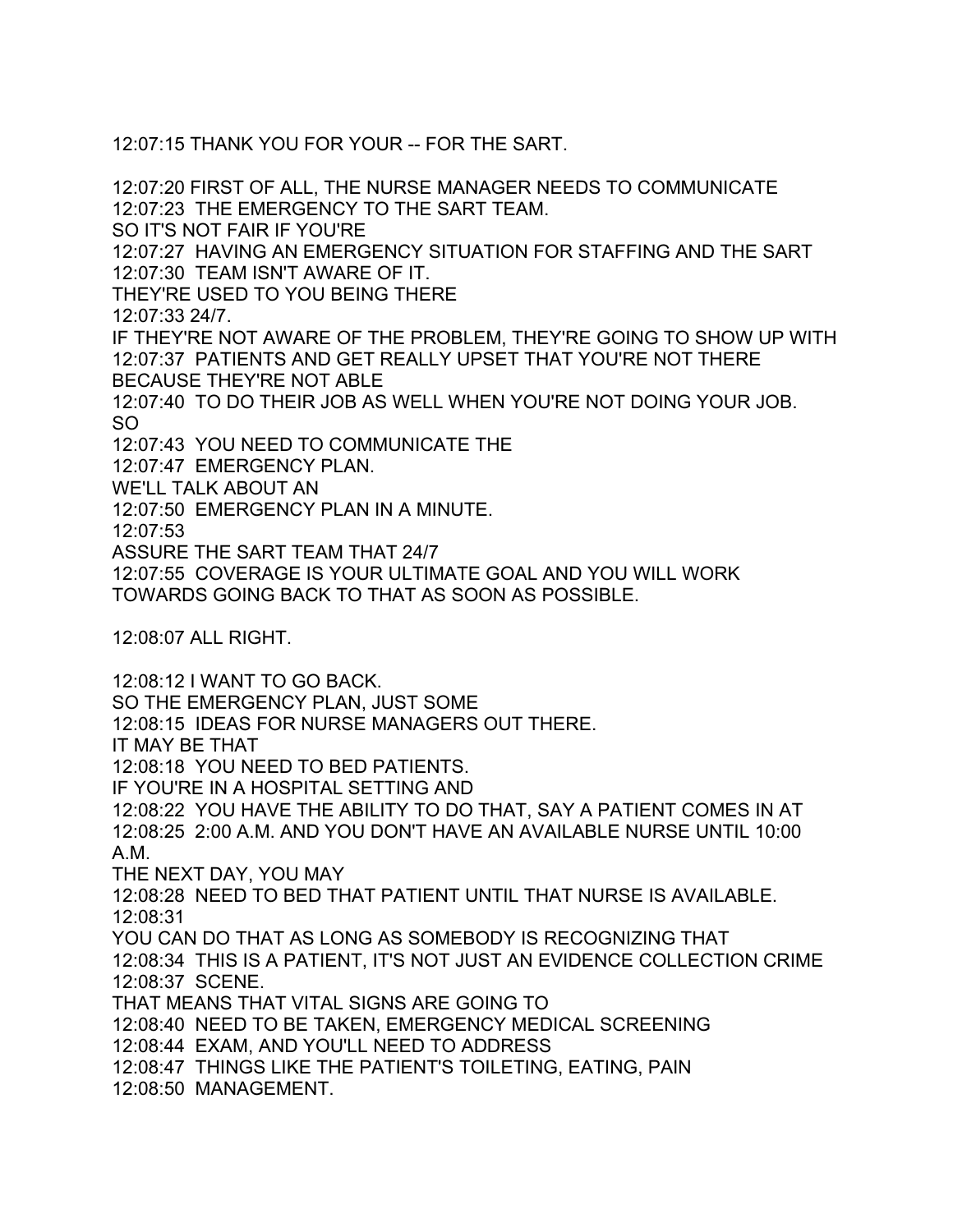12:07:15 THANK YOU FOR YOUR -- FOR THE SART.

12:07:20 FIRST OF ALL, THE NURSE MANAGER NEEDS TO COMMUNICATE
12:07:23 THE EMERGENCY TO THE SART TEAM.
SO IT'S NOT FAIR IF YOU'RE
12:07:27 HAVING AN EMERGENCY SITUATION FOR STAFFING AND THE SART
12:07:30 TEAM ISN'T AWARE OF IT.
THEY'RE USED TO YOU BEING THERE
12:07:33 24/7.
IF THEY'RE NOT AWARE OF THE PROBLEM, THEY'RE GOING TO SHOW UP WITH
12:07:37 PATIENTS AND GET REALLY UPSET THAT YOU'RE NOT THERE
BECAUSE THEY'RE NOT ABLE
12:07:40 TO DO THEIR JOB AS WELL WHEN YOU'RE NOT DOING YOUR JOB.
SO
12:07:43 YOU NEED TO COMMUNICATE THE
12:07:47 EMERGENCY PLAN.
WE'LL TALK ABOUT AN
12:07:50 EMERGENCY PLAN IN A MINUTE.
12:07:53
ASSURE THE SART TEAM THAT 24/7
12:07:55 COVERAGE IS YOUR ULTIMATE GOAL AND YOU WILL WORK
TOWARDS GOING BACK TO THAT AS SOON AS POSSIBLE.

12:08:07 ALL RIGHT.

12:08:12 I WANT TO GO BACK.
SO THE EMERGENCY PLAN, JUST SOME
12:08:15 IDEAS FOR NURSE MANAGERS OUT THERE.
IT MAY BE THAT
12:08:18 YOU NEED TO BED PATIENTS.
IF YOU'RE IN A HOSPITAL SETTING AND
12:08:22 YOU HAVE THE ABILITY TO DO THAT, SAY A PATIENT COMES IN AT
12:08:25 2:00 A.M. AND YOU DON'T HAVE AN AVAILABLE NURSE UNTIL 10:00
A.M.
THE NEXT DAY, YOU MAY
12:08:28 NEED TO BED THAT PATIENT UNTIL THAT NURSE IS AVAILABLE.
12:08:31
YOU CAN DO THAT AS LONG AS SOMEBODY IS RECOGNIZING THAT
12:08:34 THIS IS A PATIENT, IT'S NOT JUST AN EVIDENCE COLLECTION CRIME
12:08:37 SCENE.
THAT MEANS THAT VITAL SIGNS ARE GOING TO
12:08:40 NEED TO BE TAKEN, EMERGENCY MEDICAL SCREENING
12:08:44 EXAM, AND YOU'LL NEED TO ADDRESS
12:08:47 THINGS LIKE THE PATIENT'S TOILETING, EATING, PAIN
12:08:50 MANAGEMENT.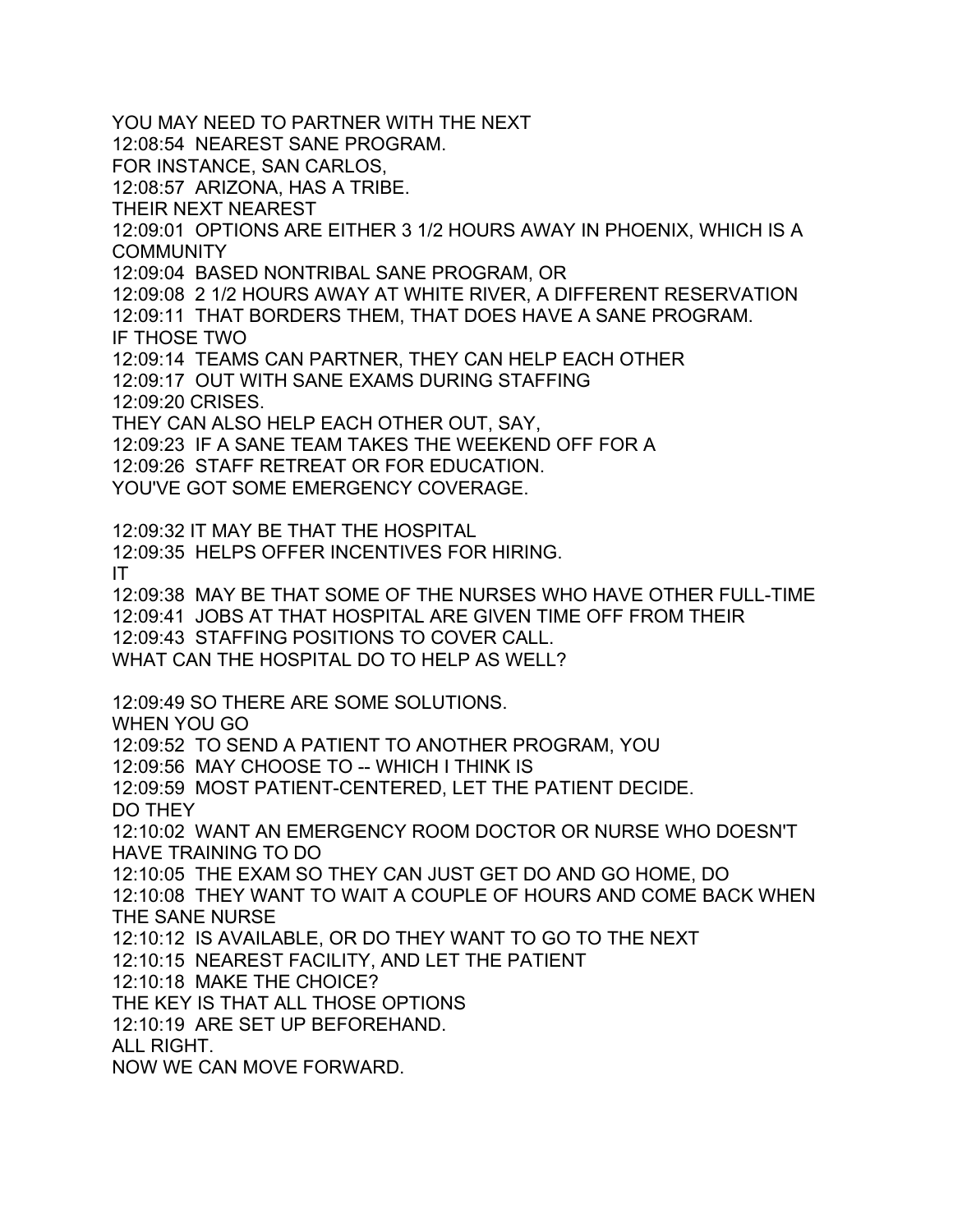YOU MAY NEED TO PARTNER WITH THE NEXT
12:08:54 NEAREST SANE PROGRAM.
FOR INSTANCE, SAN CARLOS,
12:08:57 ARIZONA, HAS A TRIBE.
THEIR NEXT NEAREST
12:09:01 OPTIONS ARE EITHER 3 1/2 HOURS AWAY IN PHOENIX, WHICH IS A COMMUNITY
12:09:04 BASED NONTRIBAL SANE PROGRAM, OR
12:09:08 2 1/2 HOURS AWAY AT WHITE RIVER, A DIFFERENT RESERVATION
12:09:11 THAT BORDERS THEM, THAT DOES HAVE A SANE PROGRAM.
IF THOSE TWO
12:09:14 TEAMS CAN PARTNER, THEY CAN HELP EACH OTHER
12:09:17 OUT WITH SANE EXAMS DURING STAFFING
12:09:20 CRISES.
THEY CAN ALSO HELP EACH OTHER OUT, SAY,
12:09:23 IF A SANE TEAM TAKES THE WEEKEND OFF FOR A
12:09:26 STAFF RETREAT OR FOR EDUCATION.
YOU'VE GOT SOME EMERGENCY COVERAGE.

12:09:32 IT MAY BE THAT THE HOSPITAL
12:09:35 HELPS OFFER INCENTIVES FOR HIRING.
IT
12:09:38 MAY BE THAT SOME OF THE NURSES WHO HAVE OTHER FULL-TIME
12:09:41 JOBS AT THAT HOSPITAL ARE GIVEN TIME OFF FROM THEIR
12:09:43 STAFFING POSITIONS TO COVER CALL.
WHAT CAN THE HOSPITAL DO TO HELP AS WELL?

12:09:49 SO THERE ARE SOME SOLUTIONS.
WHEN YOU GO
12:09:52 TO SEND A PATIENT TO ANOTHER PROGRAM, YOU
12:09:56 MAY CHOOSE TO -- WHICH I THINK IS
12:09:59 MOST PATIENT-CENTERED, LET THE PATIENT DECIDE.
DO THEY
12:10:02 WANT AN EMERGENCY ROOM DOCTOR OR NURSE WHO DOESN'T HAVE TRAINING TO DO
12:10:05 THE EXAM SO THEY CAN JUST GET DO AND GO HOME, DO
12:10:08 THEY WANT TO WAIT A COUPLE OF HOURS AND COME BACK WHEN THE SANE NURSE
12:10:12 IS AVAILABLE, OR DO THEY WANT TO GO TO THE NEXT
12:10:15 NEAREST FACILITY, AND LET THE PATIENT
12:10:18 MAKE THE CHOICE?
THE KEY IS THAT ALL THOSE OPTIONS
12:10:19 ARE SET UP BEFOREHAND.
ALL RIGHT.
NOW WE CAN MOVE FORWARD.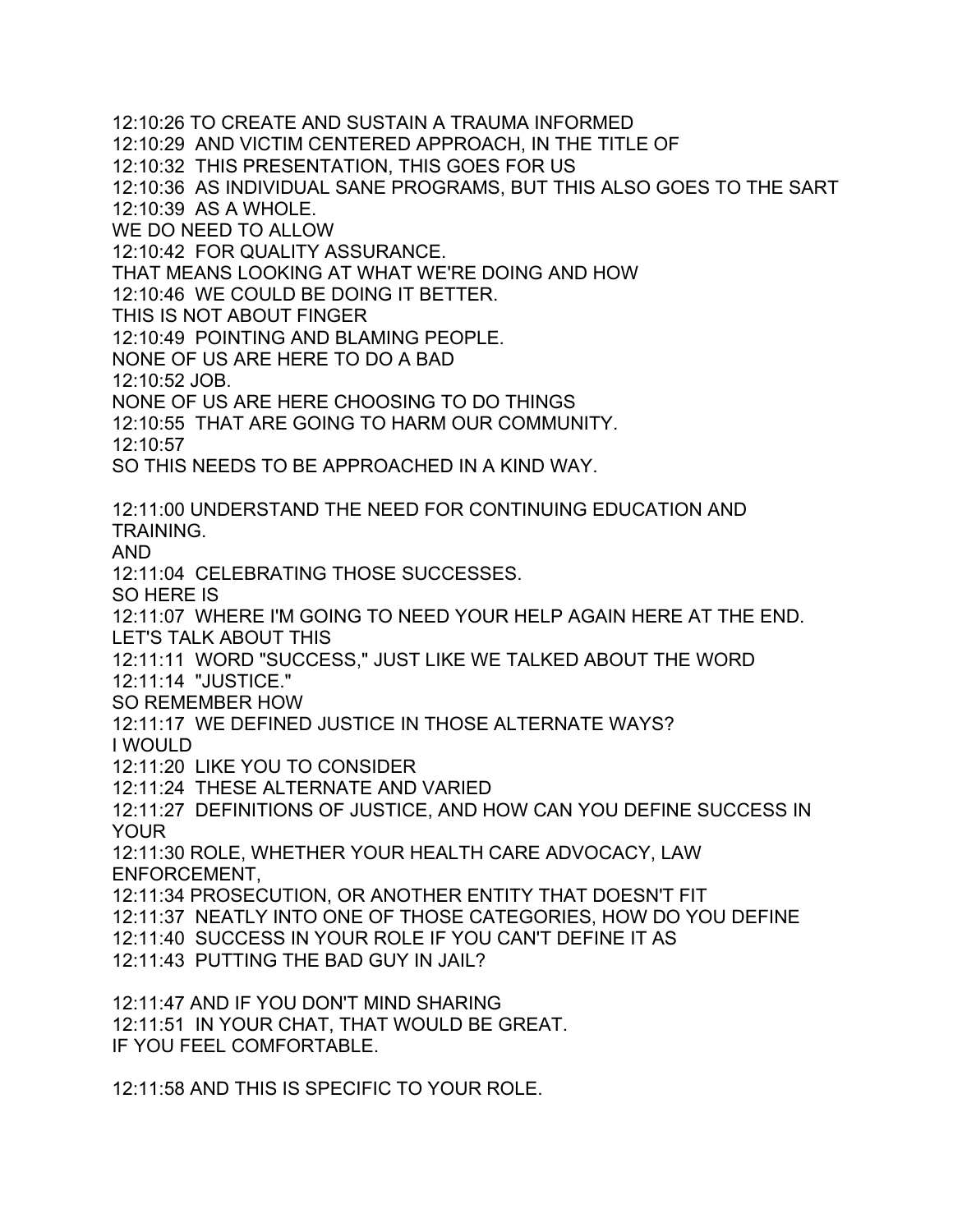12:10:26 TO CREATE AND SUSTAIN A TRAUMA INFORMED
12:10:29 AND VICTIM CENTERED APPROACH, IN THE TITLE OF
12:10:32 THIS PRESENTATION, THIS GOES FOR US
12:10:36 AS INDIVIDUAL SANE PROGRAMS, BUT THIS ALSO GOES TO THE SART
12:10:39 AS A WHOLE.
WE DO NEED TO ALLOW
12:10:42 FOR QUALITY ASSURANCE.
THAT MEANS LOOKING AT WHAT WE'RE DOING AND HOW
12:10:46 WE COULD BE DOING IT BETTER.
THIS IS NOT ABOUT FINGER
12:10:49 POINTING AND BLAMING PEOPLE.
NONE OF US ARE HERE TO DO A BAD
12:10:52 JOB.
NONE OF US ARE HERE CHOOSING TO DO THINGS
12:10:55 THAT ARE GOING TO HARM OUR COMMUNITY.
12:10:57
SO THIS NEEDS TO BE APPROACHED IN A KIND WAY.

12:11:00 UNDERSTAND THE NEED FOR CONTINUING EDUCATION AND TRAINING.
AND
12:11:04 CELEBRATING THOSE SUCCESSES.
SO HERE IS
12:11:07 WHERE I'M GOING TO NEED YOUR HELP AGAIN HERE AT THE END.
LET'S TALK ABOUT THIS
12:11:11 WORD "SUCCESS," JUST LIKE WE TALKED ABOUT THE WORD
12:11:14 "JUSTICE."
SO REMEMBER HOW
12:11:17 WE DEFINED JUSTICE IN THOSE ALTERNATE WAYS?
I WOULD
12:11:20 LIKE YOU TO CONSIDER
12:11:24 THESE ALTERNATE AND VARIED
12:11:27 DEFINITIONS OF JUSTICE, AND HOW CAN YOU DEFINE SUCCESS IN YOUR
12:11:30 ROLE, WHETHER YOUR HEALTH CARE ADVOCACY, LAW ENFORCEMENT,
12:11:34 PROSECUTION, OR ANOTHER ENTITY THAT DOESN'T FIT
12:11:37 NEATLY INTO ONE OF THOSE CATEGORIES, HOW DO YOU DEFINE
12:11:40 SUCCESS IN YOUR ROLE IF YOU CAN'T DEFINE IT AS
12:11:43 PUTTING THE BAD GUY IN JAIL?

12:11:47 AND IF YOU DON'T MIND SHARING
12:11:51 IN YOUR CHAT, THAT WOULD BE GREAT.
IF YOU FEEL COMFORTABLE.

12:11:58 AND THIS IS SPECIFIC TO YOUR ROLE.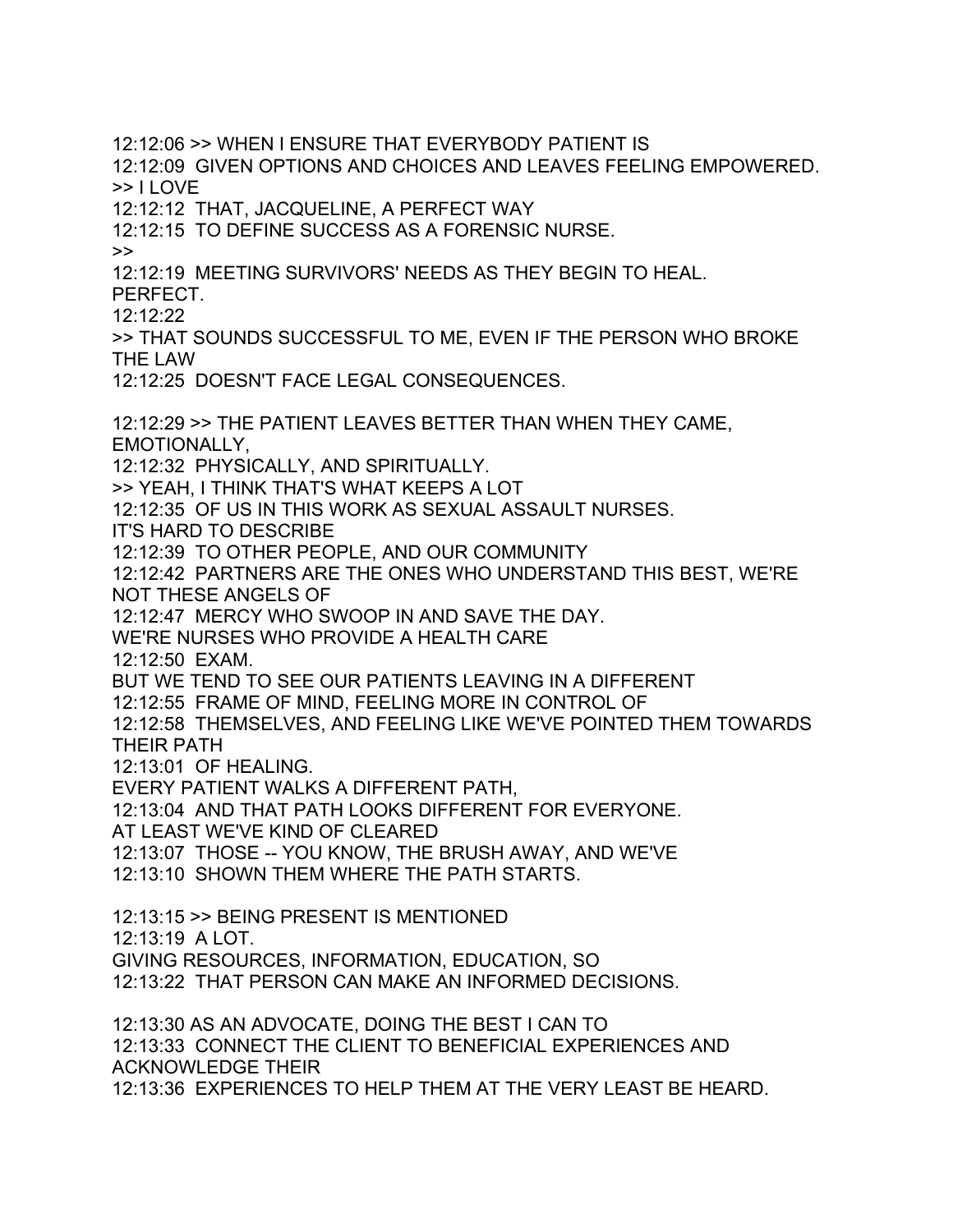12:12:06 >> WHEN I ENSURE THAT EVERYBODY PATIENT IS
12:12:09 GIVEN OPTIONS AND CHOICES AND LEAVES FEELING EMPOWERED.
>> I LOVE
12:12:12 THAT, JACQUELINE, A PERFECT WAY
12:12:15 TO DEFINE SUCCESS AS A FORENSIC NURSE.
>>
12:12:19 MEETING SURVIVORS' NEEDS AS THEY BEGIN TO HEAL.
PERFECT.
12:12:22
>> THAT SOUNDS SUCCESSFUL TO ME, EVEN IF THE PERSON WHO BROKE THE LAW
12:12:25 DOESN'T FACE LEGAL CONSEQUENCES.

12:12:29 >> THE PATIENT LEAVES BETTER THAN WHEN THEY CAME, EMOTIONALLY,
12:12:32 PHYSICALLY, AND SPIRITUALLY.
>> YEAH, I THINK THAT'S WHAT KEEPS A LOT
12:12:35 OF US IN THIS WORK AS SEXUAL ASSAULT NURSES.
IT'S HARD TO DESCRIBE
12:12:39 TO OTHER PEOPLE, AND OUR COMMUNITY
12:12:42 PARTNERS ARE THE ONES WHO UNDERSTAND THIS BEST, WE'RE NOT THESE ANGELS OF
12:12:47 MERCY WHO SWOOP IN AND SAVE THE DAY.
WE'RE NURSES WHO PROVIDE A HEALTH CARE
12:12:50 EXAM.
BUT WE TEND TO SEE OUR PATIENTS LEAVING IN A DIFFERENT
12:12:55 FRAME OF MIND, FEELING MORE IN CONTROL OF
12:12:58 THEMSELVES, AND FEELING LIKE WE'VE POINTED THEM TOWARDS THEIR PATH
12:13:01 OF HEALING.
EVERY PATIENT WALKS A DIFFERENT PATH,
12:13:04 AND THAT PATH LOOKS DIFFERENT FOR EVERYONE.
AT LEAST WE'VE KIND OF CLEARED
12:13:07 THOSE -- YOU KNOW, THE BRUSH AWAY, AND WE'VE
12:13:10 SHOWN THEM WHERE THE PATH STARTS.

12:13:15 >> BEING PRESENT IS MENTIONED
12:13:19 A LOT.
GIVING RESOURCES, INFORMATION, EDUCATION, SO
12:13:22 THAT PERSON CAN MAKE AN INFORMED DECISIONS.

12:13:30 AS AN ADVOCATE, DOING THE BEST I CAN TO
12:13:33 CONNECT THE CLIENT TO BENEFICIAL EXPERIENCES AND ACKNOWLEDGE THEIR
12:13:36 EXPERIENCES TO HELP THEM AT THE VERY LEAST BE HEARD.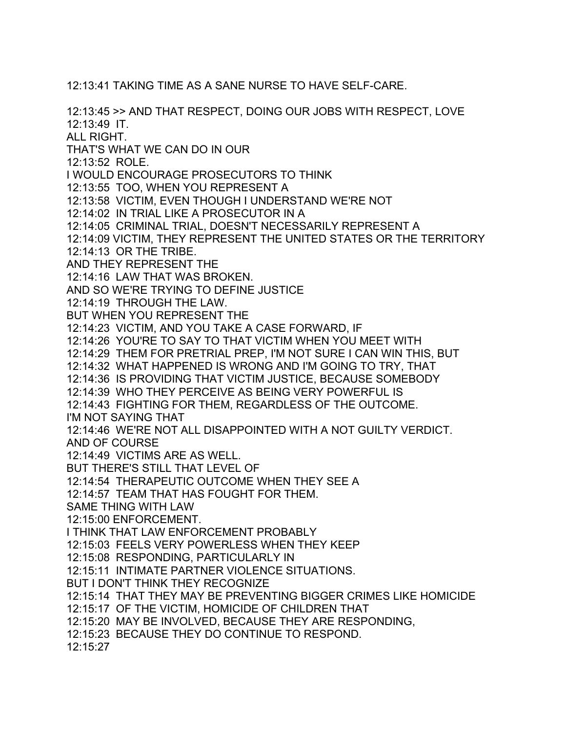12:13:41 TAKING TIME AS A SANE NURSE TO HAVE SELF-CARE.

12:13:45 >> AND THAT RESPECT, DOING OUR JOBS WITH RESPECT, LOVE
12:13:49 IT.
ALL RIGHT.
THAT'S WHAT WE CAN DO IN OUR
12:13:52 ROLE.
I WOULD ENCOURAGE PROSECUTORS TO THINK
12:13:55 TOO, WHEN YOU REPRESENT A
12:13:58 VICTIM, EVEN THOUGH I UNDERSTAND WE'RE NOT
12:14:02 IN TRIAL LIKE A PROSECUTOR IN A
12:14:05 CRIMINAL TRIAL, DOESN'T NECESSARILY REPRESENT A
12:14:09 VICTIM, THEY REPRESENT THE UNITED STATES OR THE TERRITORY
12:14:13 OR THE TRIBE.
AND THEY REPRESENT THE
12:14:16 LAW THAT WAS BROKEN.
AND SO WE'RE TRYING TO DEFINE JUSTICE
12:14:19 THROUGH THE LAW.
BUT WHEN YOU REPRESENT THE
12:14:23 VICTIM, AND YOU TAKE A CASE FORWARD, IF
12:14:26 YOU'RE TO SAY TO THAT VICTIM WHEN YOU MEET WITH
12:14:29 THEM FOR PRETRIAL PREP, I'M NOT SURE I CAN WIN THIS, BUT
12:14:32 WHAT HAPPENED IS WRONG AND I'M GOING TO TRY, THAT
12:14:36 IS PROVIDING THAT VICTIM JUSTICE, BECAUSE SOMEBODY
12:14:39 WHO THEY PERCEIVE AS BEING VERY POWERFUL IS
12:14:43 FIGHTING FOR THEM, REGARDLESS OF THE OUTCOME.
I'M NOT SAYING THAT
12:14:46 WE'RE NOT ALL DISAPPOINTED WITH A NOT GUILTY VERDICT.
AND OF COURSE
12:14:49 VICTIMS ARE AS WELL.
BUT THERE'S STILL THAT LEVEL OF
12:14:54 THERAPEUTIC OUTCOME WHEN THEY SEE A
12:14:57 TEAM THAT HAS FOUGHT FOR THEM.
SAME THING WITH LAW
12:15:00 ENFORCEMENT.
I THINK THAT LAW ENFORCEMENT PROBABLY
12:15:03 FEELS VERY POWERLESS WHEN THEY KEEP
12:15:08 RESPONDING, PARTICULARLY IN
12:15:11 INTIMATE PARTNER VIOLENCE SITUATIONS.
BUT I DON'T THINK THEY RECOGNIZE
12:15:14 THAT THEY MAY BE PREVENTING BIGGER CRIMES LIKE HOMICIDE
12:15:17 OF THE VICTIM, HOMICIDE OF CHILDREN THAT
12:15:20 MAY BE INVOLVED, BECAUSE THEY ARE RESPONDING,
12:15:23 BECAUSE THEY DO CONTINUE TO RESPOND.
12:15:27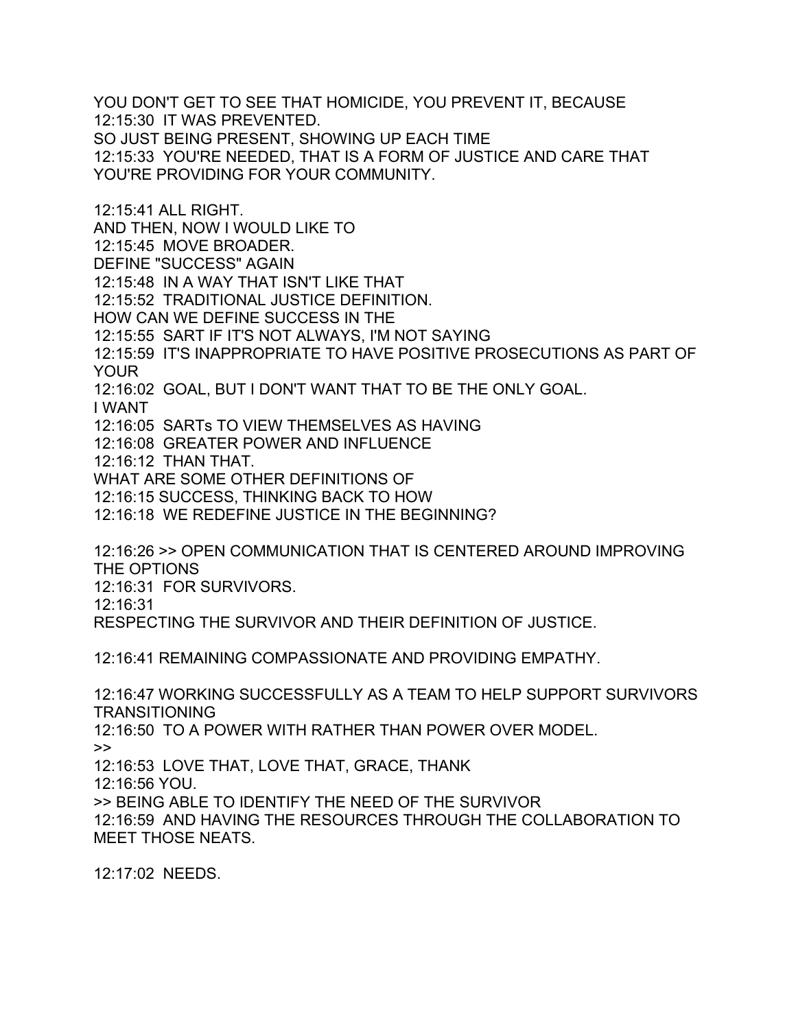YOU DON'T GET TO SEE THAT HOMICIDE, YOU PREVENT IT, BECAUSE
12:15:30 IT WAS PREVENTED.
SO JUST BEING PRESENT, SHOWING UP EACH TIME
12:15:33 YOU'RE NEEDED, THAT IS A FORM OF JUSTICE AND CARE THAT YOU'RE PROVIDING FOR YOUR COMMUNITY.

12:15:41 ALL RIGHT.
AND THEN, NOW I WOULD LIKE TO
12:15:45 MOVE BROADER.
DEFINE "SUCCESS" AGAIN
12:15:48 IN A WAY THAT ISN'T LIKE THAT
12:15:52 TRADITIONAL JUSTICE DEFINITION.
HOW CAN WE DEFINE SUCCESS IN THE
12:15:55 SART IF IT'S NOT ALWAYS, I'M NOT SAYING
12:15:59 IT'S INAPPROPRIATE TO HAVE POSITIVE PROSECUTIONS AS PART OF YOUR
12:16:02 GOAL, BUT I DON'T WANT THAT TO BE THE ONLY GOAL.
I WANT
12:16:05 SARTs TO VIEW THEMSELVES AS HAVING
12:16:08 GREATER POWER AND INFLUENCE
12:16:12 THAN THAT.
WHAT ARE SOME OTHER DEFINITIONS OF
12:16:15 SUCCESS, THINKING BACK TO HOW
12:16:18 WE REDEFINE JUSTICE IN THE BEGINNING?

12:16:26 >> OPEN COMMUNICATION THAT IS CENTERED AROUND IMPROVING THE OPTIONS
12:16:31 FOR SURVIVORS.
12:16:31
RESPECTING THE SURVIVOR AND THEIR DEFINITION OF JUSTICE.

12:16:41 REMAINING COMPASSIONATE AND PROVIDING EMPATHY.

12:16:47 WORKING SUCCESSFULLY AS A TEAM TO HELP SUPPORT SURVIVORS TRANSITIONING
12:16:50 TO A POWER WITH RATHER THAN POWER OVER MODEL.
>>
12:16:53 LOVE THAT, LOVE THAT, GRACE, THANK
12:16:56 YOU.
>> BEING ABLE TO IDENTIFY THE NEED OF THE SURVIVOR
12:16:59 AND HAVING THE RESOURCES THROUGH THE COLLABORATION TO MEET THOSE NEATS.

12:17:02 NEEDS.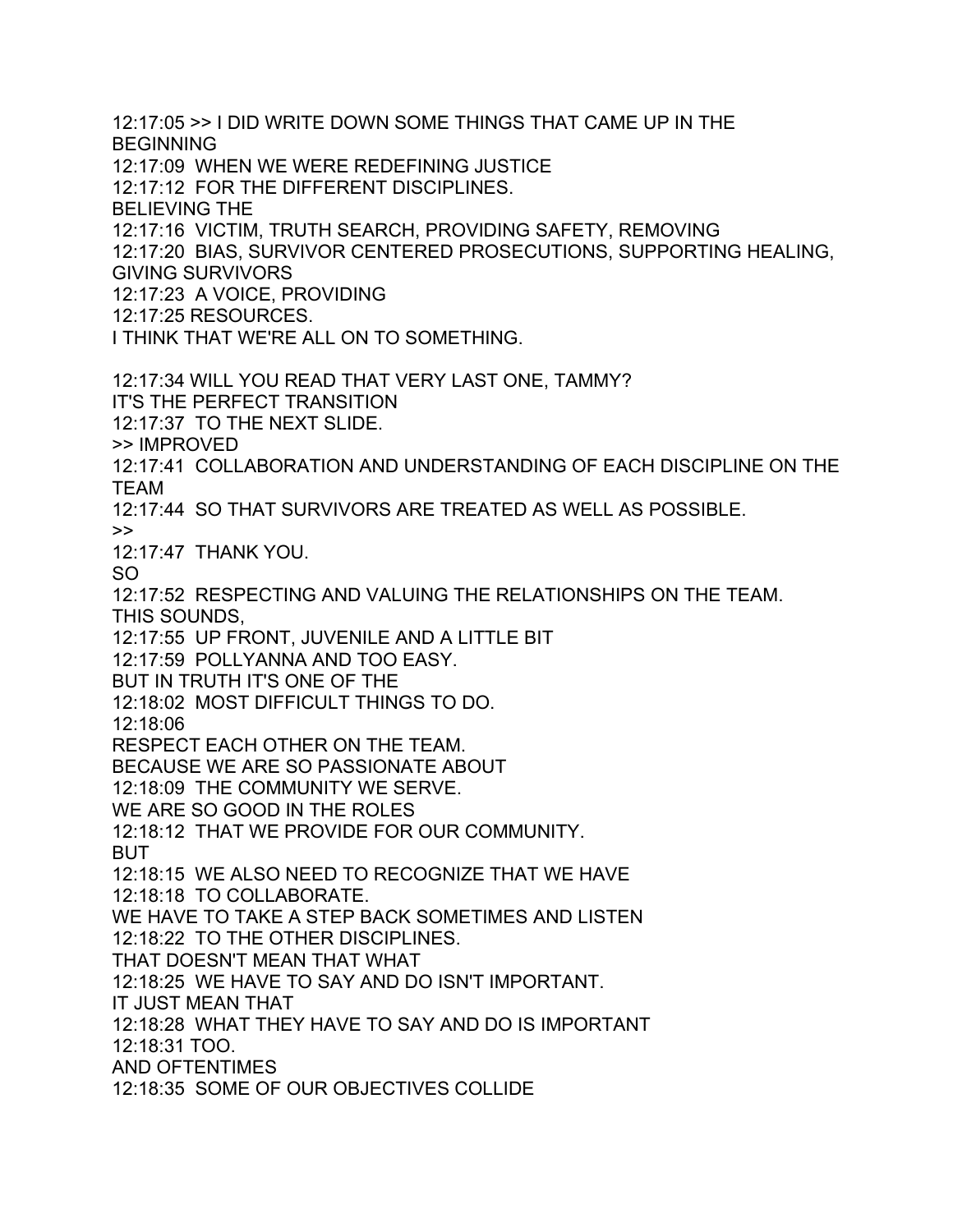12:17:05 >> I DID WRITE DOWN SOME THINGS THAT CAME UP IN THE BEGINNING
12:17:09 WHEN WE WERE REDEFINING JUSTICE
12:17:12 FOR THE DIFFERENT DISCIPLINES.
BELIEVING THE
12:17:16 VICTIM, TRUTH SEARCH, PROVIDING SAFETY, REMOVING
12:17:20 BIAS, SURVIVOR CENTERED PROSECUTIONS, SUPPORTING HEALING, GIVING SURVIVORS
12:17:23 A VOICE, PROVIDING
12:17:25 RESOURCES.
I THINK THAT WE'RE ALL ON TO SOMETHING.

12:17:34 WILL YOU READ THAT VERY LAST ONE, TAMMY?
IT'S THE PERFECT TRANSITION
12:17:37 TO THE NEXT SLIDE.
>> IMPROVED
12:17:41 COLLABORATION AND UNDERSTANDING OF EACH DISCIPLINE ON THE TEAM
12:17:44 SO THAT SURVIVORS ARE TREATED AS WELL AS POSSIBLE.
>>
12:17:47 THANK YOU.
SO
12:17:52 RESPECTING AND VALUING THE RELATIONSHIPS ON THE TEAM.
THIS SOUNDS,
12:17:55 UP FRONT, JUVENILE AND A LITTLE BIT
12:17:59 POLLYANNA AND TOO EASY.
BUT IN TRUTH IT'S ONE OF THE
12:18:02 MOST DIFFICULT THINGS TO DO.
12:18:06
RESPECT EACH OTHER ON THE TEAM.
BECAUSE WE ARE SO PASSIONATE ABOUT
12:18:09 THE COMMUNITY WE SERVE.
WE ARE SO GOOD IN THE ROLES
12:18:12 THAT WE PROVIDE FOR OUR COMMUNITY.
BUT
12:18:15 WE ALSO NEED TO RECOGNIZE THAT WE HAVE
12:18:18 TO COLLABORATE.
WE HAVE TO TAKE A STEP BACK SOMETIMES AND LISTEN
12:18:22 TO THE OTHER DISCIPLINES.
THAT DOESN'T MEAN THAT WHAT
12:18:25 WE HAVE TO SAY AND DO ISN'T IMPORTANT.
IT JUST MEAN THAT
12:18:28 WHAT THEY HAVE TO SAY AND DO IS IMPORTANT
12:18:31 TOO.
AND OFTENTIMES
12:18:35 SOME OF OUR OBJECTIVES COLLIDE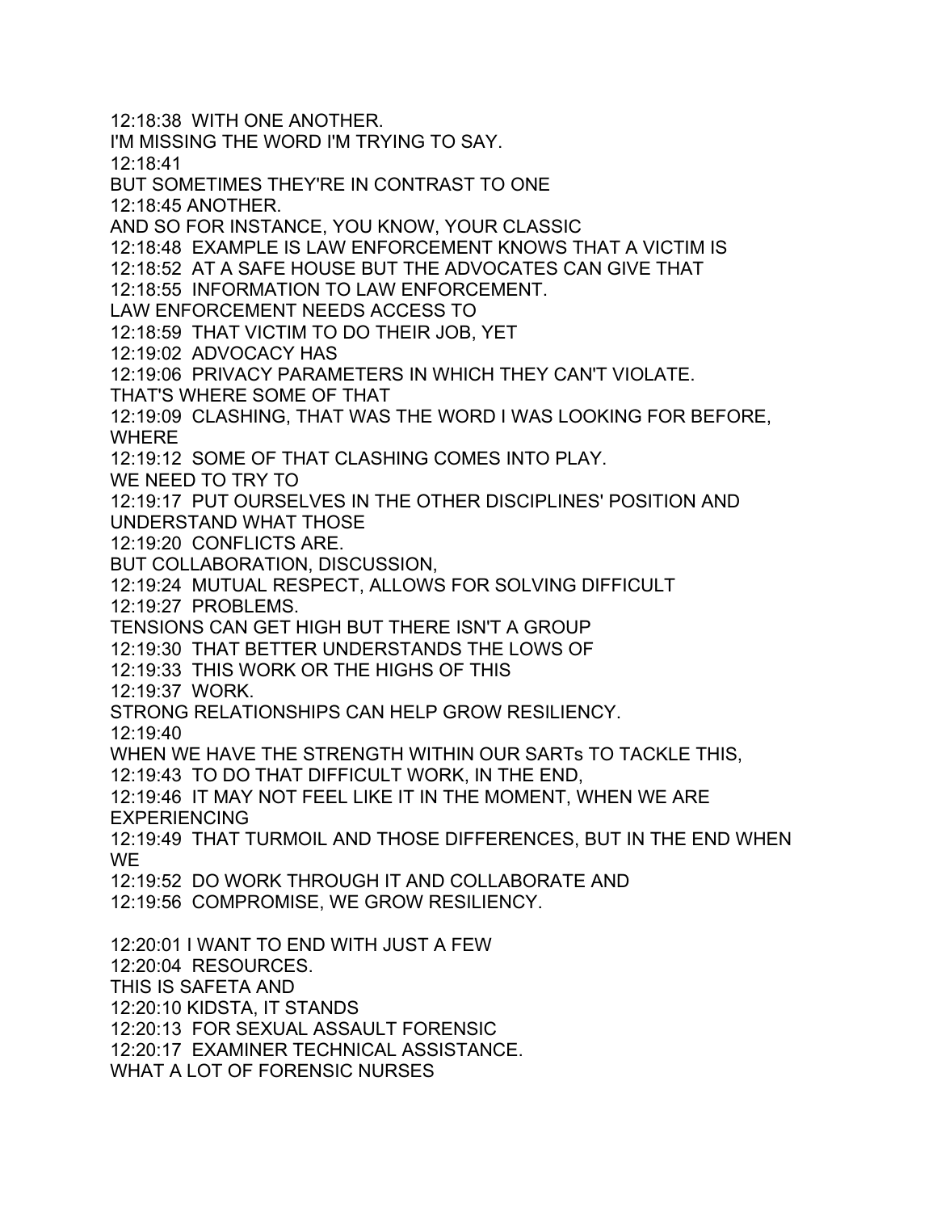12:18:38 WITH ONE ANOTHER.
I'M MISSING THE WORD I'M TRYING TO SAY.
12:18:41
BUT SOMETIMES THEY'RE IN CONTRAST TO ONE
12:18:45 ANOTHER.
AND SO FOR INSTANCE, YOU KNOW, YOUR CLASSIC
12:18:48 EXAMPLE IS LAW ENFORCEMENT KNOWS THAT A VICTIM IS
12:18:52 AT A SAFE HOUSE BUT THE ADVOCATES CAN GIVE THAT
12:18:55 INFORMATION TO LAW ENFORCEMENT.
LAW ENFORCEMENT NEEDS ACCESS TO
12:18:59 THAT VICTIM TO DO THEIR JOB, YET
12:19:02 ADVOCACY HAS
12:19:06 PRIVACY PARAMETERS IN WHICH THEY CAN'T VIOLATE.
THAT'S WHERE SOME OF THAT
12:19:09 CLASHING, THAT WAS THE WORD I WAS LOOKING FOR BEFORE, WHERE
12:19:12 SOME OF THAT CLASHING COMES INTO PLAY.
WE NEED TO TRY TO
12:19:17 PUT OURSELVES IN THE OTHER DISCIPLINES' POSITION AND UNDERSTAND WHAT THOSE
12:19:20 CONFLICTS ARE.
BUT COLLABORATION, DISCUSSION,
12:19:24 MUTUAL RESPECT, ALLOWS FOR SOLVING DIFFICULT
12:19:27 PROBLEMS.
TENSIONS CAN GET HIGH BUT THERE ISN'T A GROUP
12:19:30 THAT BETTER UNDERSTANDS THE LOWS OF
12:19:33 THIS WORK OR THE HIGHS OF THIS
12:19:37 WORK.
STRONG RELATIONSHIPS CAN HELP GROW RESILIENCY.
12:19:40
WHEN WE HAVE THE STRENGTH WITHIN OUR SARTs TO TACKLE THIS,
12:19:43 TO DO THAT DIFFICULT WORK, IN THE END,
12:19:46 IT MAY NOT FEEL LIKE IT IN THE MOMENT, WHEN WE ARE EXPERIENCING
12:19:49 THAT TURMOIL AND THOSE DIFFERENCES, BUT IN THE END WHEN WE
12:19:52 DO WORK THROUGH IT AND COLLABORATE AND
12:19:56 COMPROMISE, WE GROW RESILIENCY.

12:20:01 I WANT TO END WITH JUST A FEW
12:20:04 RESOURCES.
THIS IS SAFETA AND
12:20:10 KIDSTA, IT STANDS
12:20:13 FOR SEXUAL ASSAULT FORENSIC
12:20:17 EXAMINER TECHNICAL ASSISTANCE.
WHAT A LOT OF FORENSIC NURSES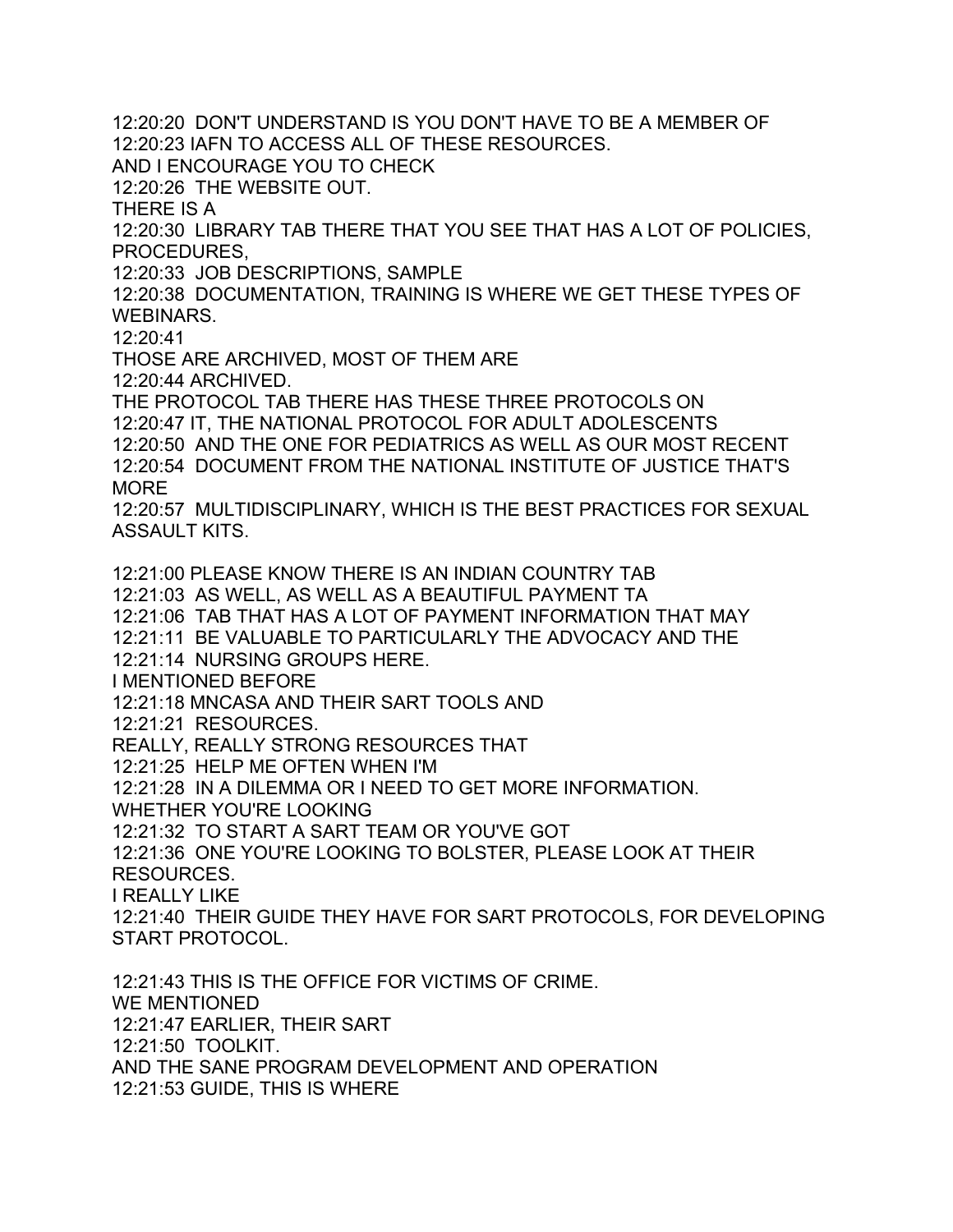12:20:20 DON'T UNDERSTAND IS YOU DON'T HAVE TO BE A MEMBER OF
12:20:23 IAFN TO ACCESS ALL OF THESE RESOURCES.
AND I ENCOURAGE YOU TO CHECK
12:20:26 THE WEBSITE OUT.
THERE IS A
12:20:30 LIBRARY TAB THERE THAT YOU SEE THAT HAS A LOT OF POLICIES, PROCEDURES,
12:20:33 JOB DESCRIPTIONS, SAMPLE
12:20:38 DOCUMENTATION, TRAINING IS WHERE WE GET THESE TYPES OF WEBINARS.
12:20:41
THOSE ARE ARCHIVED, MOST OF THEM ARE
12:20:44 ARCHIVED.
THE PROTOCOL TAB THERE HAS THESE THREE PROTOCOLS ON
12:20:47 IT, THE NATIONAL PROTOCOL FOR ADULT ADOLESCENTS
12:20:50 AND THE ONE FOR PEDIATRICS AS WELL AS OUR MOST RECENT
12:20:54 DOCUMENT FROM THE NATIONAL INSTITUTE OF JUSTICE THAT'S MORE
12:20:57 MULTIDISCIPLINARY, WHICH IS THE BEST PRACTICES FOR SEXUAL ASSAULT KITS.

12:21:00 PLEASE KNOW THERE IS AN INDIAN COUNTRY TAB
12:21:03 AS WELL, AS WELL AS A BEAUTIFUL PAYMENT TA
12:21:06 TAB THAT HAS A LOT OF PAYMENT INFORMATION THAT MAY
12:21:11 BE VALUABLE TO PARTICULARLY THE ADVOCACY AND THE
12:21:14 NURSING GROUPS HERE.
I MENTIONED BEFORE
12:21:18 MNCASA AND THEIR SART TOOLS AND
12:21:21 RESOURCES.
REALLY, REALLY STRONG RESOURCES THAT
12:21:25 HELP ME OFTEN WHEN I'M
12:21:28 IN A DILEMMA OR I NEED TO GET MORE INFORMATION.
WHETHER YOU'RE LOOKING
12:21:32 TO START A SART TEAM OR YOU'VE GOT
12:21:36 ONE YOU'RE LOOKING TO BOLSTER, PLEASE LOOK AT THEIR RESOURCES.
I REALLY LIKE
12:21:40 THEIR GUIDE THEY HAVE FOR SART PROTOCOLS, FOR DEVELOPING START PROTOCOL.

12:21:43 THIS IS THE OFFICE FOR VICTIMS OF CRIME.
WE MENTIONED
12:21:47 EARLIER, THEIR SART
12:21:50 TOOLKIT.
AND THE SANE PROGRAM DEVELOPMENT AND OPERATION
12:21:53 GUIDE, THIS IS WHERE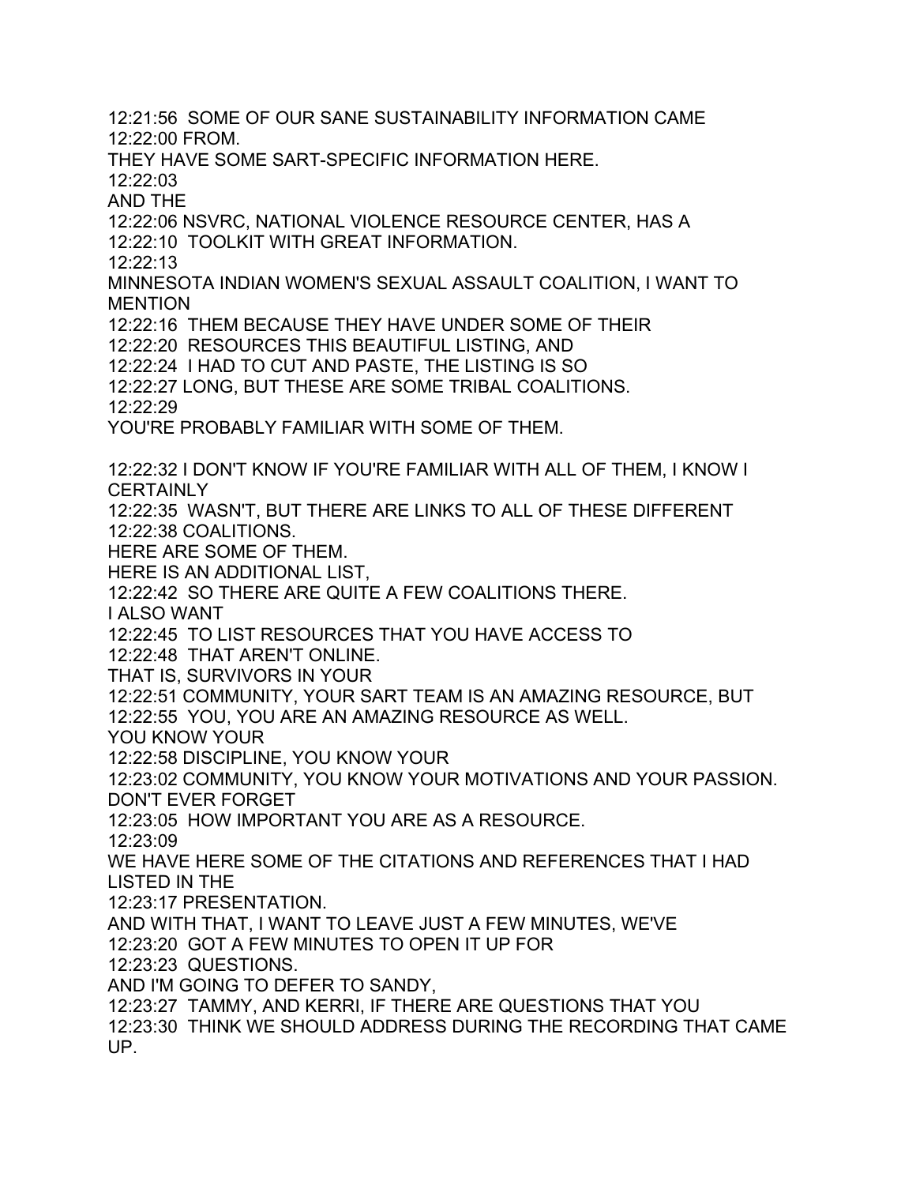12:21:56 SOME OF OUR SANE SUSTAINABILITY INFORMATION CAME
12:22:00 FROM.
THEY HAVE SOME SART-SPECIFIC INFORMATION HERE.
12:22:03
AND THE
12:22:06 NSVRC, NATIONAL VIOLENCE RESOURCE CENTER, HAS A
12:22:10 TOOLKIT WITH GREAT INFORMATION.
12:22:13
MINNESOTA INDIAN WOMEN'S SEXUAL ASSAULT COALITION, I WANT TO MENTION
12:22:16 THEM BECAUSE THEY HAVE UNDER SOME OF THEIR
12:22:20 RESOURCES THIS BEAUTIFUL LISTING, AND
12:22:24 I HAD TO CUT AND PASTE, THE LISTING IS SO
12:22:27 LONG, BUT THESE ARE SOME TRIBAL COALITIONS.
12:22:29
YOU'RE PROBABLY FAMILIAR WITH SOME OF THEM.

12:22:32 I DON'T KNOW IF YOU'RE FAMILIAR WITH ALL OF THEM, I KNOW I CERTAINLY
12:22:35 WASN'T, BUT THERE ARE LINKS TO ALL OF THESE DIFFERENT
12:22:38 COALITIONS.
HERE ARE SOME OF THEM.
HERE IS AN ADDITIONAL LIST,
12:22:42 SO THERE ARE QUITE A FEW COALITIONS THERE.
I ALSO WANT
12:22:45 TO LIST RESOURCES THAT YOU HAVE ACCESS TO
12:22:48 THAT AREN'T ONLINE.
THAT IS, SURVIVORS IN YOUR
12:22:51 COMMUNITY, YOUR SART TEAM IS AN AMAZING RESOURCE, BUT
12:22:55 YOU, YOU ARE AN AMAZING RESOURCE AS WELL.
YOU KNOW YOUR
12:22:58 DISCIPLINE, YOU KNOW YOUR
12:23:02 COMMUNITY, YOU KNOW YOUR MOTIVATIONS AND YOUR PASSION.
DON'T EVER FORGET
12:23:05 HOW IMPORTANT YOU ARE AS A RESOURCE.
12:23:09
WE HAVE HERE SOME OF THE CITATIONS AND REFERENCES THAT I HAD LISTED IN THE
12:23:17 PRESENTATION.
AND WITH THAT, I WANT TO LEAVE JUST A FEW MINUTES, WE'VE
12:23:20 GOT A FEW MINUTES TO OPEN IT UP FOR
12:23:23 QUESTIONS.
AND I'M GOING TO DEFER TO SANDY,
12:23:27 TAMMY, AND KERRI, IF THERE ARE QUESTIONS THAT YOU
12:23:30 THINK WE SHOULD ADDRESS DURING THE RECORDING THAT CAME UP.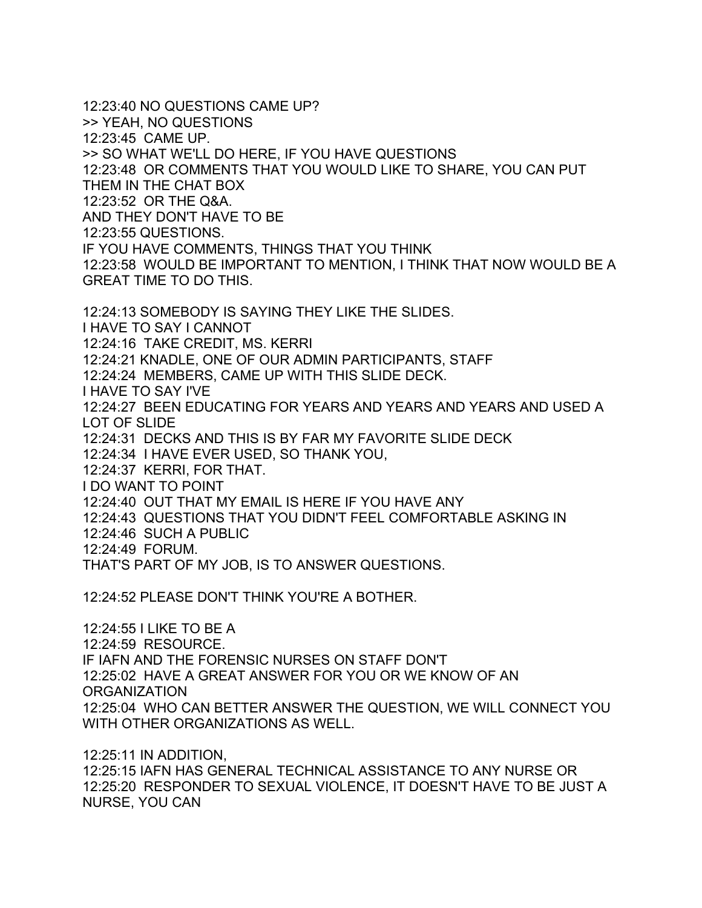12:23:40 NO QUESTIONS CAME UP?
>> YEAH, NO QUESTIONS
12:23:45 CAME UP.
>> SO WHAT WE'LL DO HERE, IF YOU HAVE QUESTIONS
12:23:48 OR COMMENTS THAT YOU WOULD LIKE TO SHARE, YOU CAN PUT THEM IN THE CHAT BOX
12:23:52 OR THE Q&A.
AND THEY DON'T HAVE TO BE
12:23:55 QUESTIONS.
IF YOU HAVE COMMENTS, THINGS THAT YOU THINK
12:23:58 WOULD BE IMPORTANT TO MENTION, I THINK THAT NOW WOULD BE A GREAT TIME TO DO THIS.

12:24:13 SOMEBODY IS SAYING THEY LIKE THE SLIDES.
I HAVE TO SAY I CANNOT
12:24:16 TAKE CREDIT, MS. KERRI
12:24:21 KNADLE, ONE OF OUR ADMIN PARTICIPANTS, STAFF
12:24:24 MEMBERS, CAME UP WITH THIS SLIDE DECK.
I HAVE TO SAY I'VE
12:24:27 BEEN EDUCATING FOR YEARS AND YEARS AND YEARS AND USED A LOT OF SLIDE
12:24:31 DECKS AND THIS IS BY FAR MY FAVORITE SLIDE DECK
12:24:34 I HAVE EVER USED, SO THANK YOU,
12:24:37 KERRI, FOR THAT.
I DO WANT TO POINT
12:24:40 OUT THAT MY EMAIL IS HERE IF YOU HAVE ANY
12:24:43 QUESTIONS THAT YOU DIDN'T FEEL COMFORTABLE ASKING IN
12:24:46 SUCH A PUBLIC
12:24:49 FORUM.
THAT'S PART OF MY JOB, IS TO ANSWER QUESTIONS.

12:24:52 PLEASE DON'T THINK YOU'RE A BOTHER.

12:24:55 I LIKE TO BE A
12:24:59 RESOURCE.
IF IAFN AND THE FORENSIC NURSES ON STAFF DON'T
12:25:02 HAVE A GREAT ANSWER FOR YOU OR WE KNOW OF AN ORGANIZATION
12:25:04 WHO CAN BETTER ANSWER THE QUESTION, WE WILL CONNECT YOU WITH OTHER ORGANIZATIONS AS WELL.

12:25:11 IN ADDITION,
12:25:15 IAFN HAS GENERAL TECHNICAL ASSISTANCE TO ANY NURSE OR
12:25:20 RESPONDER TO SEXUAL VIOLENCE, IT DOESN'T HAVE TO BE JUST A NURSE, YOU CAN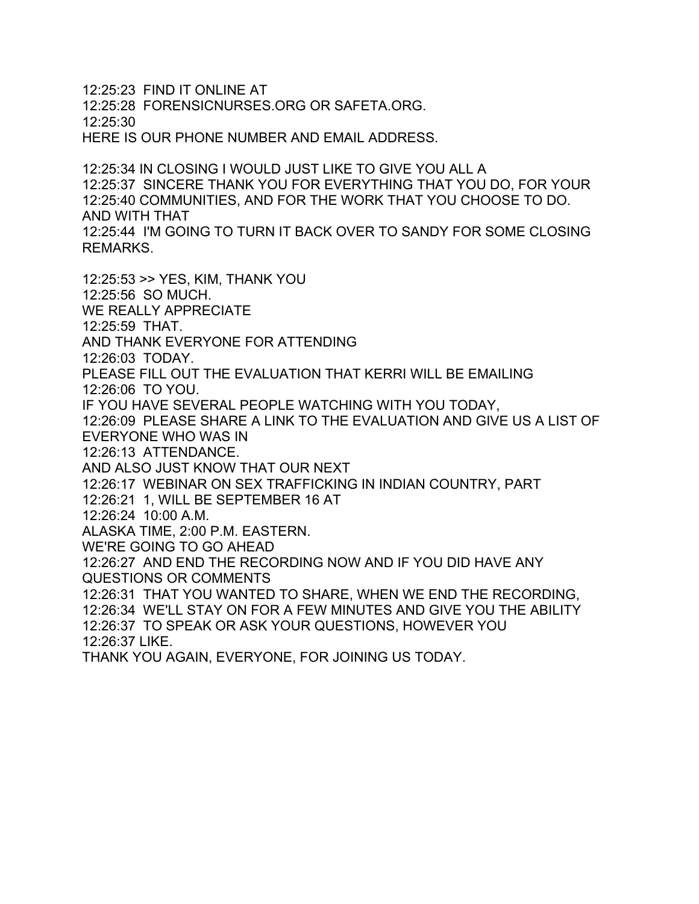12:25:23 FIND IT ONLINE AT
12:25:28 FORENSICNURSES.ORG OR SAFETA.ORG.
12:25:30
HERE IS OUR PHONE NUMBER AND EMAIL ADDRESS.

12:25:34 IN CLOSING I WOULD JUST LIKE TO GIVE YOU ALL A
12:25:37 SINCERE THANK YOU FOR EVERYTHING THAT YOU DO, FOR YOUR
12:25:40 COMMUNITIES, AND FOR THE WORK THAT YOU CHOOSE TO DO.
AND WITH THAT
12:25:44 I'M GOING TO TURN IT BACK OVER TO SANDY FOR SOME CLOSING REMARKS.

12:25:53 >> YES, KIM, THANK YOU
12:25:56 SO MUCH.
WE REALLY APPRECIATE
12:25:59 THAT.
AND THANK EVERYONE FOR ATTENDING
12:26:03 TODAY.
PLEASE FILL OUT THE EVALUATION THAT KERRI WILL BE EMAILING
12:26:06 TO YOU.
IF YOU HAVE SEVERAL PEOPLE WATCHING WITH YOU TODAY,
12:26:09 PLEASE SHARE A LINK TO THE EVALUATION AND GIVE US A LIST OF EVERYONE WHO WAS IN
12:26:13 ATTENDANCE.
AND ALSO JUST KNOW THAT OUR NEXT
12:26:17 WEBINAR ON SEX TRAFFICKING IN INDIAN COUNTRY, PART
12:26:21 1, WILL BE SEPTEMBER 16 AT
12:26:24 10:00 A.M.
ALASKA TIME, 2:00 P.M. EASTERN.
WE'RE GOING TO GO AHEAD
12:26:27 AND END THE RECORDING NOW AND IF YOU DID HAVE ANY QUESTIONS OR COMMENTS
12:26:31 THAT YOU WANTED TO SHARE, WHEN WE END THE RECORDING,
12:26:34 WE'LL STAY ON FOR A FEW MINUTES AND GIVE YOU THE ABILITY
12:26:37 TO SPEAK OR ASK YOUR QUESTIONS, HOWEVER YOU
12:26:37 LIKE.
THANK YOU AGAIN, EVERYONE, FOR JOINING US TODAY.